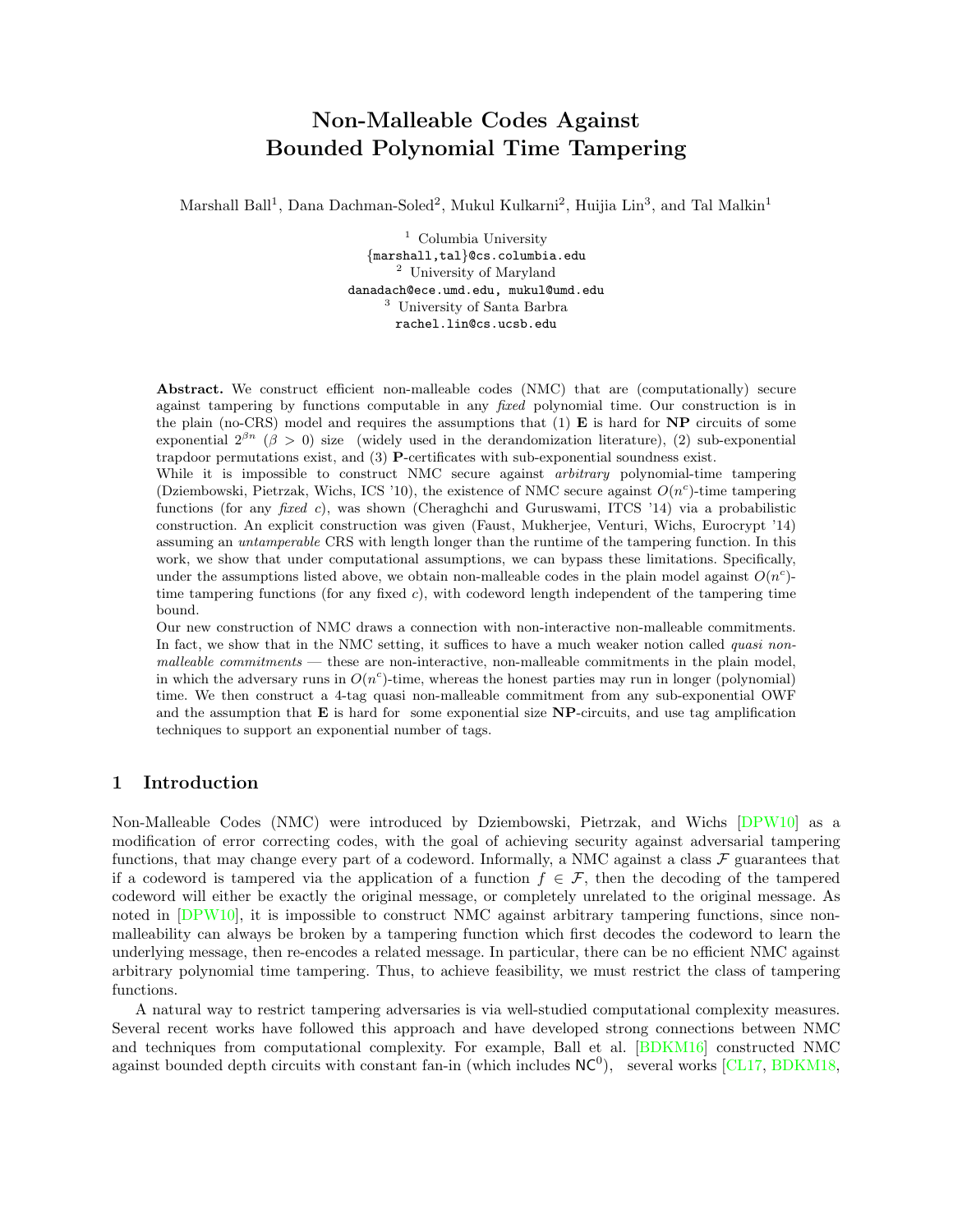# Non-Malleable Codes Against Bounded Polynomial Time Tampering

Marshall Ball[1], Dana Dachman-Soled[2], Mukul Kulkarni[2], Huijia Lin[3], and Tal Malkin[1]

[1] Columbia University
{marshall,tal}@cs.columbia.edu
[2] University of Maryland
danadach@ece.umd.edu, mukul@umd.edu
[3] University of Santa Barbara
rachel.lin@cs.ucsb.edu

**Abstract.** We construct efficient non-malleable codes (NMC) that are (computationally) secure against tampering by functions computable in any *fixed* polynomial time. Our construction is in the plain (no-CRS) model and requires the assumptions that (1) **E** is hard for **NP** circuits of some exponential $2^{\beta n}$ ($\beta > 0$) size (widely used in the derandomization literature), (2) sub-exponential trapdoor permutations exist, and (3) **P**-certificates with sub-exponential soundness exist.

While it is impossible to construct NMC secure against *arbitrary* polynomial-time tampering (Dziembowski, Pietrzak, Wichs, ICS '10), the existence of NMC secure against $O(n^c)$-time tampering functions (for any *fixed* $c$), was shown (Cheraghchi and Guruswami, ITCS '14) via a probabilistic construction. An explicit construction was given (Faust, Mukherjee, Venturi, Wichs, Eurocrypt '14) assuming an *untamperable* CRS with length longer than the runtime of the tampering function. In this work, we show that under computational assumptions, we can bypass these limitations. Specifically, under the assumptions listed above, we obtain non-malleable codes in the plain model against $O(n^c)$-time tampering functions (for any fixed $c$), with codeword length independent of the tampering time bound.

Our new construction of NMC draws a connection with non-interactive non-malleable commitments. In fact, we show that in the NMC setting, it suffices to have a much weaker notion called *quasi non-malleable commitments* — these are non-interactive, non-malleable commitments in the plain model, in which the adversary runs in $O(n^c)$-time, whereas the honest parties may run in longer (polynomial) time. We then construct a 4-tag quasi non-malleable commitment from any sub-exponential OWF and the assumption that **E** is hard for some exponential size **NP**-circuits, and use tag amplification techniques to support an exponential number of tags.

## 1 Introduction

Non-Malleable Codes (NMC) were introduced by Dziembowski, Pietrzak, and Wichs [DPW10] as a modification of error correcting codes, with the goal of achieving security against adversarial tampering functions, that may change every part of a codeword. Informally, a NMC against a class $\mathcal{F}$ guarantees that if a codeword is tampered via the application of a function $f \in \mathcal{F}$, then the decoding of the tampered codeword will either be exactly the original message, or completely unrelated to the original message. As noted in [DPW10], it is impossible to construct NMC against arbitrary tampering functions, since non-malleability can always be broken by a tampering function which first decodes the codeword to learn the underlying message, then re-encodes a related message. In particular, there can be no efficient NMC against arbitrary polynomial time tampering. Thus, to achieve feasibility, we must restrict the class of tampering functions.

A natural way to restrict tampering adversaries is via well-studied computational complexity measures. Several recent works have followed this approach and have developed strong connections between NMC and techniques from computational complexity. For example, Ball et al. [BDKM16] constructed NMC against bounded depth circuits with constant fan-in (which includes $\mathsf{NC}^0$), several works [CL17, BDKM18,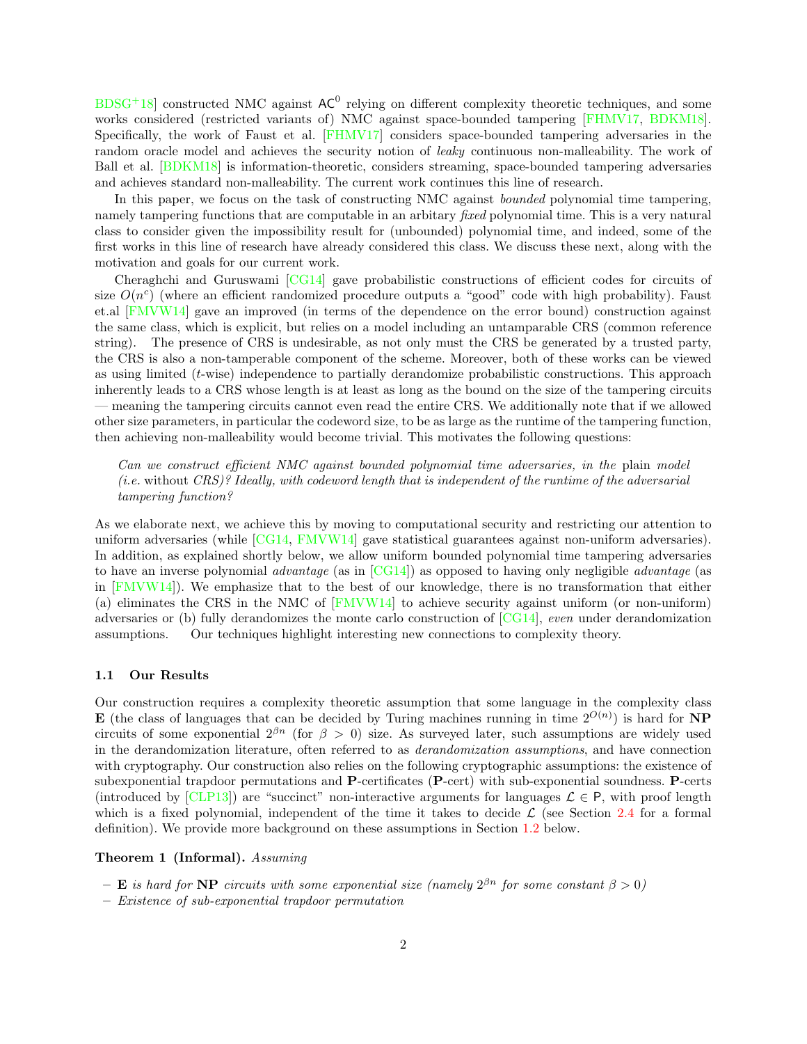BDSG+18] constructed NMC against $\mathsf{AC}^0$ relying on different complexity theoretic techniques, and some works considered (restricted variants of) NMC against space-bounded tampering [FHMV17, BDKM18]. Specifically, the work of Faust et al. [FHMV17] considers space-bounded tampering adversaries in the random oracle model and achieves the security notion of *leaky* continuous non-malleability. The work of Ball et al. [BDKM18] is information-theoretic, considers streaming, space-bounded tampering adversaries and achieves standard non-malleability. The current work continues this line of research.

In this paper, we focus on the task of constructing NMC against *bounded* polynomial time tampering, namely tampering functions that are computable in an arbitary *fixed* polynomial time. This is a very natural class to consider given the impossibility result for (unbounded) polynomial time, and indeed, some of the first works in this line of research have already considered this class. We discuss these next, along with the motivation and goals for our current work.

Cheraghchi and Guruswami [CG14] gave probabilistic constructions of efficient codes for circuits of size $O(n^c)$ (where an efficient randomized procedure outputs a "good" code with high probability). Faust et.al [FMVW14] gave an improved (in terms of the dependence on the error bound) construction against the same class, which is explicit, but relies on a model including an untamparable CRS (common reference string). The presence of CRS is undesirable, as not only must the CRS be generated by a trusted party, the CRS is also a non-tamperable component of the scheme. Moreover, both of these works can be viewed as using limited ($t$-wise) independence to partially derandomize probabilistic constructions. This approach inherently leads to a CRS whose length is at least as long as the bound on the size of the tampering circuits — meaning the tampering circuits cannot even read the entire CRS. We additionally note that if we allowed other size parameters, in particular the codeword size, to be as large as the runtime of the tampering function, then achieving non-malleability would become trivial. This motivates the following questions:

> *Can we construct efficient NMC against bounded polynomial time adversaries, in the* plain *model (i.e.* without *CRS)? Ideally, with codeword length that is independent of the runtime of the adversarial tampering function?*

As we elaborate next, we achieve this by moving to computational security and restricting our attention to uniform adversaries (while [CG14, FMVW14] gave statistical guarantees against non-uniform adversaries). In addition, as explained shortly below, we allow uniform bounded polynomial time tampering adversaries to have an inverse polynomial *advantage* (as in [CG14]) as opposed to having only negligible *advantage* (as in [FMVW14]). We emphasize that to the best of our knowledge, there is no transformation that either (a) eliminates the CRS in the NMC of [FMVW14] to achieve security against uniform (or non-uniform) adversaries or (b) fully derandomizes the monte carlo construction of [CG14], *even* under derandomization assumptions. Our techniques highlight interesting new connections to complexity theory.

### 1.1 Our Results

Our construction requires a complexity theoretic assumption that some language in the complexity class **E** (the class of languages that can be decided by Turing machines running in time $2^{O(n)}$) is hard for **NP** circuits of some exponential $2^{\beta n}$ (for $\beta > 0$) size. As surveyed later, such assumptions are widely used in the derandomization literature, often referred to as *derandomization assumptions*, and have connection with cryptography. Our construction also relies on the following cryptographic assumptions: the existence of subexponential trapdoor permutations and **P**-certificates (**P**-cert) with sub-exponential soundness. **P**-certs (introduced by [CLP13]) are "succinct" non-interactive arguments for languages $\mathcal{L} \in \mathsf{P}$, with proof length which is a fixed polynomial, independent of the time it takes to decide $\mathcal{L}$ (see Section 2.4 for a formal definition). We provide more background on these assumptions in Section 1.2 below.

**Theorem 1 (Informal).** *Assuming*

- **E** *is hard for* **NP** *circuits with some exponential size (namely $2^{\beta n}$ for some constant $\beta > 0$)*
- *Existence of sub-exponential trapdoor permutation*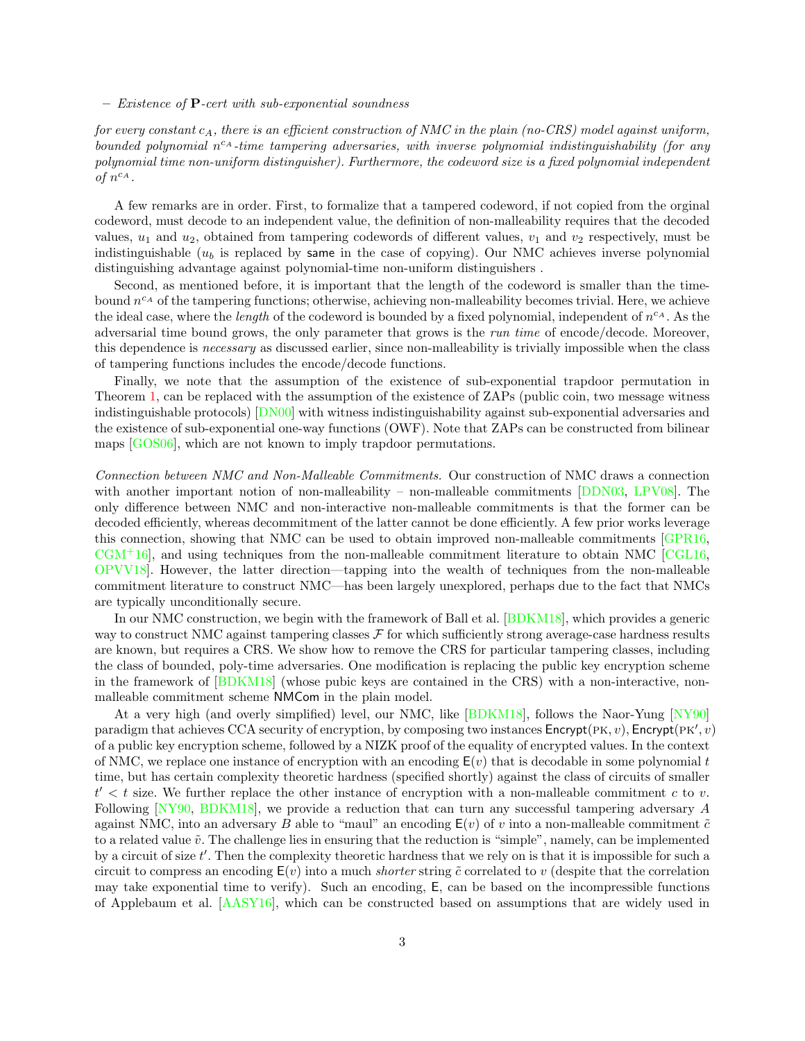– *Existence of* **P**-*cert with sub-exponential soundness*

*for every constant $c_A$, there is an efficient construction of NMC in the plain (no-CRS) model against uniform, bounded polynomial $n^{c_A}$-time tampering adversaries, with inverse polynomial indistinguishability (for any polynomial time non-uniform distinguisher). Furthermore, the codeword size is a fixed polynomial independent of $n^{c_A}$.*

A few remarks are in order. First, to formalize that a tampered codeword, if not copied from the orginal codeword, must decode to an independent value, the definition of non-malleability requires that the decoded values, $u_1$ and $u_2$, obtained from tampering codewords of different values, $v_1$ and $v_2$ respectively, must be indistinguishable ($u_b$ is replaced by same in the case of copying). Our NMC achieves inverse polynomial distinguishing advantage against polynomial-time non-uniform distinguishers .

Second, as mentioned before, it is important that the length of the codeword is smaller than the time-bound $n^{c_A}$ of the tampering functions; otherwise, achieving non-malleability becomes trivial. Here, we achieve the ideal case, where the *length* of the codeword is bounded by a fixed polynomial, independent of $n^{c_A}$. As the adversarial time bound grows, the only parameter that grows is the *run time* of encode/decode. Moreover, this dependence is *necessary* as discussed earlier, since non-malleability is trivially impossible when the class of tampering functions includes the encode/decode functions.

Finally, we note that the assumption of the existence of sub-exponential trapdoor permutation in Theorem 1, can be replaced with the assumption of the existence of ZAPs (public coin, two message witness indistinguishable protocols) [DN00] with witness indistinguishability against sub-exponential adversaries and the existence of sub-exponential one-way functions (OWF). Note that ZAPs can be constructed from bilinear maps [GOS06], which are not known to imply trapdoor permutations.

*Connection between NMC and Non-Malleable Commitments.* Our construction of NMC draws a connection with another important notion of non-malleability – non-malleable commitments [DDN03, LPV08]. The only difference between NMC and non-interactive non-malleable commitments is that the former can be decoded efficiently, whereas decommitment of the latter cannot be done efficiently. A few prior works leverage this connection, showing that NMC can be used to obtain improved non-malleable commitments [GPR16, CGM+16], and using techniques from the non-malleable commitment literature to obtain NMC [CGL16, OPVV18]. However, the latter direction—tapping into the wealth of techniques from the non-malleable commitment literature to construct NMC—has been largely unexplored, perhaps due to the fact that NMCs are typically unconditionally secure.

In our NMC construction, we begin with the framework of Ball et al. [BDKM18], which provides a generic way to construct NMC against tampering classes $\mathcal{F}$ for which sufficiently strong average-case hardness results are known, but requires a CRS. We show how to remove the CRS for particular tampering classes, including the class of bounded, poly-time adversaries. One modification is replacing the public key encryption scheme in the framework of [BDKM18] (whose pubic keys are contained in the CRS) with a non-interactive, non-malleable commitment scheme NMCom in the plain model.

At a very high (and overly simplified) level, our NMC, like [BDKM18], follows the Naor-Yung [NY90] paradigm that achieves CCA security of encryption, by composing two instances $\mathsf{Encrypt}(\text{PK}, v), \mathsf{Encrypt}(\text{PK}', v)$ of a public key encryption scheme, followed by a NIZK proof of the equality of encrypted values. In the context of NMC, we replace one instance of encryption with an encoding $\mathsf{E}(v)$ that is decodable in some polynomial $t$ time, but has certain complexity theoretic hardness (specified shortly) against the class of circuits of smaller $t' < t$ size. We further replace the other instance of encryption with a non-malleable commitment $c$ to $v$. Following [NY90, BDKM18], we provide a reduction that can turn any successful tampering adversary $A$ against NMC, into an adversary $B$ able to "maul" an encoding $\mathsf{E}(v)$ of $v$ into a non-malleable commitment $\tilde{c}$ to a related value $\tilde{v}$. The challenge lies in ensuring that the reduction is "simple", namely, can be implemented by a circuit of size $t'$. Then the complexity theoretic hardness that we rely on is that it is impossible for such a circuit to compress an encoding $\mathsf{E}(v)$ into a much *shorter* string $\tilde{c}$ correlated to $v$ (despite that the correlation may take exponential time to verify). Such an encoding, $\mathsf{E}$, can be based on the incompressible functions of Applebaum et al. [AASY16], which can be constructed based on assumptions that are widely used in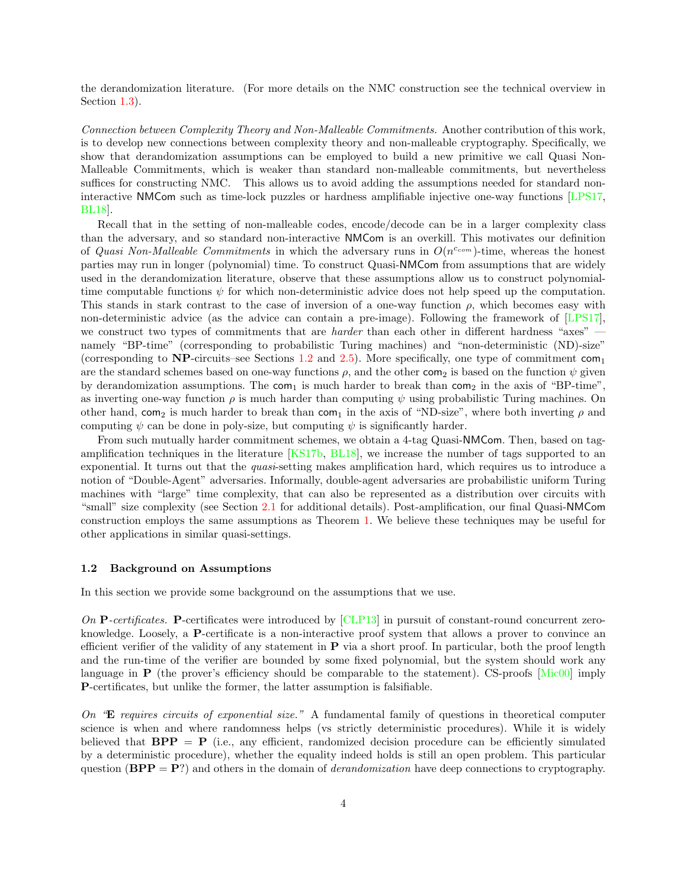the derandomization literature. (For more details on the NMC construction see the technical overview in Section 1.3).

*Connection between Complexity Theory and Non-Malleable Commitments.* Another contribution of this work, is to develop new connections between complexity theory and non-malleable cryptography. Specifically, we show that derandomization assumptions can be employed to build a new primitive we call Quasi Non-Malleable Commitments, which is weaker than standard non-malleable commitments, but nevertheless suffices for constructing NMC. This allows us to avoid adding the assumptions needed for standard non-interactive NMCom such as time-lock puzzles or hardness amplifiable injective one-way functions [LPS17, BL18].

Recall that in the setting of non-malleable codes, encode/decode can be in a larger complexity class than the adversary, and so standard non-interactive NMCom is an overkill. This motivates our definition of *Quasi Non-Malleable Commitments* in which the adversary runs in $O(n^{c_{com}})$-time, whereas the honest parties may run in longer (polynomial) time. To construct Quasi-NMCom from assumptions that are widely used in the derandomization literature, observe that these assumptions allow us to construct polynomial-time computable functions $\psi$ for which non-deterministic advice does not help speed up the computation. This stands in stark contrast to the case of inversion of a one-way function $\rho$, which becomes easy with non-deterministic advice (as the advice can contain a pre-image). Following the framework of [LPS17], we construct two types of commitments that are *harder* than each other in different hardness "axes" — namely "BP-time" (corresponding to probabilistic Turing machines) and "non-deterministic (ND)-size" (corresponding to **NP**-circuits–see Sections 1.2 and 2.5). More specifically, one type of commitment $\mathsf{com}_1$ are the standard schemes based on one-way functions $\rho$, and the other $\mathsf{com}_2$ is based on the function $\psi$ given by derandomization assumptions. The $\mathsf{com}_1$ is much harder to break than $\mathsf{com}_2$ in the axis of "BP-time", as inverting one-way function $\rho$ is much harder than computing $\psi$ using probabilistic Turing machines. On other hand, $\mathsf{com}_2$ is much harder to break than $\mathsf{com}_1$ in the axis of "ND-size", where both inverting $\rho$ and computing $\psi$ can be done in poly-size, but computing $\psi$ is significantly harder.

From such mutually harder commitment schemes, we obtain a 4-tag Quasi-NMCom. Then, based on tag-amplification techniques in the literature [KS17b, BL18], we increase the number of tags supported to an exponential. It turns out that the *quasi*-setting makes amplification hard, which requires us to introduce a notion of "Double-Agent" adversaries. Informally, double-agent adversaries are probabilistic uniform Turing machines with "large" time complexity, that can also be represented as a distribution over circuits with "small" size complexity (see Section 2.1 for additional details). Post-amplification, our final Quasi-NMCom construction employs the same assumptions as Theorem 1. We believe these techniques may be useful for other applications in similar quasi-settings.

### 1.2 Background on Assumptions

In this section we provide some background on the assumptions that we use.

*On* **P***-certificates.* **P**-certificates were introduced by [CLP13] in pursuit of constant-round concurrent zero-knowledge. Loosely, a **P**-certificate is a non-interactive proof system that allows a prover to convince an efficient verifier of the validity of any statement in **P** via a short proof. In particular, both the proof length and the run-time of the verifier are bounded by some fixed polynomial, but the system should work any language in **P** (the prover's efficiency should be comparable to the statement). CS-proofs [Mic00] imply **P**-certificates, but unlike the former, the latter assumption is falsifiable.

*On "***E** *requires circuits of exponential size."* A fundamental family of questions in theoretical computer science is when and where randomness helps (vs strictly deterministic procedures). While it is widely believed that **BPP** = **P** (i.e., any efficient, randomized decision procedure can be efficiently simulated by a deterministic procedure), whether the equality indeed holds is still an open problem. This particular question (**BPP** = **P**?) and others in the domain of *derandomization* have deep connections to cryptography.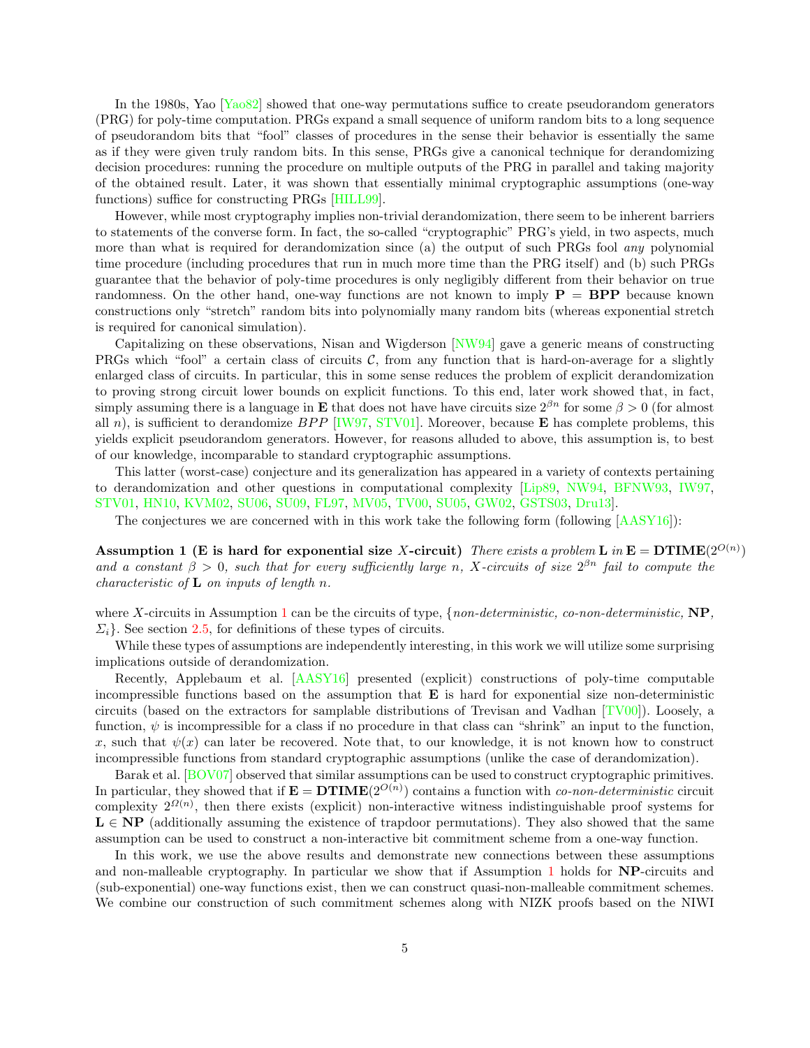In the 1980s, Yao [Yao82] showed that one-way permutations suffice to create pseudorandom generators (PRG) for poly-time computation. PRGs expand a small sequence of uniform random bits to a long sequence of pseudorandom bits that "fool" classes of procedures in the sense their behavior is essentially the same as if they were given truly random bits. In this sense, PRGs give a canonical technique for derandomizing decision procedures: running the procedure on multiple outputs of the PRG in parallel and taking majority of the obtained result. Later, it was shown that essentially minimal cryptographic assumptions (one-way functions) suffice for constructing PRGs [HILL99].

However, while most cryptography implies non-trivial derandomization, there seem to be inherent barriers to statements of the converse form. In fact, the so-called "cryptographic" PRG's yield, in two aspects, much more than what is required for derandomization since (a) the output of such PRGs fool *any* polynomial time procedure (including procedures that run in much more time than the PRG itself) and (b) such PRGs guarantee that the behavior of poly-time procedures is only negligibly different from their behavior on true randomness. On the other hand, one-way functions are not known to imply $\mathbf{P} = \mathbf{BPP}$ because known constructions only "stretch" random bits into polynomially many random bits (whereas exponential stretch is required for canonical simulation).

Capitalizing on these observations, Nisan and Wigderson [NW94] gave a generic means of constructing PRGs which "fool" a certain class of circuits $\mathcal{C}$, from any function that is hard-on-average for a slightly enlarged class of circuits. In particular, this in some sense reduces the problem of explicit derandomization to proving strong circuit lower bounds on explicit functions. To this end, later work showed that, in fact, simply assuming there is a language in $\mathbf{E}$ that does not have have circuits size $2^{\beta n}$ for some $\beta > 0$ (for almost all $n$), is sufficient to derandomize $BPP$ [IW97, STV01]. Moreover, because $\mathbf{E}$ has complete problems, this yields explicit pseudorandom generators. However, for reasons alluded to above, this assumption is, to best of our knowledge, incomparable to standard cryptographic assumptions.

This latter (worst-case) conjecture and its generalization has appeared in a variety of contexts pertaining to derandomization and other questions in computational complexity [Lip89, NW94, BFNW93, IW97, STV01, HN10, KVM02, SU06, SU09, FL97, MV05, TV00, SU05, GW02, GSTS03, Dru13].

The conjectures we are concerned with in this work take the following form (following [AASY16]):

**Assumption 1 (E is hard for exponential size $X$-circuit)** *There exists a problem* $\mathbf{L}$ *in* $\mathbf{E} = \mathbf{DTIME}(2^{O(n)})$ *and a constant* $\beta > 0$*, such that for every sufficiently large* $n$*,* $X$*-circuits of size* $2^{\beta n}$ *fail to compute the characteristic of* $\mathbf{L}$ *on inputs of length* $n$*.*

where $X$-circuits in Assumption 1 can be the circuits of type, {*non-deterministic, co-non-deterministic,* $\mathbf{NP}$*,* $\Sigma_i$}. See section 2.5, for definitions of these types of circuits.

While these types of assumptions are independently interesting, in this work we will utilize some surprising implications outside of derandomization.

Recently, Applebaum et al. [AASY16] presented (explicit) constructions of poly-time computable incompressible functions based on the assumption that $\mathbf{E}$ is hard for exponential size non-deterministic circuits (based on the extractors for samplable distributions of Trevisan and Vadhan [TV00]). Loosely, a function, $\psi$ is incompressible for a class if no procedure in that class can "shrink" an input to the function, $x$, such that $\psi(x)$ can later be recovered. Note that, to our knowledge, it is not known how to construct incompressible functions from standard cryptographic assumptions (unlike the case of derandomization).

Barak et al. [BOV07] observed that similar assumptions can be used to construct cryptographic primitives. In particular, they showed that if $\mathbf{E} = \mathbf{DTIME}(2^{O(n)})$ contains a function with *co-non-deterministic* circuit complexity $2^{\Omega(n)}$, then there exists (explicit) non-interactive witness indistinguishable proof systems for $\mathbf{L} \in \mathbf{NP}$ (additionally assuming the existence of trapdoor permutations). They also showed that the same assumption can be used to construct a non-interactive bit commitment scheme from a one-way function.

In this work, we use the above results and demonstrate new connections between these assumptions and non-malleable cryptography. In particular we show that if Assumption 1 holds for $\mathbf{NP}$-circuits and (sub-exponential) one-way functions exist, then we can construct quasi-non-malleable commitment schemes. We combine our construction of such commitment schemes along with NIZK proofs based on the NIWI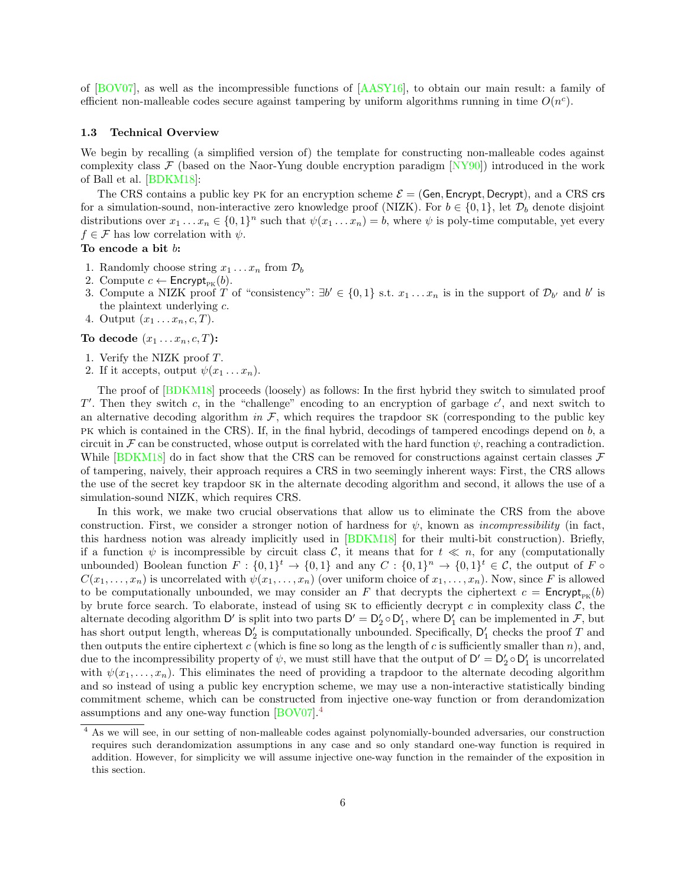of [BOV07], as well as the incompressible functions of [AASY16], to obtain our main result: a family of efficient non-malleable codes secure against tampering by uniform algorithms running in time $O(n^c)$.

### 1.3 Technical Overview

We begin by recalling (a simplified version of) the template for constructing non-malleable codes against complexity class $\mathcal{F}$ (based on the Naor-Yung double encryption paradigm [NY90]) introduced in the work of Ball et al. [BDKM18]:

The CRS contains a public key PK for an encryption scheme $\mathcal{E} = (\mathsf{Gen}, \mathsf{Encrypt}, \mathsf{Decrypt})$, and a CRS $\mathsf{crs}$ for a simulation-sound, non-interactive zero knowledge proof (NIZK). For $b \in \{0,1\}$, let $\mathcal{D}_b$ denote disjoint distributions over $x_1 \dots x_n \in \{0,1\}^n$ such that $\psi(x_1 \dots x_n) = b$, where $\psi$ is poly-time computable, yet every $f \in \mathcal{F}$ has low correlation with $\psi$.

**To encode a bit $b$:**

1. Randomly choose string $x_1 \dots x_n$ from $\mathcal{D}_b$
2. Compute $c \leftarrow \mathsf{Encrypt}_{\text{PK}}(b)$.
3. Compute a NIZK proof $T$ of "consistency": $\exists b' \in \{0,1\}$ s.t. $x_1 \dots x_n$ is in the support of $\mathcal{D}_{b'}$ and $b'$ is the plaintext underlying $c$.
4. Output $(x_1 \dots x_n, c, T)$.

**To decode $(x_1 \dots x_n, c, T)$:**

1. Verify the NIZK proof $T$.
2. If it accepts, output $\psi(x_1 \dots x_n)$.

The proof of [BDKM18] proceeds (loosely) as follows: In the first hybrid they switch to simulated proof $T'$. Then they switch $c$, in the "challenge" encoding to an encryption of garbage $c'$, and next switch to an alternative decoding algorithm *in* $\mathcal{F}$, which requires the trapdoor SK (corresponding to the public key PK which is contained in the CRS). If, in the final hybrid, decodings of tampered encodings depend on $b$, a circuit in $\mathcal{F}$ can be constructed, whose output is correlated with the hard function $\psi$, reaching a contradiction. While [BDKM18] do in fact show that the CRS can be removed for constructions against certain classes $\mathcal{F}$ of tampering, naively, their approach requires a CRS in two seemingly inherent ways: First, the CRS allows the use of the secret key trapdoor SK in the alternate decoding algorithm and second, it allows the use of a simulation-sound NIZK, which requires CRS.

In this work, we make two crucial observations that allow us to eliminate the CRS from the above construction. First, we consider a stronger notion of hardness for $\psi$, known as *incompressibility* (in fact, this hardness notion was already implicitly used in [BDKM18] for their multi-bit construction). Briefly, if a function $\psi$ is incompressible by circuit class $\mathcal{C}$, it means that for $t \ll n$, for any (computationally unbounded) Boolean function $F : \{0,1\}^t \to \{0,1\}$ and any $C : \{0,1\}^n \to \{0,1\}^t \in \mathcal{C}$, the output of $F \circ C(x_1, \dots, x_n)$ is uncorrelated with $\psi(x_1, \dots, x_n)$ (over uniform choice of $x_1, \dots, x_n$). Now, since $F$ is allowed to be computationally unbounded, we may consider an $F$ that decrypts the ciphertext $c = \mathsf{Encrypt}_{\text{PK}}(b)$ by brute force search. To elaborate, instead of using SK to efficiently decrypt $c$ in complexity class $\mathcal{C}$, the alternate decoding algorithm $\mathsf{D}'$ is split into two parts $\mathsf{D}' = \mathsf{D}'_2 \circ \mathsf{D}'_1$, where $\mathsf{D}'_1$ can be implemented in $\mathcal{F}$, but has short output length, whereas $\mathsf{D}'_2$ is computationally unbounded. Specifically, $\mathsf{D}'_1$ checks the proof $T$ and then outputs the entire ciphertext $c$ (which is fine so long as the length of $c$ is sufficiently smaller than $n$), and, due to the incompressibility property of $\psi$, we must still have that the output of $\mathsf{D}' = \mathsf{D}'_2 \circ \mathsf{D}'_1$ is uncorrelated with $\psi(x_1, \dots, x_n)$. This eliminates the need of providing a trapdoor to the alternate decoding algorithm and so instead of using a public key encryption scheme, we may use a non-interactive statistically binding commitment scheme, which can be constructed from injective one-way function or from derandomization assumptions and any one-way function [BOV07].[4]

[4] As we will see, in our setting of non-malleable codes against polynomially-bounded adversaries, our construction requires such derandomization assumptions in any case and so only standard one-way function is required in addition. However, for simplicity we will assume injective one-way function in the remainder of the exposition in this section.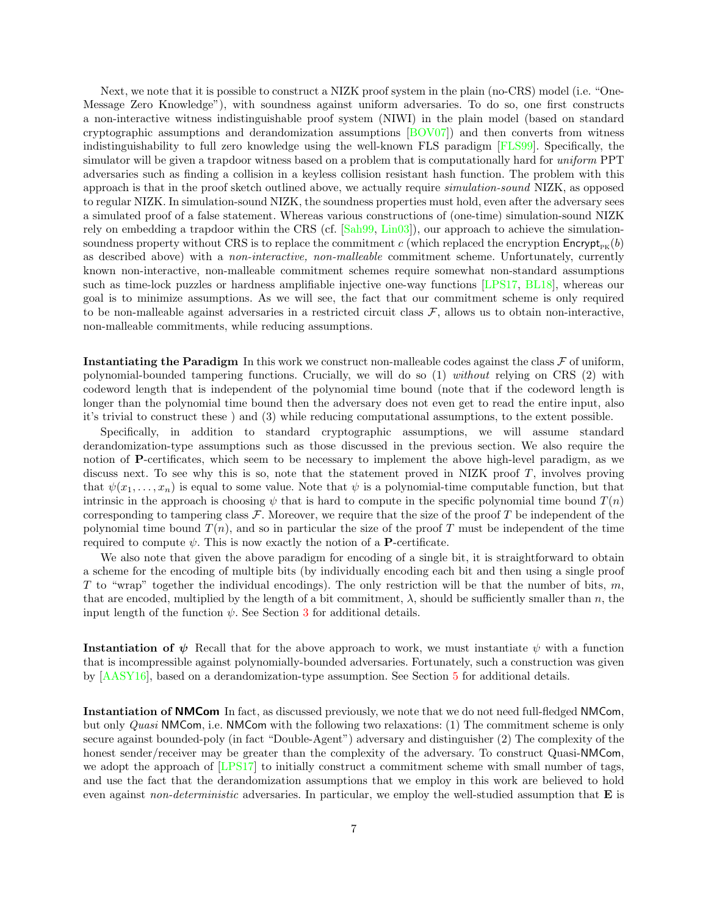Next, we note that it is possible to construct a NIZK proof system in the plain (no-CRS) model (i.e. "One-Message Zero Knowledge"), with soundness against uniform adversaries. To do so, one first constructs a non-interactive witness indistinguishable proof system (NIWI) in the plain model (based on standard cryptographic assumptions and derandomization assumptions [BOV07]) and then converts from witness indistinguishability to full zero knowledge using the well-known FLS paradigm [FLS99]. Specifically, the simulator will be given a trapdoor witness based on a problem that is computationally hard for *uniform* PPT adversaries such as finding a collision in a keyless collision resistant hash function. The problem with this approach is that in the proof sketch outlined above, we actually require *simulation-sound* NIZK, as opposed to regular NIZK. In simulation-sound NIZK, the soundness properties must hold, even after the adversary sees a simulated proof of a false statement. Whereas various constructions of (one-time) simulation-sound NIZK rely on embedding a trapdoor within the CRS (cf. [Sah99, Lin03]), our approach to achieve the simulation-soundness property without CRS is to replace the commitment $c$ (which replaced the encryption $\mathsf{Encrypt}_{\text{PK}}(b)$ as described above) with a *non-interactive, non-malleable* commitment scheme. Unfortunately, currently known non-interactive, non-malleable commitment schemes require somewhat non-standard assumptions such as time-lock puzzles or hardness amplifiable injective one-way functions [LPS17, BL18], whereas our goal is to minimize assumptions. As we will see, the fact that our commitment scheme is only required to be non-malleable against adversaries in a restricted circuit class $\mathcal{F}$, allows us to obtain non-interactive, non-malleable commitments, while reducing assumptions.

**Instantiating the Paradigm** In this work we construct non-malleable codes against the class $\mathcal{F}$ of uniform, polynomial-bounded tampering functions. Crucially, we will do so (1) *without* relying on CRS (2) with codeword length that is independent of the polynomial time bound (note that if the codeword length is longer than the polynomial time bound then the adversary does not even get to read the entire input, also it's trivial to construct these ) and (3) while reducing computational assumptions, to the extent possible.

Specifically, in addition to standard cryptographic assumptions, we will assume standard derandomization-type assumptions such as those discussed in the previous section. We also require the notion of **P**-certificates, which seem to be necessary to implement the above high-level paradigm, as we discuss next. To see why this is so, note that the statement proved in NIZK proof $T$, involves proving that $\psi(x_1, \ldots, x_n)$ is equal to some value. Note that $\psi$ is a polynomial-time computable function, but that intrinsic in the approach is choosing $\psi$ that is hard to compute in the specific polynomial time bound $T(n)$ corresponding to tampering class $\mathcal{F}$. Moreover, we require that the size of the proof $T$ be independent of the polynomial time bound $T(n)$, and so in particular the size of the proof $T$ must be independent of the time required to compute $\psi$. This is now exactly the notion of a **P**-certificate.

We also note that given the above paradigm for encoding of a single bit, it is straightforward to obtain a scheme for the encoding of multiple bits (by individually encoding each bit and then using a single proof $T$ to "wrap" together the individual encodings). The only restriction will be that the number of bits, $m$, that are encoded, multiplied by the length of a bit commitment, $\lambda$, should be sufficiently smaller than $n$, the input length of the function $\psi$. See Section 3 for additional details.

**Instantiation of $\psi$** Recall that for the above approach to work, we must instantiate $\psi$ with a function that is incompressible against polynomially-bounded adversaries. Fortunately, such a construction was given by [AASY16], based on a derandomization-type assumption. See Section 5 for additional details.

**Instantiation of $\mathsf{NMCom}$** In fact, as discussed previously, we note that we do not need full-fledged $\mathsf{NMCom}$, but only *Quasi* $\mathsf{NMCom}$, i.e. $\mathsf{NMCom}$ with the following two relaxations: (1) The commitment scheme is only secure against bounded-poly (in fact "Double-Agent") adversary and distinguisher (2) The complexity of the honest sender/receiver may be greater than the complexity of the adversary. To construct Quasi-$\mathsf{NMCom}$, we adopt the approach of [LPS17] to initially construct a commitment scheme with small number of tags, and use the fact that the derandomization assumptions that we employ in this work are believed to hold even against *non-deterministic* adversaries. In particular, we employ the well-studied assumption that **E** is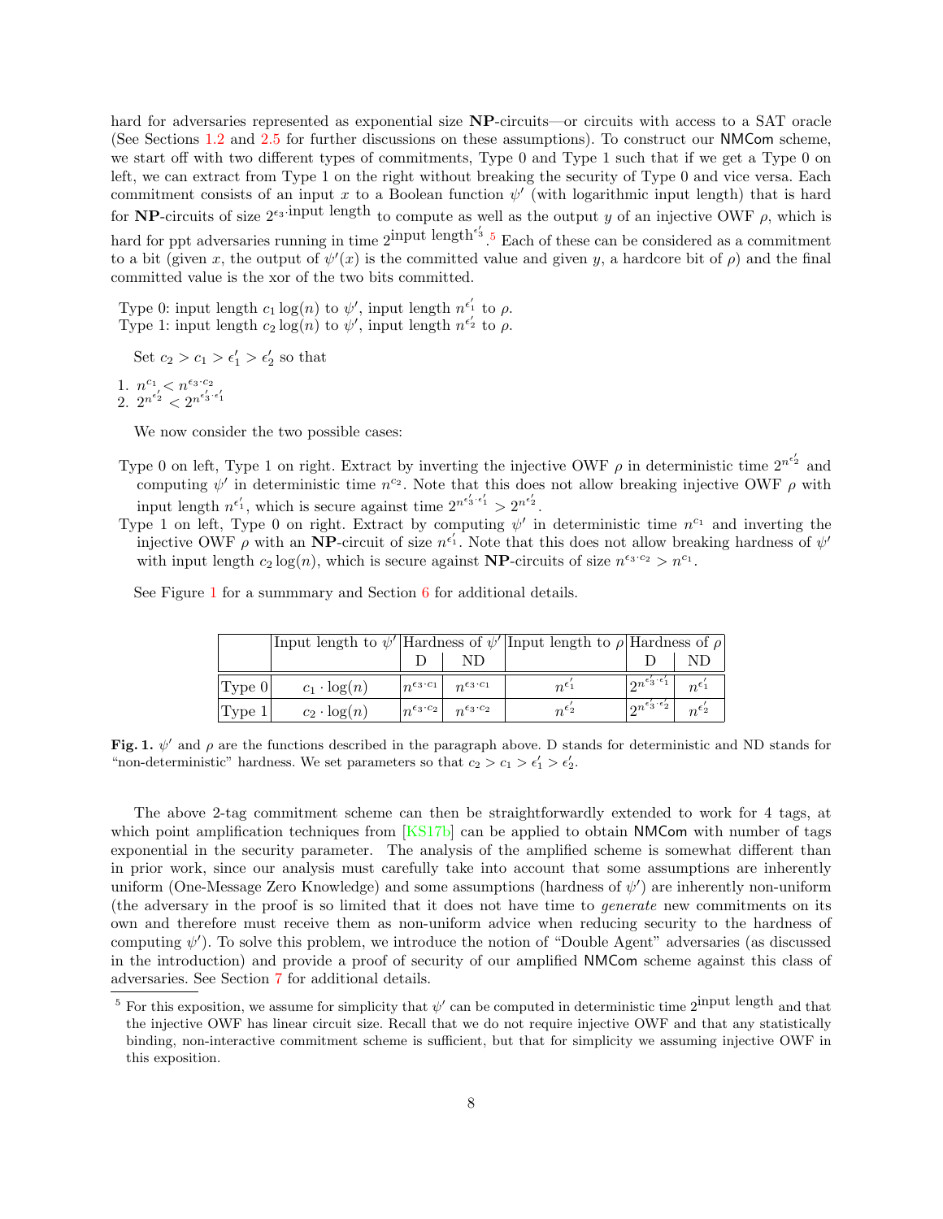hard for adversaries represented as exponential size **NP**-circuits—or circuits with access to a SAT oracle (See Sections 1.2 and 2.5 for further discussions on these assumptions). To construct our NMCom scheme, we start off with two different types of commitments, Type 0 and Type 1 such that if we get a Type 0 on left, we can extract from Type 1 on the right without breaking the security of Type 0 and vice versa. Each commitment consists of an input $x$ to a Boolean function $\psi'$ (with logarithmic input length) that is hard for **NP**-circuits of size $2^{\epsilon_3 \cdot \text{input length}}$ to compute as well as the output $y$ of an injective OWF $\rho$, which is hard for ppt adversaries running in time $2^{\text{input length}^{\epsilon_3'}}$.[5] Each of these can be considered as a commitment to a bit (given $x$, the output of $\psi'(x)$ is the committed value and given $y$, a hardcore bit of $\rho$) and the final committed value is the xor of the two bits committed.

Type 0: input length $c_1 \log(n)$ to $\psi'$, input length $n^{\epsilon_1'}$ to $\rho$.
Type 1: input length $c_2 \log(n)$ to $\psi'$, input length $n^{\epsilon_2'}$ to $\rho$.

Set $c_2 > c_1 > \epsilon_1' > \epsilon_2'$ so that

1. $n^{c_1} < n^{\epsilon_3 \cdot c_2}$
2. $2^{n^{\epsilon_2'}} < 2^{n^{\epsilon_3' \cdot \epsilon_1'}}$

We now consider the two possible cases:

Type 0 on left, Type 1 on right. Extract by inverting the injective OWF $\rho$ in deterministic time $2^{n^{\epsilon_2'}}$ and computing $\psi'$ in deterministic time $n^{c_2}$. Note that this does not allow breaking injective OWF $\rho$ with input length $n^{\epsilon_1'}$, which is secure against time $2^{n^{\epsilon_3' \cdot \epsilon_1'}} > 2^{n^{\epsilon_2'}}$.

Type 1 on left, Type 0 on right. Extract by computing $\psi'$ in deterministic time $n^{c_1}$ and inverting the injective OWF $\rho$ with an **NP**-circuit of size $n^{\epsilon_1'}$. Note that this does not allow breaking hardness of $\psi'$ with input length $c_2 \log(n)$, which is secure against **NP**-circuits of size $n^{\epsilon_3 \cdot c_2} > n^{c_1}$.

See Figure 1 for a summmary and Section 6 for additional details.

| | Input length to $\psi'$ | Hardness of $\psi'$ | | Input length to $\rho$ | Hardness of $\rho$ | |
|---|---|---|---|---|---|---|
| | | D | ND | | D | ND |
| Type 0 | $c_1 \cdot \log(n)$ | $n^{\epsilon_3 \cdot c_1}$ | $n^{\epsilon_3 \cdot c_1}$ | $n^{\epsilon_1'}$ | $2^{n^{\epsilon_3' \cdot \epsilon_1'}}$ | $n^{\epsilon_1'}$ |
| Type 1 | $c_2 \cdot \log(n)$ | $n^{\epsilon_3 \cdot c_2}$ | $n^{\epsilon_3 \cdot c_2}$ | $n^{\epsilon_2'}$ | $2^{n^{\epsilon_3' \cdot \epsilon_2'}}$ | $n^{\epsilon_2'}$ |

**Fig. 1.** $\psi'$ and $\rho$ are the functions described in the paragraph above. D stands for deterministic and ND stands for "non-deterministic" hardness. We set parameters so that $c_2 > c_1 > \epsilon_1' > \epsilon_2'$.

The above 2-tag commitment scheme can then be straightforwardly extended to work for 4 tags, at which point amplification techniques from [KS17b] can be applied to obtain NMCom with number of tags exponential in the security parameter. The analysis of the amplified scheme is somewhat different than in prior work, since our analysis must carefully take into account that some assumptions are inherently uniform (One-Message Zero Knowledge) and some assumptions (hardness of $\psi'$) are inherently non-uniform (the adversary in the proof is so limited that it does not have time to *generate* new commitments on its own and therefore must receive them as non-uniform advice when reducing security to the hardness of computing $\psi'$). To solve this problem, we introduce the notion of "Double Agent" adversaries (as discussed in the introduction) and provide a proof of security of our amplified NMCom scheme against this class of adversaries. See Section 7 for additional details.

[5] For this exposition, we assume for simplicity that $\psi'$ can be computed in deterministic time $2^{\text{input length}}$ and that the injective OWF has linear circuit size. Recall that we do not require injective OWF and that any statistically binding, non-interactive commitment scheme is sufficient, but that for simplicity we assuming injective OWF in this exposition.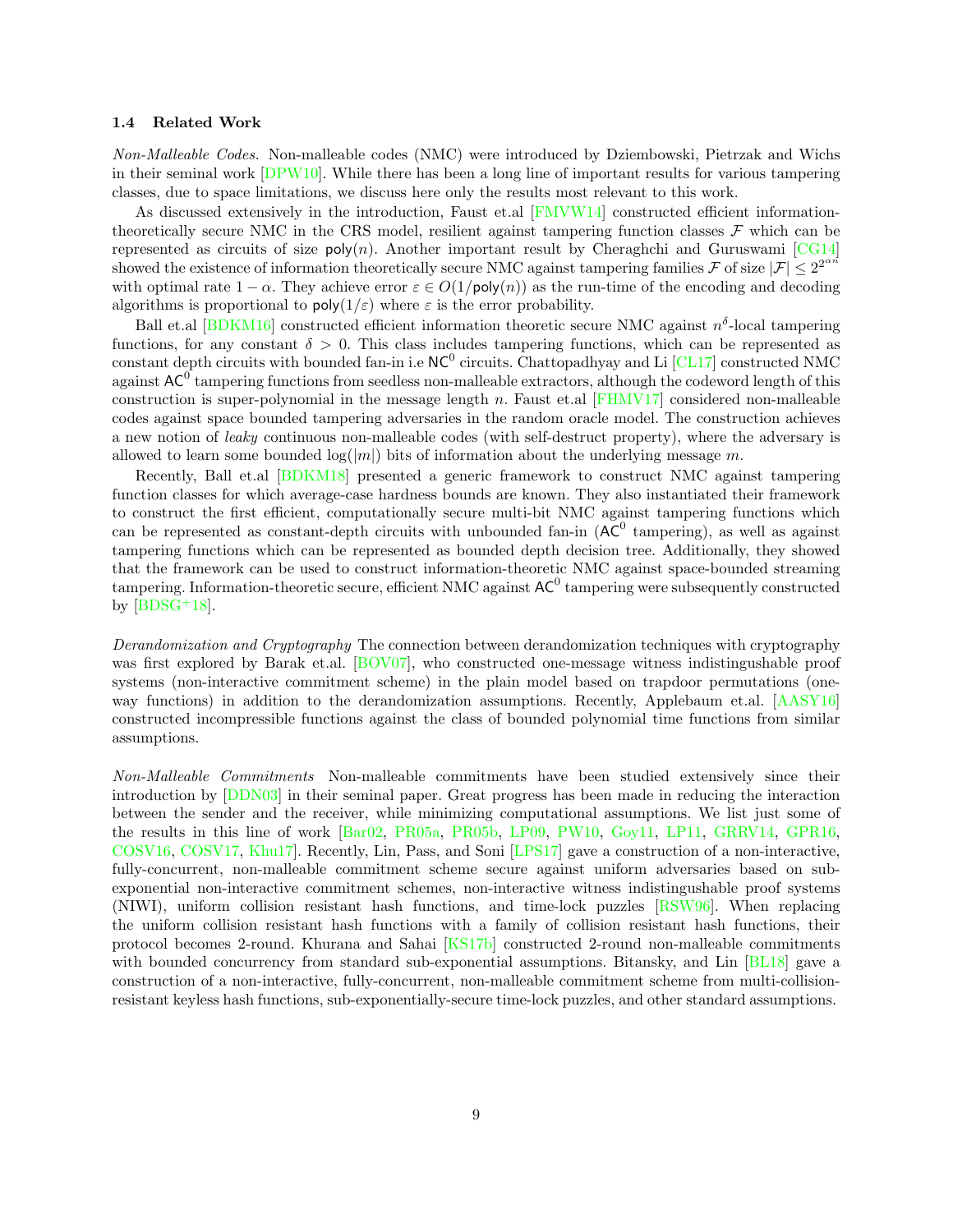### 1.4 Related Work

*Non-Malleable Codes.* Non-malleable codes (NMC) were introduced by Dziembowski, Pietrzak and Wichs in their seminal work [DPW10]. While there has been a long line of important results for various tampering classes, due to space limitations, we discuss here only the results most relevant to this work.

As discussed extensively in the introduction, Faust et.al [FMVW14] constructed efficient information-theoretically secure NMC in the CRS model, resilient against tampering function classes $\mathcal{F}$ which can be represented as circuits of size $\mathsf{poly}(n)$. Another important result by Cheraghchi and Guruswami [CG14] showed the existence of information theoretically secure NMC against tampering families $\mathcal{F}$ of size $|\mathcal{F}| \leq 2^{2^{\alpha n}}$ with optimal rate $1-\alpha$. They achieve error $\varepsilon \in O(1/\mathsf{poly}(n))$ as the run-time of the encoding and decoding algorithms is proportional to $\mathsf{poly}(1/\varepsilon)$ where $\varepsilon$ is the error probability.

Ball et.al [BDKM16] constructed efficient information theoretic secure NMC against $n^{\delta}$-local tampering functions, for any constant $\delta > 0$. This class includes tampering functions, which can be represented as constant depth circuits with bounded fan-in i.e $\mathsf{NC}^0$ circuits. Chattopadhyay and Li [CL17] constructed NMC against $\mathsf{AC}^0$ tampering functions from seedless non-malleable extractors, although the codeword length of this construction is super-polynomial in the message length $n$. Faust et.al [FHMV17] considered non-malleable codes against space bounded tampering adversaries in the random oracle model. The construction achieves a new notion of *leaky* continuous non-malleable codes (with self-destruct property), where the adversary is allowed to learn some bounded $\log(|m|)$ bits of information about the underlying message $m$.

Recently, Ball et.al [BDKM18] presented a generic framework to construct NMC against tampering function classes for which average-case hardness bounds are known. They also instantiated their framework to construct the first efficient, computationally secure multi-bit NMC against tampering functions which can be represented as constant-depth circuits with unbounded fan-in ($\mathsf{AC}^0$ tampering), as well as against tampering functions which can be represented as bounded depth decision tree. Additionally, they showed that the framework can be used to construct information-theoretic NMC against space-bounded streaming tampering. Information-theoretic secure, efficient NMC against $\mathsf{AC}^0$ tampering were subsequently constructed by [BDSG+18].

*Derandomization and Cryptography* The connection between derandomization techniques with cryptography was first explored by Barak et.al. [BOV07], who constructed one-message witness indistingushable proof systems (non-interactive commitment scheme) in the plain model based on trapdoor permutations (one-way functions) in addition to the derandomization assumptions. Recently, Applebaum et.al. [AASY16] constructed incompressible functions against the class of bounded polynomial time functions from similar assumptions.

*Non-Malleable Commitments* Non-malleable commitments have been studied extensively since their introduction by [DDN03] in their seminal paper. Great progress has been made in reducing the interaction between the sender and the receiver, while minimizing computational assumptions. We list just some of the results in this line of work [Bar02, PR05a, PR05b, LP09, PW10, Goy11, LP11, GRRV14, GPR16, COSV16, COSV17, Khu17]. Recently, Lin, Pass, and Soni [LPS17] gave a construction of a non-interactive, fully-concurrent, non-malleable commitment scheme secure against uniform adversaries based on sub-exponential non-interactive commitment schemes, non-interactive witness indistinguishable proof systems (NIWI), uniform collision resistant hash functions, and time-lock puzzles [RSW96]. When replacing the uniform collision resistant hash functions with a family of collision resistant hash functions, their protocol becomes 2-round. Khurana and Sahai [KS17b] constructed 2-round non-malleable commitments with bounded concurrency from standard sub-exponential assumptions. Bitansky, and Lin [BL18] gave a construction of a non-interactive, fully-concurrent, non-malleable commitment scheme from multi-collision-resistant keyless hash functions, sub-exponentially-secure time-lock puzzles, and other standard assumptions.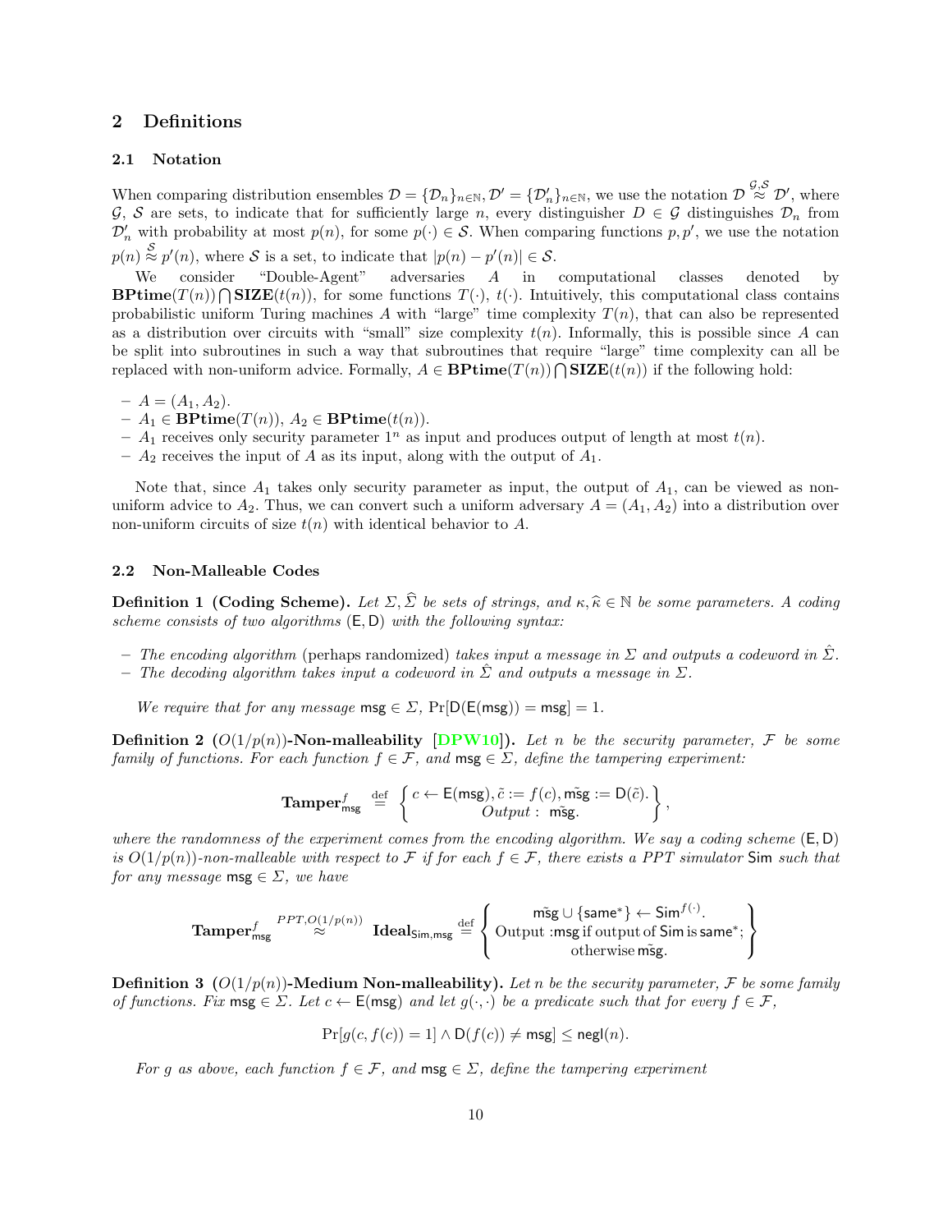## 2 Definitions

### 2.1 Notation

When comparing distribution ensembles $\mathcal{D} = \{\mathcal{D}_n\}_{n\in\mathbb{N}}, \mathcal{D}' = \{\mathcal{D}'_n\}_{n\in\mathbb{N}}$, we use the notation $\mathcal{D} \overset{\mathcal{G},\mathcal{S}}{\approx} \mathcal{D}'$, where $\mathcal{G}$, $\mathcal{S}$ are sets, to indicate that for sufficiently large $n$, every distinguisher $D \in \mathcal{G}$ distinguishes $\mathcal{D}_n$ from $\mathcal{D}'_n$ with probability at most $p(n)$, for some $p(\cdot) \in \mathcal{S}$. When comparing functions $p, p'$, we use the notation $p(n) \overset{\mathcal{S}}{\approx} p'(n)$, where $\mathcal{S}$ is a set, to indicate that $|p(n) - p'(n)| \in \mathcal{S}$.

We consider "Double-Agent" adversaries $A$ in computational classes denoted by $\mathbf{BPtime}(T(n)) \bigcap \mathbf{SIZE}(t(n))$, for some functions $T(\cdot)$, $t(\cdot)$. Intuitively, this computational class contains probabilistic uniform Turing machines $A$ with "large" time complexity $T(n)$, that can also be represented as a distribution over circuits with "small" size complexity $t(n)$. Informally, this is possible since $A$ can be split into subroutines in such a way that subroutines that require "large" time complexity can all be replaced with non-uniform advice. Formally, $A \in \mathbf{BPtime}(T(n)) \bigcap \mathbf{SIZE}(t(n))$ if the following hold:

- $A = (A_1, A_2)$.
- $A_1 \in \mathbf{BPtime}(T(n))$, $A_2 \in \mathbf{BPtime}(t(n))$.
- $A_1$ receives only security parameter $1^n$ as input and produces output of length at most $t(n)$.
- $A_2$ receives the input of $A$ as its input, along with the output of $A_1$.

Note that, since $A_1$ takes only security parameter as input, the output of $A_1$, can be viewed as non-uniform advice to $A_2$. Thus, we can convert such a uniform adversary $A = (A_1, A_2)$ into a distribution over non-uniform circuits of size $t(n)$ with identical behavior to $A$.

### 2.2 Non-Malleable Codes

**Definition 1 (Coding Scheme).** *Let $\Sigma, \widehat{\Sigma}$ be sets of strings, and $\kappa, \widehat{\kappa} \in \mathbb{N}$ be some parameters. A coding scheme consists of two algorithms $(\mathsf{E}, \mathsf{D})$ with the following syntax:*

- *The encoding algorithm* (perhaps randomized) *takes input a message in $\Sigma$ and outputs a codeword in $\hat{\Sigma}$.*
- *The decoding algorithm takes input a codeword in $\hat{\Sigma}$ and outputs a message in $\Sigma$.*

*We require that for any message $\mathsf{msg} \in \Sigma$, $\Pr[\mathsf{D}(\mathsf{E}(\mathsf{msg})) = \mathsf{msg}] = 1$.*

**Definition 2 ($O(1/p(n))$-Non-malleability [DPW10]).** *Let $n$ be the security parameter, $\mathcal{F}$ be some family of functions. For each function $f \in \mathcal{F}$, and $\mathsf{msg} \in \Sigma$, define the tampering experiment:*

$$\mathbf{Tamper}^f_{\mathsf{msg}} \overset{\text{def}}{=} \left\{ \begin{matrix} c \leftarrow \mathsf{E}(\mathsf{msg}), \tilde{c} := f(c), \tilde{\mathsf{msg}} := \mathsf{D}(\tilde{c}). \\ Output: \ \tilde{\mathsf{msg}}. \end{matrix} \right\},$$

*where the randomness of the experiment comes from the encoding algorithm. We say a coding scheme $(\mathsf{E}, \mathsf{D})$ is $O(1/p(n))$-non-malleable with respect to $\mathcal{F}$ if for each $f \in \mathcal{F}$, there exists a PPT simulator $\mathsf{Sim}$ such that for any message $\mathsf{msg} \in \Sigma$, we have*

$$\mathbf{Tamper}^f_{\mathsf{msg}} \overset{PPT, O(1/p(n))}{\approx} \mathbf{Ideal}_{\mathsf{Sim},\mathsf{msg}} \overset{\text{def}}{=} \left\{ \begin{matrix} \tilde{\mathsf{msg}} \cup \{\mathsf{same}^*\} \leftarrow \mathsf{Sim}^{f(\cdot)}. \\ \text{Output} : \mathsf{msg} \text{ if output of } \mathsf{Sim} \text{ is } \mathsf{same}^*; \\ \text{otherwise } \tilde{\mathsf{msg}}. \end{matrix} \right\}$$

**Definition 3 ($O(1/p(n))$-Medium Non-malleability).** *Let $n$ be the security parameter, $\mathcal{F}$ be some family of functions. Fix $\mathsf{msg} \in \Sigma$. Let $c \leftarrow \mathsf{E}(\mathsf{msg})$ and let $g(\cdot,\cdot)$ be a predicate such that for every $f \in \mathcal{F}$,*

$$\Pr[g(c, f(c)) = 1] \wedge \mathsf{D}(f(c)) \neq \mathsf{msg}] \leq \mathsf{negl}(n).$$

*For $g$ as above, each function $f \in \mathcal{F}$, and $\mathsf{msg} \in \Sigma$, define the tampering experiment*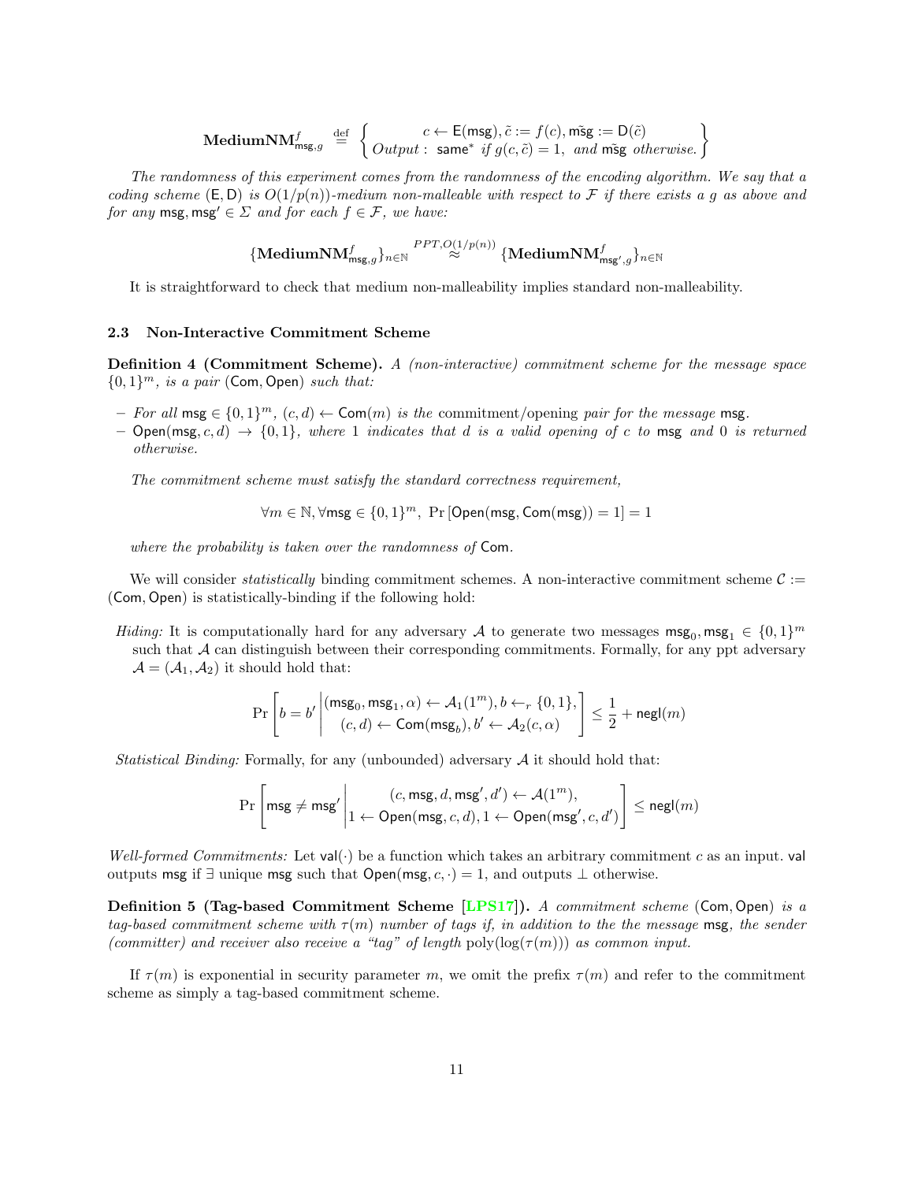$$\mathbf{MediumNM}^f_{\mathsf{msg},g} \stackrel{\text{def}}{=} \left\{ \begin{array}{c} c \leftarrow \mathsf{E}(\mathsf{msg}), \tilde{c} := f(c), \tilde{\mathsf{msg}} := \mathsf{D}(\tilde{c}) \\ Output: \ \mathsf{same}^* \ if \ g(c, \tilde{c}) = 1, \ and \ \tilde{\mathsf{msg}} \ otherwise. \end{array} \right\}$$

*The randomness of this experiment comes from the randomness of the encoding algorithm. We say that a coding scheme* $(\mathsf{E}, \mathsf{D})$ *is* $O(1/p(n))$*-medium non-malleable with respect to* $\mathcal{F}$ *if there exists a* $g$ *as above and for any* $\mathsf{msg}, \mathsf{msg}' \in \Sigma$ *and for each* $f \in \mathcal{F}$*, we have:*

$$\{\mathbf{MediumNM}^f_{\mathsf{msg},g}\}_{n \in \mathbb{N}} \stackrel{PPT, O(1/p(n))}{\approx} \{\mathbf{MediumNM}^f_{\mathsf{msg}',g}\}_{n \in \mathbb{N}}$$

It is straightforward to check that medium non-malleability implies standard non-malleability.

### 2.3 Non-Interactive Commitment Scheme

**Definition 4 (Commitment Scheme).** *A (non-interactive) commitment scheme for the message space* $\{0,1\}^m$*, is a pair* $(\mathsf{Com}, \mathsf{Open})$ *such that:*

- *For all* $\mathsf{msg} \in \{0,1\}^m$*,* $(c, d) \leftarrow \mathsf{Com}(m)$ *is the* commitment/opening *pair for the message* $\mathsf{msg}$*.*
- $\mathsf{Open}(\mathsf{msg}, c, d) \rightarrow \{0,1\}$*, where 1 indicates that* $d$ *is a valid opening of* $c$ *to* $\mathsf{msg}$ *and 0 is returned otherwise.*

*The commitment scheme must satisfy the standard correctness requirement,*

$$\forall m \in \mathbb{N}, \forall \mathsf{msg} \in \{0,1\}^m, \ \Pr[\mathsf{Open}(\mathsf{msg}, \mathsf{Com}(\mathsf{msg})) = 1] = 1$$

*where the probability is taken over the randomness of* $\mathsf{Com}$*.*

We will consider *statistically* binding commitment schemes. A non-interactive commitment scheme $\mathcal{C} := (\mathsf{Com}, \mathsf{Open})$ is statistically-binding if the following hold:

*Hiding:* It is computationally hard for any adversary $\mathcal{A}$ to generate two messages $\mathsf{msg}_0, \mathsf{msg}_1 \in \{0,1\}^m$ such that $\mathcal{A}$ can distinguish between their corresponding commitments. Formally, for any ppt adversary $\mathcal{A} = (\mathcal{A}_1, \mathcal{A}_2)$ it should hold that:

$$\Pr\left[ b = b' \left| \begin{array}{c} (\mathsf{msg}_0, \mathsf{msg}_1, \alpha) \leftarrow \mathcal{A}_1(1^m), b \leftarrow_r \{0,1\}, \\ (c, d) \leftarrow \mathsf{Com}(\mathsf{msg}_b), b' \leftarrow \mathcal{A}_2(c, \alpha) \end{array} \right. \right] \leq \frac{1}{2} + \mathsf{negl}(m)$$

*Statistical Binding:* Formally, for any (unbounded) adversary $\mathcal{A}$ it should hold that:

$$\Pr\left[ \mathsf{msg} \neq \mathsf{msg}' \left| \begin{array}{c} (c, \mathsf{msg}, d, \mathsf{msg}', d') \leftarrow \mathcal{A}(1^m), \\ 1 \leftarrow \mathsf{Open}(\mathsf{msg}, c, d), 1 \leftarrow \mathsf{Open}(\mathsf{msg}', c, d') \end{array} \right. \right] \leq \mathsf{negl}(m)$$

*Well-formed Commitments:* Let $\mathsf{val}(\cdot)$ be a function which takes an arbitrary commitment $c$ as an input. $\mathsf{val}$ outputs $\mathsf{msg}$ if $\exists$ unique $\mathsf{msg}$ such that $\mathsf{Open}(\mathsf{msg}, c, \cdot) = 1$, and outputs $\perp$ otherwise.

**Definition 5 (Tag-based Commitment Scheme [LPS17]).** *A commitment scheme* $(\mathsf{Com}, \mathsf{Open})$ *is a tag-based commitment scheme with* $\tau(m)$ *number of tags if, in addition to the the message* $\mathsf{msg}$*, the sender (committer) and receiver also receive a "tag" of length* $\mathrm{poly}(\log(\tau(m)))$ *as common input.*

If $\tau(m)$ is exponential in security parameter $m$, we omit the prefix $\tau(m)$ and refer to the commitment scheme as simply a tag-based commitment scheme.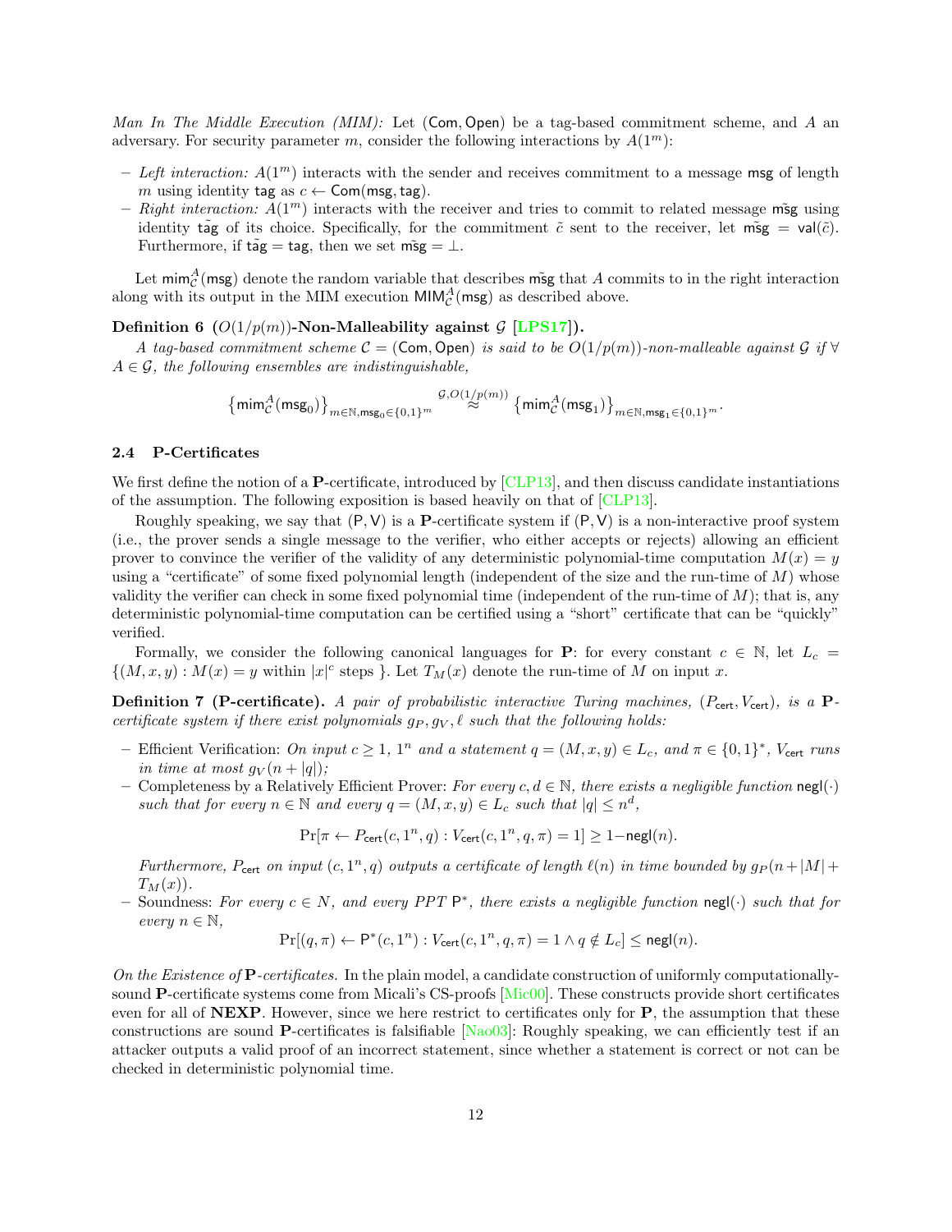*Man In The Middle Execution (MIM):* Let $(\mathsf{Com}, \mathsf{Open})$ be a tag-based commitment scheme, and $A$ an adversary. For security parameter $m$, consider the following interactions by $A(1^m)$:

– *Left interaction:* $A(1^m)$ interacts with the sender and receives commitment to a message $\mathsf{msg}$ of length $m$ using identity $\mathsf{tag}$ as $c \leftarrow \mathsf{Com}(\mathsf{msg}, \mathsf{tag})$.
– *Right interaction:* $A(1^m)$ interacts with the receiver and tries to commit to related message $\tilde{\mathsf{msg}}$ using identity $\tilde{\mathsf{tag}}$ of its choice. Specifically, for the commitment $\tilde{c}$ sent to the receiver, let $\tilde{\mathsf{msg}} = \mathsf{val}(\tilde{c})$. Furthermore, if $\tilde{\mathsf{tag}} = \mathsf{tag}$, then we set $\tilde{\mathsf{msg}} = \bot$.

Let $\mathsf{mim}^A_{\mathcal{C}}(\mathsf{msg})$ denote the random variable that describes $\tilde{\mathsf{msg}}$ that $A$ commits to in the right interaction along with its output in the MIM execution $\mathsf{MIM}^A_{\mathcal{C}}(\mathsf{msg})$ as described above.

**Definition 6 ($O(1/p(m))$-Non-Malleability against $\mathcal{G}$ [LPS17]).** *A tag-based commitment scheme $\mathcal{C} = (\mathsf{Com}, \mathsf{Open})$ is said to be $O(1/p(m))$-non-malleable against $\mathcal{G}$ if $\forall$ $A \in \mathcal{G}$, the following ensembles are indistinguishable,*

$$\left\{\mathsf{mim}^A_{\mathcal{C}}(\mathsf{msg}_0)\right\}_{m\in\mathbb{N},\mathsf{msg}_0\in\{0,1\}^m} \overset{\mathcal{G},O(1/p(m))}{\approx} \left\{\mathsf{mim}^A_{\mathcal{C}}(\mathsf{msg}_1)\right\}_{m\in\mathbb{N},\mathsf{msg}_1\in\{0,1\}^m}.$$

### 2.4 P-Certificates

We first define the notion of a **P**-certificate, introduced by [CLP13], and then discuss candidate instantiations of the assumption. The following exposition is based heavily on that of [CLP13].

Roughly speaking, we say that $(\mathsf{P}, \mathsf{V})$ is a **P**-certificate system if $(\mathsf{P}, \mathsf{V})$ is a non-interactive proof system (i.e., the prover sends a single message to the verifier, who either accepts or rejects) allowing an efficient prover to convince the verifier of the validity of any deterministic polynomial-time computation $M(x) = y$ using a "certificate" of some fixed polynomial length (independent of the size and the run-time of $M$) whose validity the verifier can check in some fixed polynomial time (independent of the run-time of $M$); that is, any deterministic polynomial-time computation can be certified using a "short" certificate that can be "quickly" verified.

Formally, we consider the following canonical languages for **P**: for every constant $c \in \mathbb{N}$, let $L_c = \{(M, x, y) : M(x) = y \text{ within } |x|^c \text{ steps }\}$. Let $T_M(x)$ denote the run-time of $M$ on input $x$.

**Definition 7 (P-certificate).** *A pair of probabilistic interactive Turing machines, $(P_{\mathsf{cert}}, V_{\mathsf{cert}})$, is a **P**-certificate system if there exist polynomials $g_P, g_V, \ell$ such that the following holds:*

– Efficient Verification: *On input $c \geq 1$, $1^n$ and a statement $q = (M, x, y) \in L_c$, and $\pi \in \{0,1\}^*$, $V_{\mathsf{cert}}$ runs in time at most $g_V(n + |q|)$;*
– Completeness by a Relatively Efficient Prover: *For every $c, d \in \mathbb{N}$, there exists a negligible function $\mathsf{negl}(\cdot)$ such that for every $n \in \mathbb{N}$ and every $q = (M, x, y) \in L_c$ such that $|q| \leq n^d$,*

$$\Pr[\pi \leftarrow P_{\mathsf{cert}}(c, 1^n, q) : V_{\mathsf{cert}}(c, 1^n, q, \pi) = 1] \geq 1 - \mathsf{negl}(n).$$

*Furthermore, $P_{\mathsf{cert}}$ on input $(c, 1^n, q)$ outputs a certificate of length $\ell(n)$ in time bounded by $g_P(n + |M| + T_M(x))$.*
– Soundness: *For every $c \in N$, and every PPT $\mathsf{P}^*$, there exists a negligible function $\mathsf{negl}(\cdot)$ such that for every $n \in \mathbb{N}$,*

$$\Pr[(q, \pi) \leftarrow \mathsf{P}^*(c, 1^n) : V_{\mathsf{cert}}(c, 1^n, q, \pi) = 1 \wedge q \notin L_c] \leq \mathsf{negl}(n).$$

*On the Existence of* **P***-certificates.* In the plain model, a candidate construction of uniformly computationally-sound **P**-certificate systems come from Micali's CS-proofs [Mic00]. These constructs provide short certificates even for all of **NEXP**. However, since we here restrict to certificates only for **P**, the assumption that these constructions are sound **P**-certificates is falsifiable [Nao03]: Roughly speaking, we can efficiently test if an attacker outputs a valid proof of an incorrect statement, since whether a statement is correct or not can be checked in deterministic polynomial time.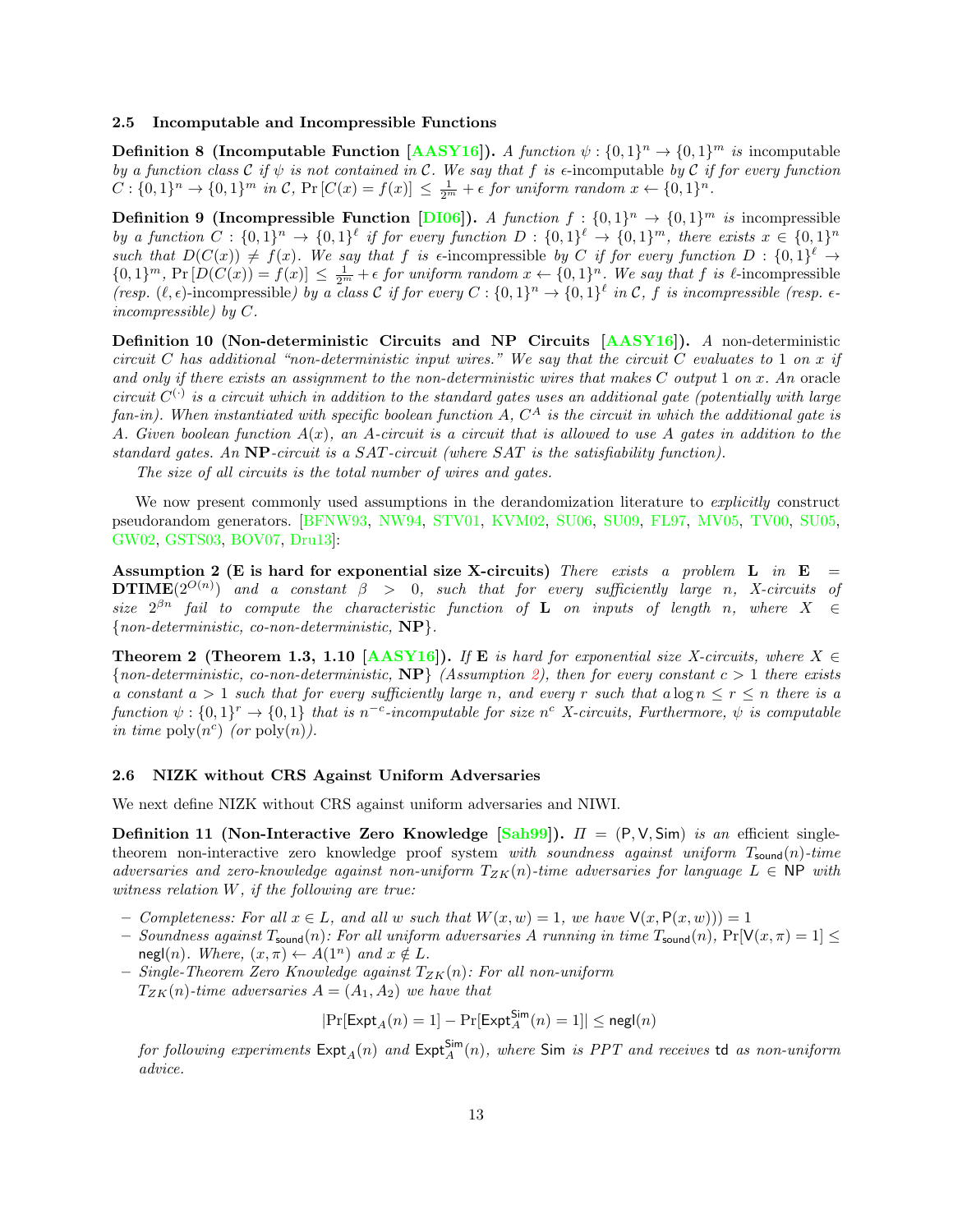### 2.5 Incomputable and Incompressible Functions

**Definition 8 (Incomputable Function [AASY16]).** *A function $\psi : \{0,1\}^n \to \{0,1\}^m$ is* incomputable *by a function class $\mathcal{C}$ if $\psi$ is not contained in $\mathcal{C}$. We say that $f$ is $\epsilon$-incomputable by $\mathcal{C}$ if for every function $C : \{0,1\}^n \to \{0,1\}^m$ in $\mathcal{C}$, $\Pr[C(x) = f(x)] \le \frac{1}{2^m} + \epsilon$ for uniform random $x \leftarrow \{0,1\}^n$.*

**Definition 9 (Incompressible Function [DI06]).** *A function $f : \{0,1\}^n \to \{0,1\}^m$ is* incompressible *by a function $C : \{0,1\}^n \to \{0,1\}^\ell$ if for every function $D : \{0,1\}^\ell \to \{0,1\}^m$, there exists $x \in \{0,1\}^n$ such that $D(C(x)) \ne f(x)$. We say that $f$ is $\epsilon$-incompressible by $C$ if for every function $D : \{0,1\}^\ell \to \{0,1\}^m$, $\Pr[D(C(x)) = f(x)] \le \frac{1}{2^m} + \epsilon$ for uniform random $x \leftarrow \{0,1\}^n$. We say that $f$ is $\ell$-incompressible (resp. $(\ell, \epsilon)$-incompressible) by a class $\mathcal{C}$ if for every $C : \{0,1\}^n \to \{0,1\}^\ell$ in $\mathcal{C}$, $f$ is incompressible (resp. $\epsilon$-incompressible) by $C$.*

**Definition 10 (Non-deterministic Circuits and NP Circuits [AASY16]).** *A* non-deterministic circuit *$C$ has additional "non-deterministic input wires." We say that the circuit $C$ evaluates to 1 on $x$ if and only if there exists an assignment to the non-deterministic wires that makes $C$ output 1 on $x$. An* oracle circuit *$C^{(\cdot)}$ is a circuit which in addition to the standard gates uses an additional gate (potentially with large fan-in). When instantiated with specific boolean function $A$, $C^A$ is the circuit in which the additional gate is $A$. Given boolean function $A(x)$, an $A$-circuit is a circuit that is allowed to use $A$ gates in addition to the standard gates. An* **NP***-circuit is a SAT-circuit (where SAT is the satisfiability function).*

*The size of all circuits is the total number of wires and gates.*

We now present commonly used assumptions in the derandomization literature to *explicitly* construct pseudorandom generators. [BFNW93, NW94, STV01, KVM02, SU06, SU09, FL97, MV05, TV00, SU05, GW02, GSTS03, BOV07, Dru13]:

**Assumption 2 (E is hard for exponential size X-circuits)** *There exists a problem $\mathbf{L}$ in $\mathbf{E} = \mathbf{DTIME}(2^{O(n)})$ and a constant $\beta > 0$, such that for every sufficiently large $n$, X-circuits of size $2^{\beta n}$ fail to compute the characteristic function of $\mathbf{L}$ on inputs of length $n$, where $X \in \{$non-deterministic, co-non-deterministic, $\mathbf{NP}\}$.*

**Theorem 2 (Theorem 1.3, 1.10 [AASY16]).** *If $\mathbf{E}$ is hard for exponential size X-circuits, where $X \in \{$non-deterministic, co-non-deterministic, $\mathbf{NP}\}$ (Assumption 2), then for every constant $c > 1$ there exists a constant $a > 1$ such that for every sufficiently large $n$, and every $r$ such that $a \log n \le r \le n$ there is a function $\psi : \{0,1\}^r \to \{0,1\}$ that is $n^{-c}$-incomputable for size $n^c$ X-circuits, Furthermore, $\psi$ is computable in time $\mathrm{poly}(n^c)$ (or $\mathrm{poly}(n)$).*

### 2.6 NIZK without CRS Against Uniform Adversaries

We next define NIZK without CRS against uniform adversaries and NIWI.

**Definition 11 (Non-Interactive Zero Knowledge [Sah99]).** *$\Pi = (\mathsf{P}, \mathsf{V}, \mathsf{Sim})$ is an* efficient single-theorem non-interactive zero knowledge proof system *with soundness against uniform $T_{\mathsf{sound}}(n)$-time adversaries and zero-knowledge against non-uniform $T_{ZK}(n)$-time adversaries for language $L \in \mathsf{NP}$ with witness relation $W$, if the following are true:*

- *Completeness: For all $x \in L$, and all $w$ such that $W(x, w) = 1$, we have $\mathsf{V}(x, \mathsf{P}(x, w))) = 1$*
- *Soundness against $T_{\mathsf{sound}}(n)$: For all uniform adversaries $A$ running in time $T_{\mathsf{sound}}(n)$, $\Pr[\mathsf{V}(x, \pi) = 1] \le \mathsf{negl}(n)$. Where, $(x, \pi) \leftarrow A(1^n)$ and $x \notin L$.*
- *Single-Theorem Zero Knowledge against $T_{ZK}(n)$: For all non-uniform $T_{ZK}(n)$-time adversaries $A = (A_1, A_2)$ we have that*

$$|\Pr[\mathsf{Expt}_A(n) = 1] - \Pr[\mathsf{Expt}_A^{\mathsf{Sim}}(n) = 1]| \le \mathsf{negl}(n)$$

*for following experiments $\mathsf{Expt}_A(n)$ and $\mathsf{Expt}_A^{\mathsf{Sim}}(n)$, where $\mathsf{Sim}$ is PPT and receives $\mathsf{td}$ as non-uniform advice.*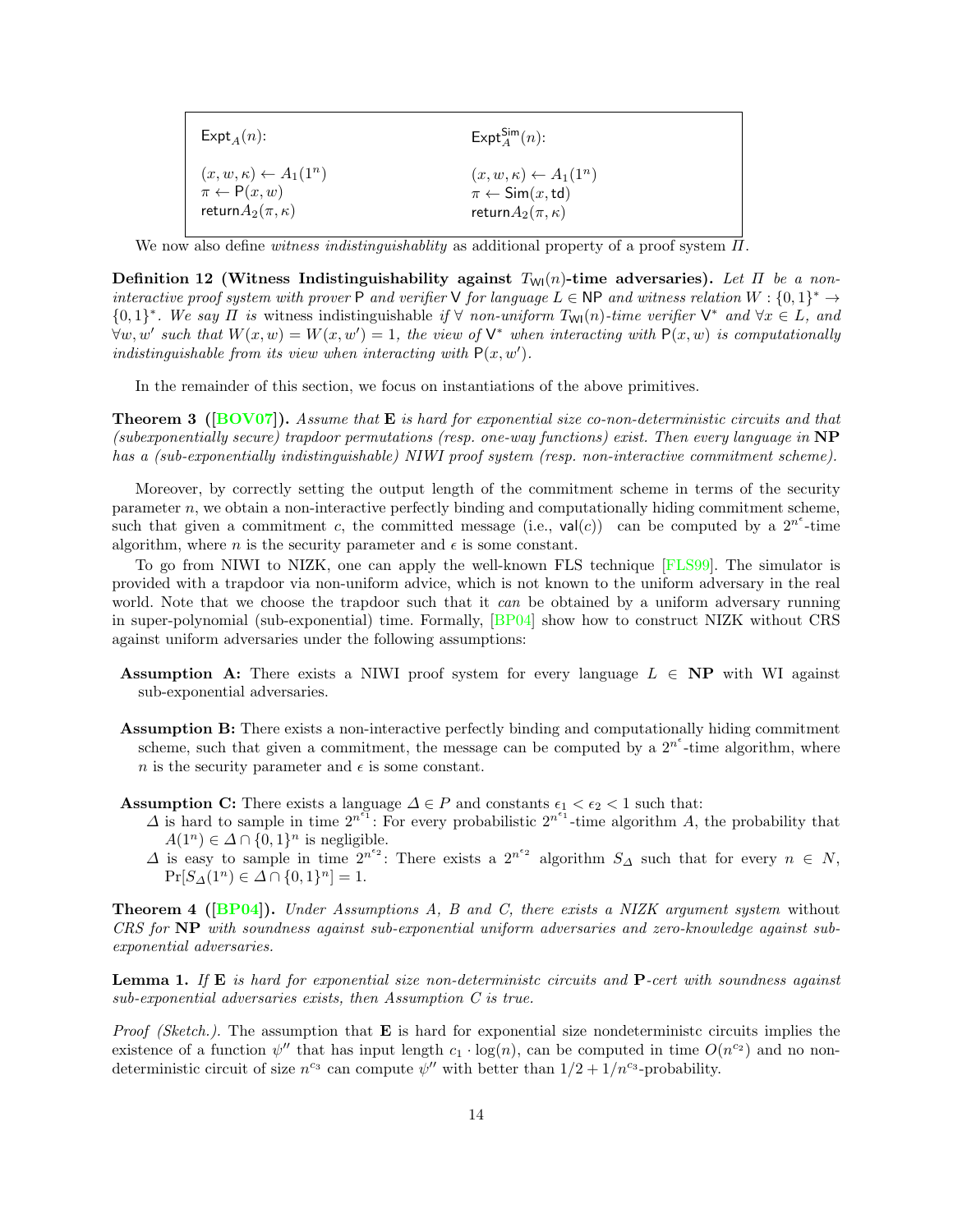| $\mathsf{Expt}_A(n)$: | $\mathsf{Expt}_A^{\mathsf{Sim}}(n)$: |
|---|---|
| $(x, w, \kappa) \leftarrow A_1(1^n)$ | $(x, w, \kappa) \leftarrow A_1(1^n)$ |
| $\pi \leftarrow \mathsf{P}(x, w)$ | $\pi \leftarrow \mathsf{Sim}(x, \mathsf{td})$ |
| $\mathsf{return} A_2(\pi, \kappa)$ | $\mathsf{return} A_2(\pi, \kappa)$ |

We now also define *witness indistinguishablity* as additional property of a proof system $\Pi$.

**Definition 12 (Witness Indistinguishability against $T_{\mathsf{WI}}(n)$-time adversaries).** *Let $\Pi$ be a non-interactive proof system with prover $\mathsf{P}$ and verifier $\mathsf{V}$ for language $L \in \mathsf{NP}$ and witness relation $W : \{0,1\}^* \rightarrow \{0,1\}^*$. We say $\Pi$ is* witness indistinguishable *if $\forall$ non-uniform $T_{\mathsf{WI}}(n)$-time verifier $\mathsf{V}^*$ and $\forall x \in L$, and $\forall w, w'$ such that $W(x, w) = W(x, w') = 1$, the view of $\mathsf{V}^*$ when interacting with $\mathsf{P}(x, w)$ is computationally indistinguishable from its view when interacting with $\mathsf{P}(x, w')$.*

In the remainder of this section, we focus on instantiations of the above primitives.

**Theorem 3 ([BOV07]).** *Assume that **E** is hard for exponential size co-non-deterministic circuits and that (subexponentially secure) trapdoor permutations (resp. one-way functions) exist. Then every language in **NP** has a (sub-exponentially indistinguishable) NIWI proof system (resp. non-interactive commitment scheme).*

Moreover, by correctly setting the output length of the commitment scheme in terms of the security parameter $n$, we obtain a non-interactive perfectly binding and computationally hiding commitment scheme, such that given a commitment $c$, the committed message (i.e., $\mathsf{val}(c)$) can be computed by a $2^{n^\epsilon}$-time algorithm, where $n$ is the security parameter and $\epsilon$ is some constant.

To go from NIWI to NIZK, one can apply the well-known FLS technique [FLS99]. The simulator is provided with a trapdoor via non-uniform advice, which is not known to the uniform adversary in the real world. Note that we choose the trapdoor such that it *can* be obtained by a uniform adversary running in super-polynomial (sub-exponential) time. Formally, [BP04] show how to construct NIZK without CRS against uniform adversaries under the following assumptions:

- **Assumption A:** There exists a NIWI proof system for every language $L \in \mathbf{NP}$ with WI against sub-exponential adversaries.
- **Assumption B:** There exists a non-interactive perfectly binding and computationally hiding commitment scheme, such that given a commitment, the message can be computed by a $2^{n^\epsilon}$-time algorithm, where $n$ is the security parameter and $\epsilon$ is some constant.
- **Assumption C:** There exists a language $\Delta \in P$ and constants $\epsilon_1 < \epsilon_2 < 1$ such that:
  - $\Delta$ is hard to sample in time $2^{n^{\epsilon_1}}$: For every probabilistic $2^{n^{\epsilon_1}}$-time algorithm $A$, the probability that $A(1^n) \in \Delta \cap \{0,1\}^n$ is negligible.
  - $\Delta$ is easy to sample in time $2^{n^{\epsilon_2}}$: There exists a $2^{n^{\epsilon_2}}$ algorithm $S_\Delta$ such that for every $n \in N$, $\Pr[S_\Delta(1^n) \in \Delta \cap \{0,1\}^n] = 1$.

**Theorem 4 ([BP04]).** *Under Assumptions A, B and C, there exists a NIZK argument system* without *CRS for **NP** with soundness against sub-exponential uniform adversaries and zero-knowledge against sub-exponential adversaries.*

**Lemma 1.** *If **E** is hard for exponential size non-deterministc circuits and **P**-cert with soundness against sub-exponential adversaries exists, then Assumption C is true.*

*Proof (Sketch.).* The assumption that **E** is hard for exponential size nondeterministc circuits implies the existence of a function $\psi''$ that has input length $c_1 \cdot \log(n)$, can be computed in time $O(n^{c_2})$ and no non-deterministic circuit of size $n^{c_3}$ can compute $\psi''$ with better than $1/2 + 1/n^{c_3}$-probability.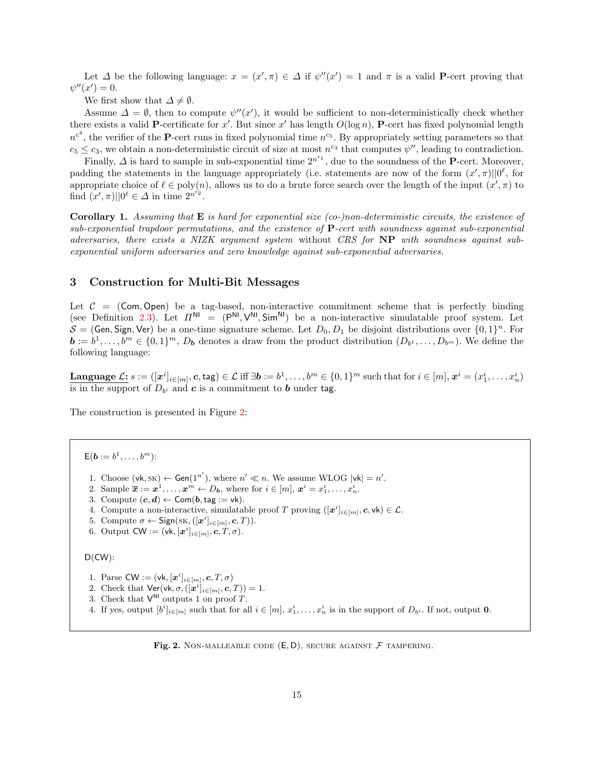Let $\Delta$ be the following language: $x = (x', \pi) \in \Delta$ if $\psi''(x') = 1$ and $\pi$ is a valid **P**-cert proving that $\psi''(x') = 0$.

We first show that $\Delta \neq \emptyset$.

Assume $\Delta = \emptyset$, then to compute $\psi''(x')$, it would be sufficient to non-deterministically check whether there exists a valid **P**-certificate for $x'$. But since $x'$ has length $O(\log n)$, **P**-cert has fixed polynomial length $n^{c^4}$, the verifier of the **P**-cert runs in fixed polynomial time $n^{c_5}$. By appropriately setting parameters so that $c_5 \leq c_3$, we obtain a non-deterministic circuit of size at most $n^{c_3}$ that computes $\psi''$, leading to contradiction.

Finally, $\Delta$ is hard to sample in sub-exponential time $2^{n^{\epsilon_1}}$, due to the soundness of the **P**-cert. Moreover, padding the statements in the language appropriately (i.e. statements are now of the form $(x', \pi)||0^\ell$, for appropriate choice of $\ell \in \text{poly}(n)$, allows us to do a brute force search over the length of the input $(x', \pi)$ to find $(x', \pi)||0^\ell \in \Delta$ in time $2^{n^{\epsilon_2}}$.

**Corollary 1.** *Assuming that* **E** *is hard for exponential size (co-)non-deterministic circuits, the existence of sub-exponential trapdoor permutations, and the existence of* **P***-cert with soundness against sub-exponential adversaries, there exists a NIZK argument system* without *CRS for* **NP** *with soundness against sub-exponential uniform adversaries and zero knowledge against sub-exponential adversaries.*

## 3 Construction for Multi-Bit Messages

Let $\mathcal{C} = (\mathsf{Com}, \mathsf{Open})$ be a tag-based, non-interactive commitment scheme that is perfectly binding (see Definition 2.3). Let $\Pi^{\mathsf{NI}} = (\mathsf{P}^{\mathsf{NI}}, \mathsf{V}^{\mathsf{NI}}, \mathsf{Sim}^{\mathsf{NI}})$ be a non-interactive simulatable proof system. Let $\mathcal{S} = (\mathsf{Gen}, \mathsf{Sign}, \mathsf{Ver})$ be a one-time signature scheme. Let $D_0, D_1$ be disjoint distributions over $\{0,1\}^n$. For $\boldsymbol{b} := b^1, \ldots, b^m \in \{0,1\}^m$, $D_{\boldsymbol{b}}$ denotes a draw from the product distribution $(D_{b^1}, \ldots, D_{b^m})$. We define the following language:

**Language $\mathcal{L}$:** $s := ([\boldsymbol{x}^i]_{i \in [m]}, \boldsymbol{c}, \mathsf{tag}) \in \mathcal{L}$ iff $\exists \boldsymbol{b} := b^1, \ldots, b^m \in \{0,1\}^m$ such that for $i \in [m]$, $\boldsymbol{x}^i = (x^i_1, \ldots, x^i_n)$ is in the support of $D_{b^i}$ and $\boldsymbol{c}$ is a commitment to $\boldsymbol{b}$ under $\mathsf{tag}$.

The construction is presented in Figure 2:

$\mathsf{E}(\boldsymbol{b} := b^1, \ldots, b^m)$:

1. Choose $(\mathsf{vk}, \mathsf{SK}) \leftarrow \mathsf{Gen}(1^{n'})$, where $n' \ll n$. We assume WLOG $|\mathsf{vk}| = n'$.
2. Sample $\overline{\boldsymbol{x}} := \boldsymbol{x}^1, \ldots, \boldsymbol{x}^m \leftarrow D_{\boldsymbol{b}}$, where for $i \in [m]$, $\boldsymbol{x}^i = x^i_1, \ldots, x^i_n$.
3. Compute $(\boldsymbol{c}, \boldsymbol{d}) \leftarrow \mathsf{Com}(\boldsymbol{b}, \mathsf{tag} := \mathsf{vk})$.
4. Compute a non-interactive, simulatable proof $T$ proving $([\boldsymbol{x}^i]_{i \in [m]}, \boldsymbol{c}, \mathsf{vk}) \in \mathcal{L}$.
5. Compute $\sigma \leftarrow \mathsf{Sign}(\mathsf{SK}, ([\boldsymbol{x}^i]_{i \in [m]}, \boldsymbol{c}, T))$.
6. Output $\mathsf{CW} := (\mathsf{vk}, [\boldsymbol{x}^i]_{i \in [m]}, \boldsymbol{c}, T, \sigma)$.

$\mathsf{D}(\mathsf{CW})$:

1. Parse $\mathsf{CW} := (\mathsf{vk}, [\boldsymbol{x}^i]_{i \in [m]}, \boldsymbol{c}, T, \sigma)$
2. Check that $\mathsf{Ver}(\mathsf{vk}, \sigma, ([\boldsymbol{x}^i]_{i \in [m]}, \boldsymbol{c}, T)) = 1$.
3. Check that $\mathsf{V}^{\mathsf{NI}}$ outputs 1 on proof $T$.
4. If yes, output $[b^i]_{i \in [m]}$ such that for all $i \in [m]$, $x^i_1, \ldots, x^i_n$ is in the support of $D_{b^i}$. If not, output $\mathbf{0}$.

**Fig. 2.** Non-malleable code $(\mathsf{E}, \mathsf{D})$, secure against $\mathcal{F}$ tampering.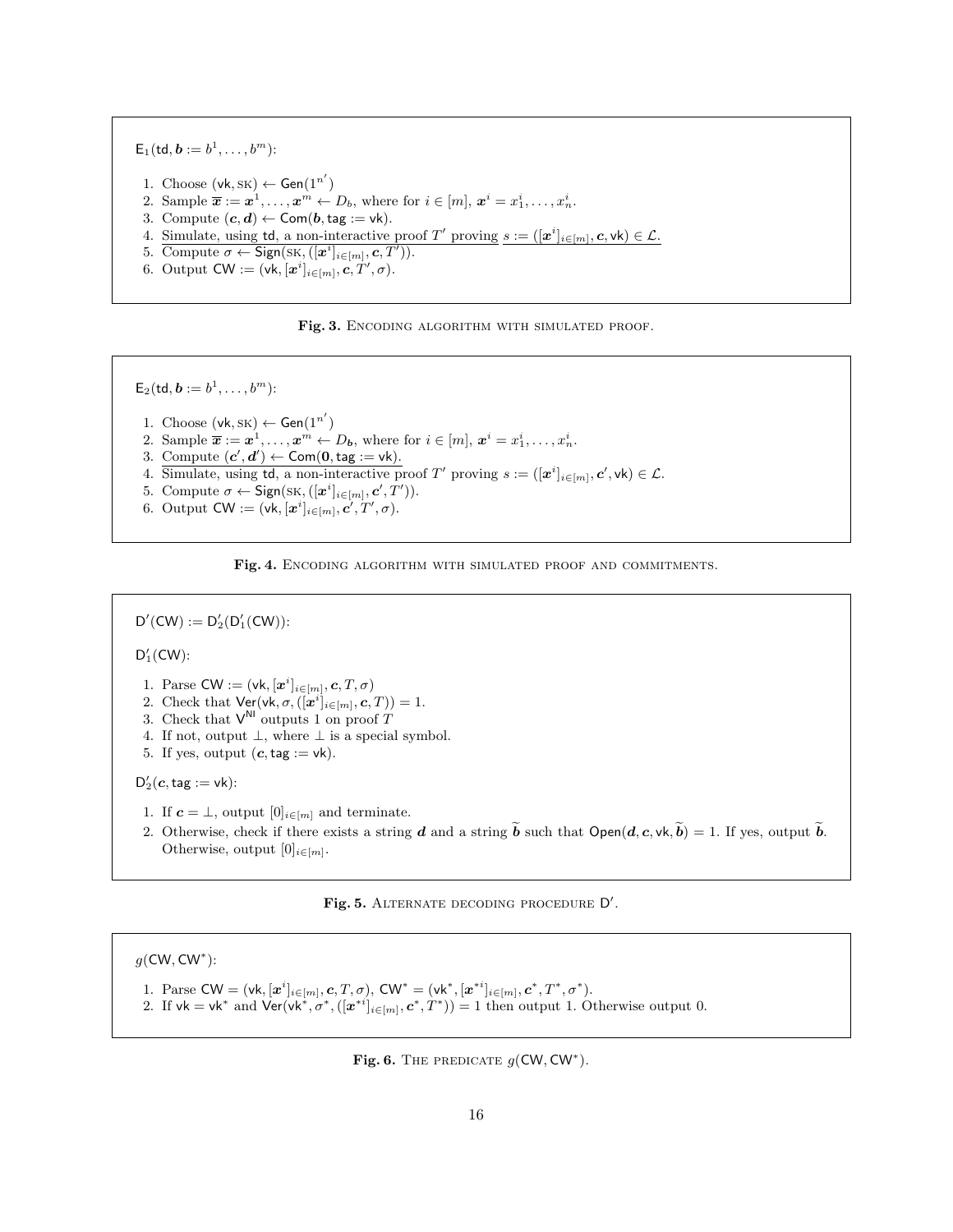$\mathsf{E}_1(\mathsf{td}, \boldsymbol{b} := b^1, \ldots, b^m)$:

1. Choose $(\mathsf{vk}, \textsc{sk}) \leftarrow \mathsf{Gen}(1^{n'})$
2. Sample $\overline{\boldsymbol{x}} := \boldsymbol{x}^1, \ldots, \boldsymbol{x}^m \leftarrow D_b$, where for $i \in [m]$, $\boldsymbol{x}^i = x_1^i, \ldots, x_n^i$.
3. Compute $(\boldsymbol{c}, \boldsymbol{d}) \leftarrow \mathsf{Com}(\boldsymbol{b}, \mathsf{tag} := \mathsf{vk})$.
4. <u>Simulate, using $\mathsf{td}$, a non-interactive proof $T'$ proving $s := ([\boldsymbol{x}^i]_{i \in [m]}, \boldsymbol{c}, \mathsf{vk}) \in \mathcal{L}$.</u>
5. Compute $\sigma \leftarrow \mathsf{Sign}(\textsc{sk}, ([\boldsymbol{x}^i]_{i \in [m]}, \boldsymbol{c}, T'))$.
6. Output $\mathsf{CW} := (\mathsf{vk}, [\boldsymbol{x}^i]_{i \in [m]}, \boldsymbol{c}, T', \sigma)$.

**Fig. 3.** Encoding algorithm with simulated proof.

$\mathsf{E}_2(\mathsf{td}, \boldsymbol{b} := b^1, \ldots, b^m)$:

1. Choose $(\mathsf{vk}, \textsc{sk}) \leftarrow \mathsf{Gen}(1^{n'})$
2. Sample $\overline{\boldsymbol{x}} := \boldsymbol{x}^1, \ldots, \boldsymbol{x}^m \leftarrow D_{\boldsymbol{b}}$, where for $i \in [m]$, $\boldsymbol{x}^i = x_1^i, \ldots, x_n^i$.
3. <u>Compute $(\boldsymbol{c}', \boldsymbol{d}') \leftarrow \mathsf{Com}(\boldsymbol{0}, \mathsf{tag} := \mathsf{vk})$.</u>
4. Simulate, using $\mathsf{td}$, a non-interactive proof $T'$ proving $s := ([\boldsymbol{x}^i]_{i \in [m]}, \boldsymbol{c}', \mathsf{vk}) \in \mathcal{L}$.
5. Compute $\sigma \leftarrow \mathsf{Sign}(\textsc{sk}, ([\boldsymbol{x}^i]_{i \in [m]}, \boldsymbol{c}', T'))$.
6. Output $\mathsf{CW} := (\mathsf{vk}, [\boldsymbol{x}^i]_{i \in [m]}, \boldsymbol{c}', T', \sigma)$.

**Fig. 4.** Encoding algorithm with simulated proof and commitments.

$\mathsf{D}'(\mathsf{CW}) := \mathsf{D}'_2(\mathsf{D}'_1(\mathsf{CW}))$:

$\mathsf{D}'_1(\mathsf{CW})$:

1. Parse $\mathsf{CW} := (\mathsf{vk}, [\boldsymbol{x}^i]_{i \in [m]}, \boldsymbol{c}, T, \sigma)$
2. Check that $\mathsf{Ver}(\mathsf{vk}, \sigma, ([\boldsymbol{x}^i]_{i \in [m]}, \boldsymbol{c}, T)) = 1$.
3. Check that $\mathsf{V}^{\mathsf{NI}}$ outputs 1 on proof $T$
4. If not, output $\perp$, where $\perp$ is a special symbol.
5. If yes, output $(\boldsymbol{c}, \mathsf{tag} := \mathsf{vk})$.

$\mathsf{D}'_2(\boldsymbol{c}, \mathsf{tag} := \mathsf{vk})$:

1. If $\boldsymbol{c} = \perp$, output $[0]_{i \in [m]}$ and terminate.
2. Otherwise, check if there exists a string $\boldsymbol{d}$ and a string $\widetilde{\boldsymbol{b}}$ such that $\mathsf{Open}(\boldsymbol{d}, \boldsymbol{c}, \mathsf{vk}, \widetilde{\boldsymbol{b}}) = 1$. If yes, output $\widetilde{\boldsymbol{b}}$. Otherwise, output $[0]_{i \in [m]}$.

**Fig. 5.** Alternate decoding procedure $\mathsf{D}'$.

$g(\mathsf{CW}, \mathsf{CW}^*)$:

1. Parse $\mathsf{CW} = (\mathsf{vk}, [\boldsymbol{x}^i]_{i \in [m]}, \boldsymbol{c}, T, \sigma)$, $\mathsf{CW}^* = (\mathsf{vk}^*, [\boldsymbol{x}^{*i}]_{i \in [m]}, \boldsymbol{c}^*, T^*, \sigma^*)$.
2. If $\mathsf{vk} = \mathsf{vk}^*$ and $\mathsf{Ver}(\mathsf{vk}^*, \sigma^*, ([\boldsymbol{x}^{*i}]_{i \in [m]}, \boldsymbol{c}^*, T^*)) = 1$ then output 1. Otherwise output 0.

**Fig. 6.** The predicate $g(\mathsf{CW}, \mathsf{CW}^*)$.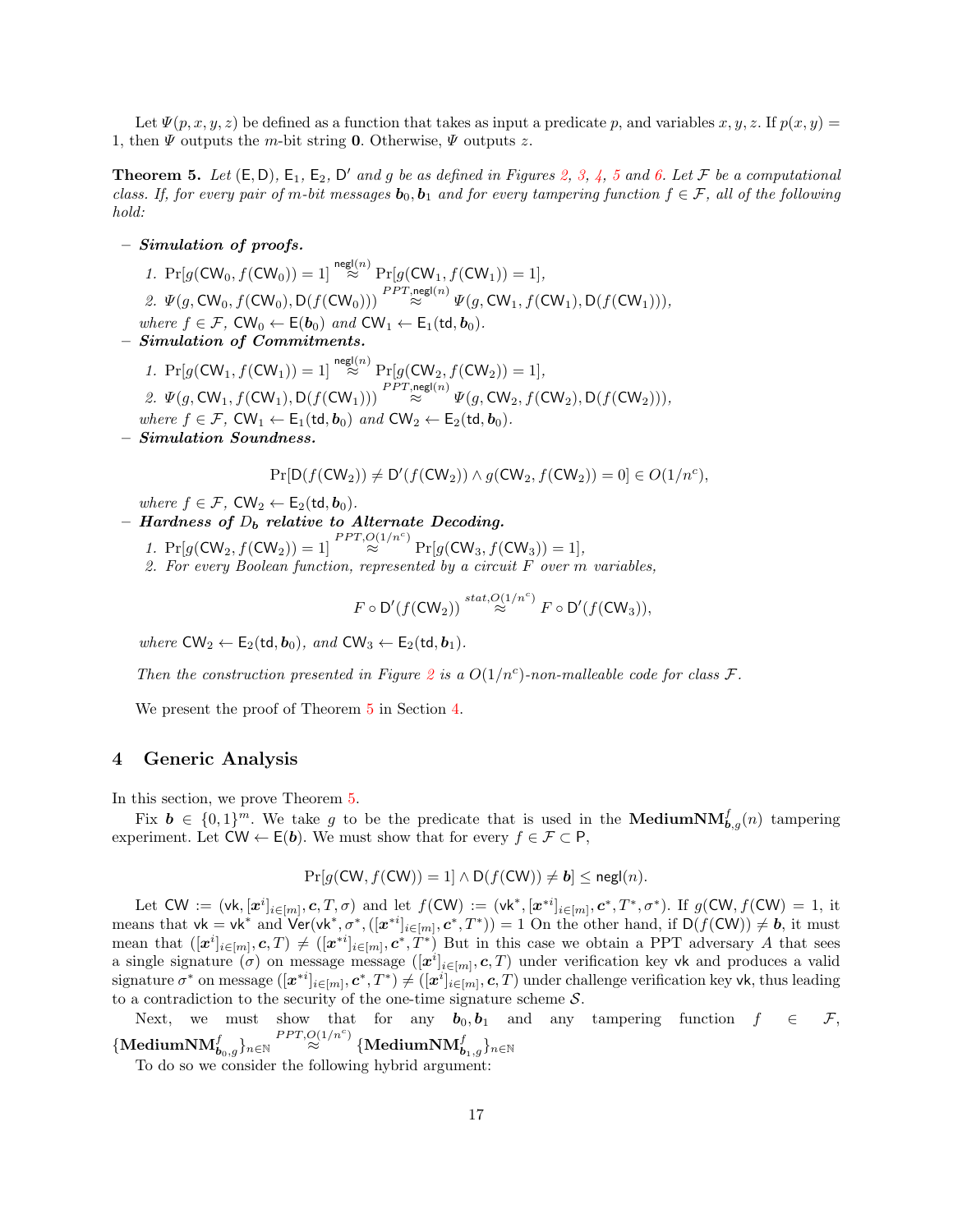Let $\Psi(p, x, y, z)$ be defined as a function that takes as input a predicate $p$, and variables $x, y, z$. If $p(x, y) = 1$, then $\Psi$ outputs the $m$-bit string $\mathbf{0}$. Otherwise, $\Psi$ outputs $z$.

**Theorem 5.** *Let $(\mathsf{E}, \mathsf{D})$, $\mathsf{E}_1$, $\mathsf{E}_2$, $\mathsf{D}'$ and $g$ be as defined in Figures 2, 3, 4, 5 and 6. Let $\mathcal{F}$ be a computational class. If, for every pair of $m$-bit messages $\boldsymbol{b}_0, \boldsymbol{b}_1$ and for every tampering function $f \in \mathcal{F}$, all of the following hold:*

– ***Simulation of proofs.***
  1. $\Pr[g(\mathsf{CW}_0, f(\mathsf{CW}_0)) = 1] \overset{\mathsf{negl}(n)}{\approx} \Pr[g(\mathsf{CW}_1, f(\mathsf{CW}_1)) = 1]$,
  2. $\Psi(g, \mathsf{CW}_0, f(\mathsf{CW}_0), \mathsf{D}(f(\mathsf{CW}_0))) \overset{PPT, \mathsf{negl}(n)}{\approx} \Psi(g, \mathsf{CW}_1, f(\mathsf{CW}_1), \mathsf{D}(f(\mathsf{CW}_1)))$,

  *where $f \in \mathcal{F}$, $\mathsf{CW}_0 \leftarrow \mathsf{E}(\boldsymbol{b}_0)$ and $\mathsf{CW}_1 \leftarrow \mathsf{E}_1(\mathsf{td}, \boldsymbol{b}_0)$.*

– ***Simulation of Commitments.***
  1. $\Pr[g(\mathsf{CW}_1, f(\mathsf{CW}_1)) = 1] \overset{\mathsf{negl}(n)}{\approx} \Pr[g(\mathsf{CW}_2, f(\mathsf{CW}_2)) = 1]$,
  2. $\Psi(g, \mathsf{CW}_1, f(\mathsf{CW}_1), \mathsf{D}(f(\mathsf{CW}_1))) \overset{PPT, \mathsf{negl}(n)}{\approx} \Psi(g, \mathsf{CW}_2, f(\mathsf{CW}_2), \mathsf{D}(f(\mathsf{CW}_2)))$,

  *where $f \in \mathcal{F}$, $\mathsf{CW}_1 \leftarrow \mathsf{E}_1(\mathsf{td}, \boldsymbol{b}_0)$ and $\mathsf{CW}_2 \leftarrow \mathsf{E}_2(\mathsf{td}, \boldsymbol{b}_0)$.*

– ***Simulation Soundness.***

$$\Pr[\mathsf{D}(f(\mathsf{CW}_2)) \neq \mathsf{D}'(f(\mathsf{CW}_2)) \wedge g(\mathsf{CW}_2, f(\mathsf{CW}_2)) = 0] \in O(1/n^c),$$

  *where $f \in \mathcal{F}$, $\mathsf{CW}_2 \leftarrow \mathsf{E}_2(\mathsf{td}, \boldsymbol{b}_0)$.*

– ***Hardness of $D_{\boldsymbol{b}}$ relative to Alternate Decoding.***
  1. $\Pr[g(\mathsf{CW}_2, f(\mathsf{CW}_2)) = 1] \overset{PPT, O(1/n^c)}{\approx} \Pr[g(\mathsf{CW}_3, f(\mathsf{CW}_3)) = 1]$,
  2. *For every Boolean function, represented by a circuit $F$ over $m$ variables,*

$$F \circ \mathsf{D}'(f(\mathsf{CW}_2)) \overset{stat, O(1/n^c)}{\approx} F \circ \mathsf{D}'(f(\mathsf{CW}_3)),$$

  *where $\mathsf{CW}_2 \leftarrow \mathsf{E}_2(\mathsf{td}, \boldsymbol{b}_0)$, and $\mathsf{CW}_3 \leftarrow \mathsf{E}_2(\mathsf{td}, \boldsymbol{b}_1)$.*

*Then the construction presented in Figure 2 is a $O(1/n^c)$-non-malleable code for class $\mathcal{F}$.*

We present the proof of Theorem 5 in Section 4.

# 4 Generic Analysis

In this section, we prove Theorem 5.

Fix $\boldsymbol{b} \in \{0,1\}^m$. We take $g$ to be the predicate that is used in the $\mathbf{MediumNM}^f_{\boldsymbol{b},g}(n)$ tampering experiment. Let $\mathsf{CW} \leftarrow \mathsf{E}(\boldsymbol{b})$. We must show that for every $f \in \mathcal{F} \subset \mathsf{P}$,

$$\Pr[g(\mathsf{CW}, f(\mathsf{CW})) = 1] \wedge \mathsf{D}(f(\mathsf{CW})) \neq \boldsymbol{b}] \leq \mathsf{negl}(n).$$

Let $\mathsf{CW} := (\mathsf{vk}, [\boldsymbol{x}^i]_{i\in[m]}, \boldsymbol{c}, T, \sigma)$ and let $f(\mathsf{CW}) := (\mathsf{vk}^*, [\boldsymbol{x}^{*i}]_{i\in[m]}, \boldsymbol{c}^*, T^*, \sigma^*)$. If $g(\mathsf{CW}, f(\mathsf{CW}) = 1$, it means that $\mathsf{vk} = \mathsf{vk}^*$ and $\mathsf{Ver}(\mathsf{vk}^*, \sigma^*, ([\boldsymbol{x}^{*i}]_{i\in[m]}, \boldsymbol{c}^*, T^*)) = 1$ On the other hand, if $\mathsf{D}(f(\mathsf{CW})) \neq \boldsymbol{b}$, it must mean that $([\boldsymbol{x}^i]_{i\in[m]}, \boldsymbol{c}, T) \neq ([\boldsymbol{x}^{*i}]_{i\in[m]}, \boldsymbol{c}^*, T^*)$ But in this case we obtain a PPT adversary $A$ that sees a single signature ($\sigma$) on message message $([\boldsymbol{x}^i]_{i\in[m]}, \boldsymbol{c}, T)$ under verification key $\mathsf{vk}$ and produces a valid signature $\sigma^*$ on message $([\boldsymbol{x}^{*i}]_{i\in[m]}, \boldsymbol{c}^*, T^*) \neq ([\boldsymbol{x}^i]_{i\in[m]}, \boldsymbol{c}, T)$ under challenge verification key $\mathsf{vk}$, thus leading to a contradiction to the security of the one-time signature scheme $\mathcal{S}$.

Next, we must show that for any $\boldsymbol{b}_0, \boldsymbol{b}_1$ and any tampering function $f \in \mathcal{F}$, $\{\mathbf{MediumNM}^f_{\boldsymbol{b}_0,g}\}_{n\in\mathbb{N}} \overset{PPT, O(1/n^c)}{\approx} \{\mathbf{MediumNM}^f_{\boldsymbol{b}_1,g}\}_{n\in\mathbb{N}}$

To do so we consider the following hybrid argument: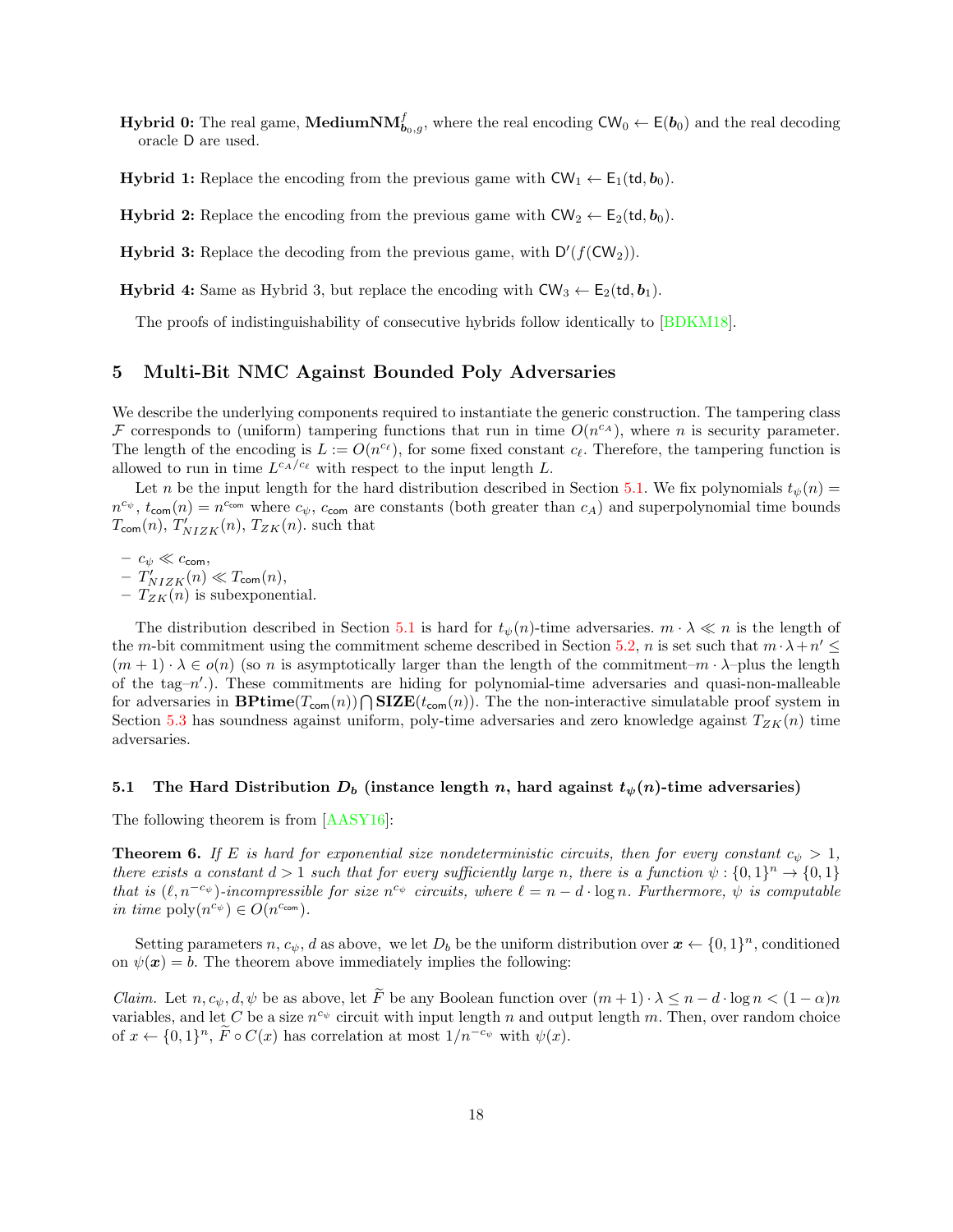**Hybrid 0:** The real game, $\mathbf{MediumNM}^f_{\boldsymbol{b}_0,g}$, where the real encoding $\mathsf{CW}_0 \leftarrow \mathsf{E}(\boldsymbol{b}_0)$ and the real decoding oracle $\mathsf{D}$ are used.

**Hybrid 1:** Replace the encoding from the previous game with $\mathsf{CW}_1 \leftarrow \mathsf{E}_1(\mathsf{td}, \boldsymbol{b}_0)$.

**Hybrid 2:** Replace the encoding from the previous game with $\mathsf{CW}_2 \leftarrow \mathsf{E}_2(\mathsf{td}, \boldsymbol{b}_0)$.

**Hybrid 3:** Replace the decoding from the previous game, with $\mathsf{D}'(f(\mathsf{CW}_2))$.

**Hybrid 4:** Same as Hybrid 3, but replace the encoding with $\mathsf{CW}_3 \leftarrow \mathsf{E}_2(\mathsf{td}, \boldsymbol{b}_1)$.

The proofs of indistinguishability of consecutive hybrids follow identically to [BDKM18].

# 5 Multi-Bit NMC Against Bounded Poly Adversaries

We describe the underlying components required to instantiate the generic construction. The tampering class $\mathcal{F}$ corresponds to (uniform) tampering functions that run in time $O(n^{c_A})$, where $n$ is security parameter. The length of the encoding is $L := O(n^{c_\ell})$, for some fixed constant $c_\ell$. Therefore, the tampering function is allowed to run in time $L^{c_A/c_\ell}$ with respect to the input length $L$.

Let $n$ be the input length for the hard distribution described in Section 5.1. We fix polynomials $t_\psi(n) = n^{c_\psi}$, $t_{\mathsf{com}}(n) = n^{c_{\mathsf{com}}}$ where $c_\psi$, $c_{\mathsf{com}}$ are constants (both greater than $c_A$) and superpolynomial time bounds $T_{\mathsf{com}}(n)$, $T'_{NIZK}(n)$, $T_{ZK}(n)$. such that

- $c_\psi \ll c_{\mathsf{com}}$,
- $T'_{NIZK}(n) \ll T_{\mathsf{com}}(n)$,
- $T_{ZK}(n)$ is subexponential.

The distribution described in Section 5.1 is hard for $t_\psi(n)$-time adversaries. $m \cdot \lambda \ll n$ is the length of the $m$-bit commitment using the commitment scheme described in Section 5.2, $n$ is set such that $m \cdot \lambda + n' \leq (m+1) \cdot \lambda \in o(n)$ (so $n$ is asymptotically larger than the length of the commitment–$m \cdot \lambda$–plus the length of the tag–$n'$.). These commitments are hiding for polynomial-time adversaries and quasi-non-malleable for adversaries in $\mathbf{BPtime}(T_{\mathsf{com}}(n)) \bigcap \mathbf{SIZE}(t_{\mathsf{com}}(n))$. The the non-interactive simulatable proof system in Section 5.3 has soundness against uniform, poly-time adversaries and zero knowledge against $T_{ZK}(n)$ time adversaries.

## 5.1 The Hard Distribution $D_b$ (instance length $n$, hard against $t_\psi(n)$-time adversaries)

The following theorem is from [AASY16]:

**Theorem 6.** *If $E$ is hard for exponential size nondeterministic circuits, then for every constant $c_\psi > 1$, there exists a constant $d > 1$ such that for every sufficiently large $n$, there is a function $\psi : \{0,1\}^n \to \{0,1\}$ that is $(\ell, n^{-c_\psi})$-incompressible for size $n^{c_\psi}$ circuits, where $\ell = n - d \cdot \log n$. Furthermore, $\psi$ is computable in time $\mathrm{poly}(n^{c_\psi}) \in O(n^{c_{\mathsf{com}}})$.*

Setting parameters $n, c_\psi, d$ as above, we let $D_b$ be the uniform distribution over $\boldsymbol{x} \leftarrow \{0,1\}^n$, conditioned on $\psi(\boldsymbol{x}) = b$. The theorem above immediately implies the following:

*Claim.* Let $n, c_\psi, d, \psi$ be as above, let $\widetilde{F}$ be any Boolean function over $(m+1) \cdot \lambda \leq n - d \cdot \log n < (1-\alpha)n$ variables, and let $C$ be a size $n^{c_\psi}$ circuit with input length $n$ and output length $m$. Then, over random choice of $x \leftarrow \{0,1\}^n$, $\widetilde{F} \circ C(x)$ has correlation at most $1/n^{-c_\psi}$ with $\psi(x)$.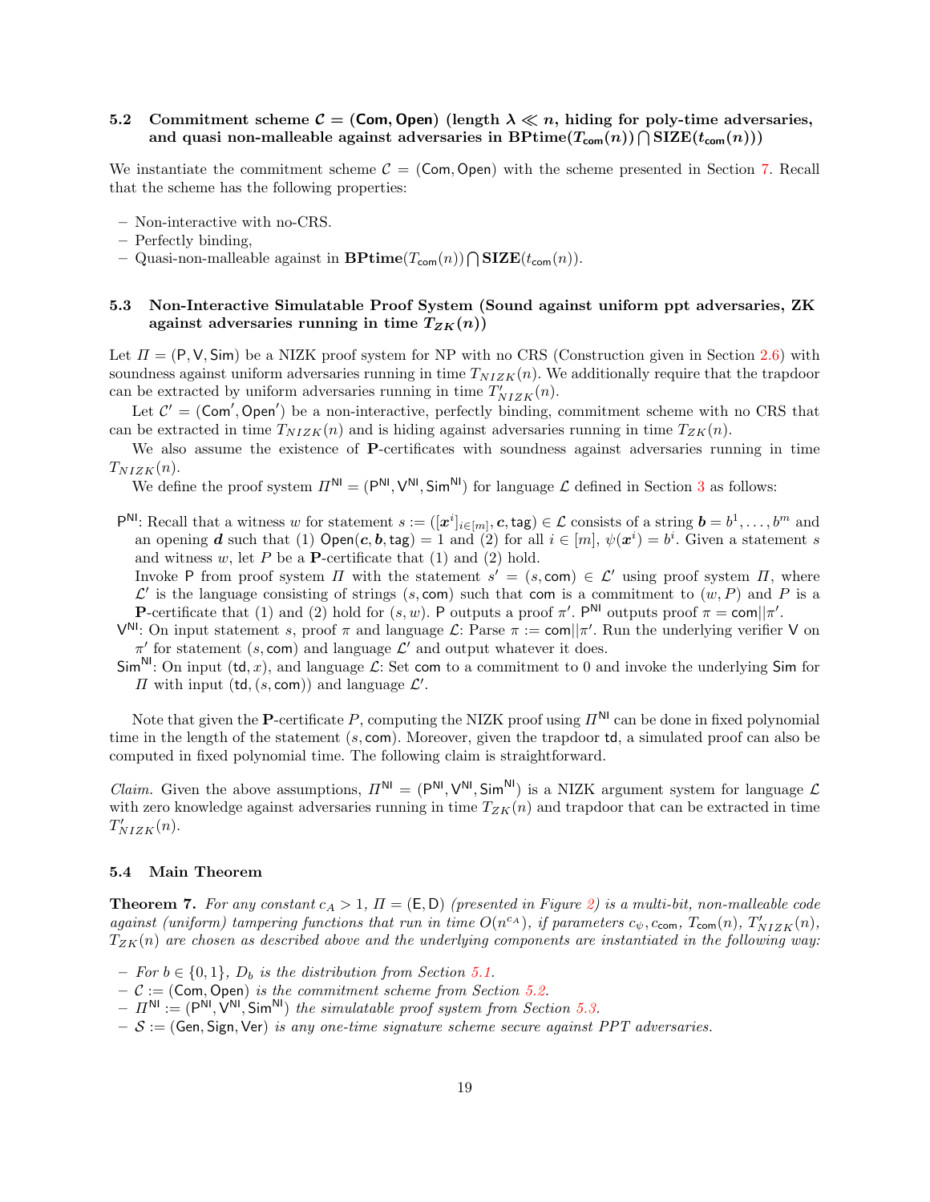## 5.2 Commitment scheme $\mathcal{C} = (\mathsf{Com}, \mathsf{Open})$ (length $\lambda \ll n$, hiding for poly-time adversaries, and quasi non-malleable against adversaries in $\mathbf{BPtime}(T_{\mathsf{com}}(n)) \bigcap \mathbf{SIZE}(t_{\mathsf{com}}(n))$)

We instantiate the commitment scheme $\mathcal{C} = (\mathsf{Com}, \mathsf{Open})$ with the scheme presented in Section 7. Recall that the scheme has the following properties:

- Non-interactive with no-CRS.
- Perfectly binding,
- Quasi-non-malleable against in $\mathbf{BPtime}(T_{\mathsf{com}}(n)) \bigcap \mathbf{SIZE}(t_{\mathsf{com}}(n))$.

## 5.3 Non-Interactive Simulatable Proof System (Sound against uniform ppt adversaries, ZK against adversaries running in time $T_{ZK}(n)$)

Let $\Pi = (\mathsf{P}, \mathsf{V}, \mathsf{Sim})$ be a NIZK proof system for NP with no CRS (Construction given in Section 2.6) with soundness against uniform adversaries running in time $T_{NIZK}(n)$. We additionally require that the trapdoor can be extracted by uniform adversaries running in time $T'_{NIZK}(n)$.

Let $\mathcal{C}' = (\mathsf{Com}', \mathsf{Open}')$ be a non-interactive, perfectly binding, commitment scheme with no CRS that can be extracted in time $T_{NIZK}(n)$ and is hiding against adversaries running in time $T_{ZK}(n)$.

We also assume the existence of **P**-certificates with soundness against adversaries running in time $T_{NIZK}(n)$.

We define the proof system $\Pi^{\mathsf{NI}} = (\mathsf{P}^{\mathsf{NI}}, \mathsf{V}^{\mathsf{NI}}, \mathsf{Sim}^{\mathsf{NI}})$ for language $\mathcal{L}$ defined in Section 3 as follows:

$\mathsf{P}^{\mathsf{NI}}$: Recall that a witness $w$ for statement $s := ([\boldsymbol{x}^i]_{i \in [m]}, \boldsymbol{c}, \mathsf{tag}) \in \mathcal{L}$ consists of a string $\boldsymbol{b} = b^1, \ldots, b^m$ and an opening $\boldsymbol{d}$ such that (1) $\mathsf{Open}(\boldsymbol{c}, \boldsymbol{b}, \mathsf{tag}) = 1$ and (2) for all $i \in [m]$, $\psi(\boldsymbol{x}^i) = b^i$. Given a statement $s$ and witness $w$, let $P$ be a **P**-certificate that (1) and (2) hold.
Invoke $\mathsf{P}$ from proof system $\Pi$ with the statement $s' = (s, \mathsf{com}) \in \mathcal{L}'$ using proof system $\Pi$, where $\mathcal{L}'$ is the language consisting of strings $(s, \mathsf{com})$ such that $\mathsf{com}$ is a commitment to $(w, P)$ and $P$ is a **P**-certificate that (1) and (2) hold for $(s, w)$. $\mathsf{P}$ outputs a proof $\pi'$. $\mathsf{P}^{\mathsf{NI}}$ outputs proof $\pi = \mathsf{com}||\pi'$.

$\mathsf{V}^{\mathsf{NI}}$: On input statement $s$, proof $\pi$ and language $\mathcal{L}$: Parse $\pi := \mathsf{com}||\pi'$. Run the underlying verifier $\mathsf{V}$ on $\pi'$ for statement $(s, \mathsf{com})$ and language $\mathcal{L}'$ and output whatever it does.

$\mathsf{Sim}^{\mathsf{NI}}$: On input $(\mathsf{td}, x)$, and language $\mathcal{L}$: Set $\mathsf{com}$ to a commitment to 0 and invoke the underlying $\mathsf{Sim}$ for $\Pi$ with input $(\mathsf{td}, (s, \mathsf{com}))$ and language $\mathcal{L}'$.

Note that given the **P**-certificate $P$, computing the NIZK proof using $\Pi^{\mathsf{NI}}$ can be done in fixed polynomial time in the length of the statement $(s, \mathsf{com})$. Moreover, given the trapdoor $\mathsf{td}$, a simulated proof can also be computed in fixed polynomial time. The following claim is straightforward.

*Claim.* Given the above assumptions, $\Pi^{\mathsf{NI}} = (\mathsf{P}^{\mathsf{NI}}, \mathsf{V}^{\mathsf{NI}}, \mathsf{Sim}^{\mathsf{NI}})$ is a NIZK argument system for language $\mathcal{L}$ with zero knowledge against adversaries running in time $T_{ZK}(n)$ and trapdoor that can be extracted in time $T'_{NIZK}(n)$.

## 5.4 Main Theorem

**Theorem 7.** *For any constant $c_A > 1$, $\Pi = (\mathsf{E}, \mathsf{D})$ (presented in Figure 2) is a multi-bit, non-malleable code against (uniform) tampering functions that run in time $O(n^{c_A})$, if parameters $c_\psi, c_{\mathsf{com}}$, $T_{\mathsf{com}}(n)$, $T'_{NIZK}(n)$, $T_{ZK}(n)$ are chosen as described above and the underlying components are instantiated in the following way:*

- *For $b \in \{0,1\}$, $D_b$ is the distribution from Section 5.1.*
- *$\mathcal{C} := (\mathsf{Com}, \mathsf{Open})$ is the commitment scheme from Section 5.2.*
- *$\Pi^{\mathsf{NI}} := (\mathsf{P}^{\mathsf{NI}}, \mathsf{V}^{\mathsf{NI}}, \mathsf{Sim}^{\mathsf{NI}})$ the simulatable proof system from Section 5.3.*
- *$\mathcal{S} := (\mathsf{Gen}, \mathsf{Sign}, \mathsf{Ver})$ is any one-time signature scheme secure against PPT adversaries.*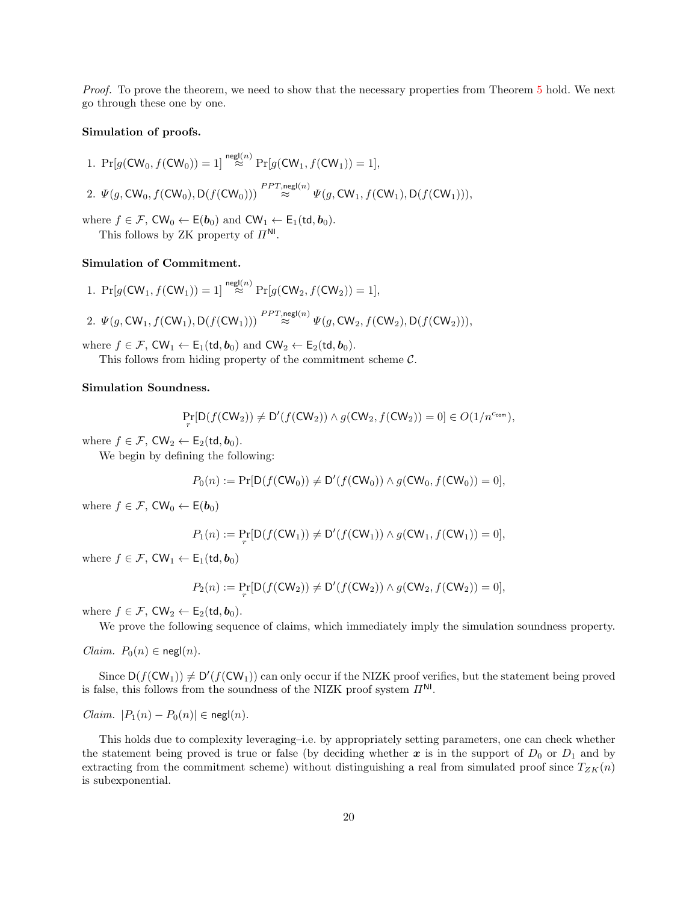*Proof.* To prove the theorem, we need to show that the necessary properties from Theorem 5 hold. We next go through these one by one.

**Simulation of proofs.**

1. $\Pr[g(\mathsf{CW}_0, f(\mathsf{CW}_0)) = 1] \overset{\mathsf{negl}(n)}{\approx} \Pr[g(\mathsf{CW}_1, f(\mathsf{CW}_1)) = 1]$,
2. $\Psi(g, \mathsf{CW}_0, f(\mathsf{CW}_0), \mathsf{D}(f(\mathsf{CW}_0))) \overset{PPT,\mathsf{negl}(n)}{\approx} \Psi(g, \mathsf{CW}_1, f(\mathsf{CW}_1), \mathsf{D}(f(\mathsf{CW}_1)))$,

where $f \in \mathcal{F}$, $\mathsf{CW}_0 \leftarrow \mathsf{E}(\boldsymbol{b}_0)$ and $\mathsf{CW}_1 \leftarrow \mathsf{E}_1(\mathsf{td}, \boldsymbol{b}_0)$.

This follows by ZK property of $\Pi^{\mathsf{NI}}$.

**Simulation of Commitment.**

1. $\Pr[g(\mathsf{CW}_1, f(\mathsf{CW}_1)) = 1] \overset{\mathsf{negl}(n)}{\approx} \Pr[g(\mathsf{CW}_2, f(\mathsf{CW}_2)) = 1]$,
2. $\Psi(g, \mathsf{CW}_1, f(\mathsf{CW}_1), \mathsf{D}(f(\mathsf{CW}_1))) \overset{PPT,\mathsf{negl}(n)}{\approx} \Psi(g, \mathsf{CW}_2, f(\mathsf{CW}_2), \mathsf{D}(f(\mathsf{CW}_2)))$,

where $f \in \mathcal{F}$, $\mathsf{CW}_1 \leftarrow \mathsf{E}_1(\mathsf{td}, \boldsymbol{b}_0)$ and $\mathsf{CW}_2 \leftarrow \mathsf{E}_2(\mathsf{td}, \boldsymbol{b}_0)$.

This follows from hiding property of the commitment scheme $\mathcal{C}$.

**Simulation Soundness.**

$$\Pr_r[\mathsf{D}(f(\mathsf{CW}_2)) \neq \mathsf{D}'(f(\mathsf{CW}_2)) \wedge g(\mathsf{CW}_2, f(\mathsf{CW}_2)) = 0] \in O(1/n^{c_{\mathsf{com}}}),$$

where $f \in \mathcal{F}$, $\mathsf{CW}_2 \leftarrow \mathsf{E}_2(\mathsf{td}, \boldsymbol{b}_0)$.

We begin by defining the following:

$$P_0(n) := \Pr[\mathsf{D}(f(\mathsf{CW}_0)) \neq \mathsf{D}'(f(\mathsf{CW}_0)) \wedge g(\mathsf{CW}_0, f(\mathsf{CW}_0)) = 0],$$

where $f \in \mathcal{F}$, $\mathsf{CW}_0 \leftarrow \mathsf{E}(\boldsymbol{b}_0)$

$$P_1(n) := \Pr_r[\mathsf{D}(f(\mathsf{CW}_1)) \neq \mathsf{D}'(f(\mathsf{CW}_1)) \wedge g(\mathsf{CW}_1, f(\mathsf{CW}_1)) = 0],$$

where $f \in \mathcal{F}$, $\mathsf{CW}_1 \leftarrow \mathsf{E}_1(\mathsf{td}, \boldsymbol{b}_0)$

$$P_2(n) := \Pr_r[\mathsf{D}(f(\mathsf{CW}_2)) \neq \mathsf{D}'(f(\mathsf{CW}_2)) \wedge g(\mathsf{CW}_2, f(\mathsf{CW}_2)) = 0],$$

where $f \in \mathcal{F}$, $\mathsf{CW}_2 \leftarrow \mathsf{E}_2(\mathsf{td}, \boldsymbol{b}_0)$.

We prove the following sequence of claims, which immediately imply the simulation soundness property.

*Claim.* $P_0(n) \in \mathsf{negl}(n)$.

Since $\mathsf{D}(f(\mathsf{CW}_1)) \neq \mathsf{D}'(f(\mathsf{CW}_1))$ can only occur if the NIZK proof verifies, but the statement being proved is false, this follows from the soundness of the NIZK proof system $\Pi^{\mathsf{NI}}$.

*Claim.* $|P_1(n) - P_0(n)| \in \mathsf{negl}(n)$.

This holds due to complexity leveraging–i.e. by appropriately setting parameters, one can check whether the statement being proved is true or false (by deciding whether $\boldsymbol{x}$ is in the support of $D_0$ or $D_1$ and by extracting from the commitment scheme) without distinguishing a real from simulated proof since $T_{ZK}(n)$ is subexponential.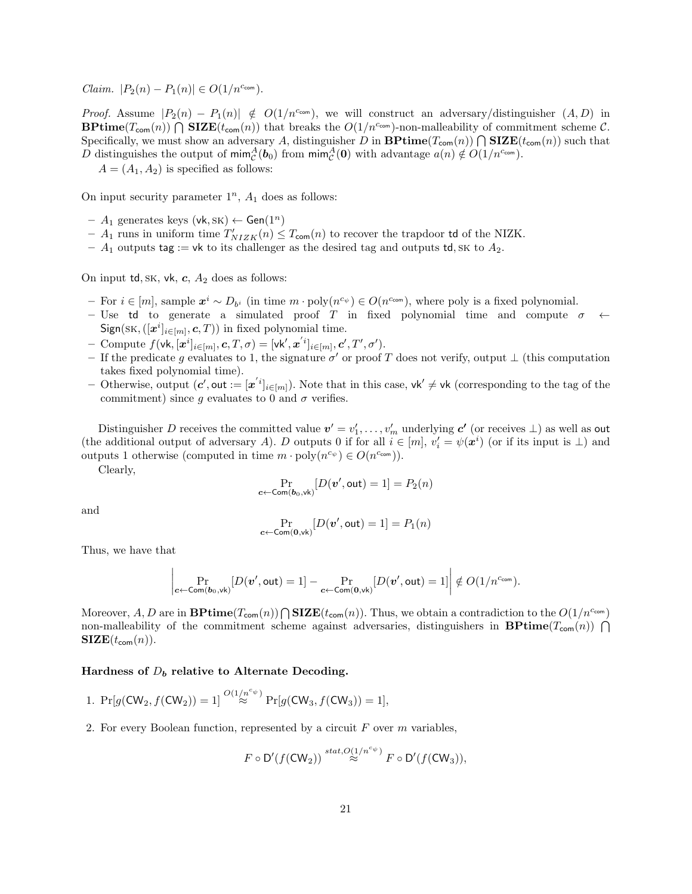*Claim.* $|P_2(n) - P_1(n)| \in O(1/n^{c_{\mathsf{com}}})$.

*Proof.* Assume $|P_2(n) - P_1(n)| \notin O(1/n^{c_{\mathsf{com}}})$, we will construct an adversary/distinguisher $(A, D)$ in $\mathbf{BPtime}(T_{\mathsf{com}}(n)) \bigcap \mathbf{SIZE}(t_{\mathsf{com}}(n))$ that breaks the $O(1/n^{c_{\mathsf{com}}})$-non-malleability of commitment scheme $\mathcal{C}$. Specifically, we must show an adversary $A$, distinguisher $D$ in $\mathbf{BPtime}(T_{\mathsf{com}}(n)) \bigcap \mathbf{SIZE}(t_{\mathsf{com}}(n))$ such that $D$ distinguishes the output of $\mathsf{mim}^A_{\mathcal{C}}(\boldsymbol{b}_0)$ from $\mathsf{mim}^A_{\mathcal{C}}(\boldsymbol{0})$ with advantage $a(n) \notin O(1/n^{c_{\mathsf{com}}})$.

$A = (A_1, A_2)$ is specified as follows:

On input security parameter $1^n$, $A_1$ does as follows:

- $A_1$ generates keys $(\mathsf{vk}, \mathsf{SK}) \leftarrow \mathsf{Gen}(1^n)$
- $A_1$ runs in uniform time $T'_{NIZK}(n) \leq T_{\mathsf{com}}(n)$ to recover the trapdoor $\mathsf{td}$ of the NIZK.
- $A_1$ outputs $\mathsf{tag} := \mathsf{vk}$ to its challenger as the desired tag and outputs $\mathsf{td}, \mathsf{SK}$ to $A_2$.

On input $\mathsf{td}, \mathsf{SK}$, $\mathsf{vk}$, $\boldsymbol{c}$, $A_2$ does as follows:

- For $i \in [m]$, sample $\boldsymbol{x}^i \sim D_{b^i}$ (in time $m \cdot \mathrm{poly}(n^{c_\psi}) \in O(n^{c_{\mathsf{com}}})$, where poly is a fixed polynomial.
- Use $\mathsf{td}$ to generate a simulated proof $T$ in fixed polynomial time and compute $\sigma \leftarrow \mathsf{Sign}(\mathsf{SK}, ([\boldsymbol{x}^i]_{i \in [m]}, \boldsymbol{c}, T))$ in fixed polynomial time.
- Compute $f(\mathsf{vk}, [\boldsymbol{x}^i]_{i \in [m]}, \boldsymbol{c}, T, \sigma) = [\mathsf{vk}', \boldsymbol{x}'^i]_{i \in [m]}, \boldsymbol{c}', T', \sigma')$.
- If the predicate $g$ evaluates to 1, the signature $\sigma'$ or proof $T$ does not verify, output $\perp$ (this computation takes fixed polynomial time).
- Otherwise, output $(\boldsymbol{c}', \mathsf{out} := [\boldsymbol{x}'^i]_{i \in [m]})$. Note that in this case, $\mathsf{vk}' \neq \mathsf{vk}$ (corresponding to the tag of the commitment) since $g$ evaluates to 0 and $\sigma$ verifies.

Distinguisher $D$ receives the committed value $\boldsymbol{v}' = v'_1, \ldots, v'_m$ underlying $\boldsymbol{c}'$ (or receives $\perp$) as well as $\mathsf{out}$ (the additional output of adversary $A$). $D$ outputs 0 if for all $i \in [m]$, $v'_i = \psi(\boldsymbol{x}^i)$ (or if its input is $\perp$) and outputs 1 otherwise (computed in time $m \cdot \mathrm{poly}(n^{c_\psi}) \in O(n^{c_{\mathsf{com}}})$).

Clearly,

$$\Pr_{\boldsymbol{c} \leftarrow \mathsf{Com}(\boldsymbol{b}_0, \mathsf{vk})}[D(\boldsymbol{v}', \mathsf{out}) = 1] = P_2(n)$$

and

$$\Pr_{\boldsymbol{c} \leftarrow \mathsf{Com}(\boldsymbol{0}, \mathsf{vk})}[D(\boldsymbol{v}', \mathsf{out}) = 1] = P_1(n)$$

Thus, we have that

$$\left| \Pr_{\boldsymbol{c} \leftarrow \mathsf{Com}(\boldsymbol{b}_0, \mathsf{vk})}[D(\boldsymbol{v}', \mathsf{out}) = 1] - \Pr_{\boldsymbol{c} \leftarrow \mathsf{Com}(\boldsymbol{0}, \mathsf{vk})}[D(\boldsymbol{v}', \mathsf{out}) = 1] \right| \notin O(1/n^{c_{\mathsf{com}}}).$$

Moreover, $A, D$ are in $\mathbf{BPtime}(T_{\mathsf{com}}(n)) \bigcap \mathbf{SIZE}(t_{\mathsf{com}}(n))$. Thus, we obtain a contradiction to the $O(1/n^{c_{\mathsf{com}}})$ non-malleability of the commitment scheme against adversaries, distinguishers in $\mathbf{BPtime}(T_{\mathsf{com}}(n)) \bigcap \mathbf{SIZE}(t_{\mathsf{com}}(n))$.

**Hardness of $D_b$ relative to Alternate Decoding.**

1. $\Pr[g(\mathsf{CW}_2, f(\mathsf{CW}_2)) = 1] \overset{O(1/n^{c_\psi})}{\approx} \Pr[g(\mathsf{CW}_3, f(\mathsf{CW}_3)) = 1]$,
2. For every Boolean function, represented by a circuit $F$ over $m$ variables,

$$F \circ \mathsf{D}'(f(\mathsf{CW}_2)) \overset{stat, O(1/n^{c_\psi})}{\approx} F \circ \mathsf{D}'(f(\mathsf{CW}_3)),$$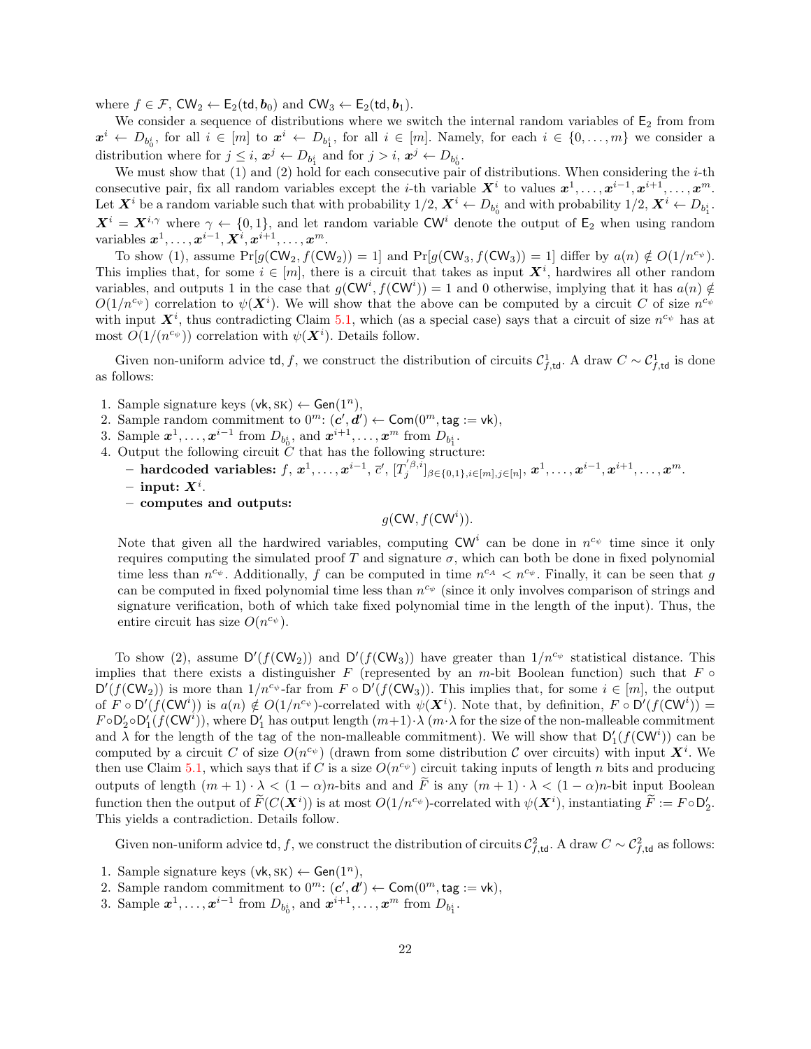where $f \in \mathcal{F}$, $\mathsf{CW}_2 \leftarrow \mathsf{E}_2(\mathsf{td}, \boldsymbol{b}_0)$ and $\mathsf{CW}_3 \leftarrow \mathsf{E}_2(\mathsf{td}, \boldsymbol{b}_1)$.

We consider a sequence of distributions where we switch the internal random variables of $\mathsf{E}_2$ from from $\boldsymbol{x}^i \leftarrow D_{b_0^i}$, for all $i \in [m]$ to $\boldsymbol{x}^i \leftarrow D_{b_1^i}$, for all $i \in [m]$. Namely, for each $i \in \{0, \ldots, m\}$ we consider a distribution where for $j \leq i$, $\boldsymbol{x}^j \leftarrow D_{b_1^i}$ and for $j > i$, $\boldsymbol{x}^j \leftarrow D_{b_0^i}$.

We must show that (1) and (2) hold for each consecutive pair of distributions. When considering the $i$-th consecutive pair, fix all random variables except the $i$-th variable $\boldsymbol{X}^i$ to values $\boldsymbol{x}^1, \ldots, \boldsymbol{x}^{i-1}, \boldsymbol{x}^{i+1}, \ldots, \boldsymbol{x}^m$. Let $\boldsymbol{X}^i$ be a random variable such that with probability $1/2$, $\boldsymbol{X}^i \leftarrow D_{b_0^i}$ and with probability $1/2$, $\boldsymbol{X}^i \leftarrow D_{b_1^i}$. $\boldsymbol{X}^i = \boldsymbol{X}^{i,\gamma}$ where $\gamma \leftarrow \{0,1\}$, and let random variable $\mathsf{CW}^i$ denote the output of $\mathsf{E}_2$ when using random variables $\boldsymbol{x}^1, \ldots, \boldsymbol{x}^{i-1}, \boldsymbol{X}^i, \boldsymbol{x}^{i+1}, \ldots, \boldsymbol{x}^m$.

To show (1), assume $\Pr[g(\mathsf{CW}_2, f(\mathsf{CW}_2)) = 1]$ and $\Pr[g(\mathsf{CW}_3, f(\mathsf{CW}_3)) = 1]$ differ by $a(n) \notin O(1/n^{c_\psi})$. This implies that, for some $i \in [m]$, there is a circuit that takes as input $\boldsymbol{X}^i$, hardwires all other random variables, and outputs 1 in the case that $g(\mathsf{CW}^i, f(\mathsf{CW}^i)) = 1$ and 0 otherwise, implying that it has $a(n) \notin O(1/n^{c_\psi})$ correlation to $\psi(\boldsymbol{X}^i)$. We will show that the above can be computed by a circuit $C$ of size $n^{c_\psi}$ with input $\boldsymbol{X}^i$, thus contradicting Claim 5.1, which (as a special case) says that a circuit of size $n^{c_\psi}$ has at most $O(1/(n^{c_\psi}))$ correlation with $\psi(\boldsymbol{X}^i)$. Details follow.

Given non-uniform advice $\mathsf{td}, f$, we construct the distribution of circuits $\mathcal{C}^1_{f,\mathsf{td}}$. A draw $C \sim \mathcal{C}^1_{f,\mathsf{td}}$ is done as follows:

1. Sample signature keys $(\mathsf{vk}, \mathsf{SK}) \leftarrow \mathsf{Gen}(1^n)$,
2. Sample random commitment to $0^m$: $(\boldsymbol{c}', \boldsymbol{d}') \leftarrow \mathsf{Com}(0^m, \mathsf{tag} := \mathsf{vk})$,
3. Sample $\boldsymbol{x}^1, \ldots, \boldsymbol{x}^{i-1}$ from $D_{b_0^i}$, and $\boldsymbol{x}^{i+1}, \ldots, \boldsymbol{x}^m$ from $D_{b_1^i}$.
4. Output the following circuit $C$ that has the following structure:
   - **hardcoded variables:** $f$, $\boldsymbol{x}^1, \ldots, \boldsymbol{x}^{i-1}$, $\overline{c}'$, $[T_j^{'\beta,i}]_{\beta \in \{0,1\}, i \in [m], j \in [n]}$, $\boldsymbol{x}^1, \ldots, \boldsymbol{x}^{i-1}, \boldsymbol{x}^{i+1}, \ldots, \boldsymbol{x}^m$.
   - **input:** $\boldsymbol{X}^i$.
   - **computes and outputs:**

$$g(\mathsf{CW}, f(\mathsf{CW}^i)).$$

   Note that given all the hardwired variables, computing $\mathsf{CW}^i$ can be done in $n^{c_\psi}$ time since it only requires computing the simulated proof $T$ and signature $\sigma$, which can both be done in fixed polynomial time less than $n^{c_\psi}$. Additionally, $f$ can be computed in time $n^{c_A} < n^{c_\psi}$. Finally, it can be seen that $g$ can be computed in fixed polynomial time less than $n^{c_\psi}$ (since it only involves comparison of strings and signature verification, both of which take fixed polynomial time in the length of the input). Thus, the entire circuit has size $O(n^{c_\psi})$.

To show (2), assume $\mathsf{D}'(f(\mathsf{CW}_2))$ and $\mathsf{D}'(f(\mathsf{CW}_3))$ have greater than $1/n^{c_\psi}$ statistical distance. This implies that there exists a distinguisher $F$ (represented by an $m$-bit Boolean function) such that $F \circ \mathsf{D}'(f(\mathsf{CW}_2))$ is more than $1/n^{c_\psi}$-far from $F \circ \mathsf{D}'(f(\mathsf{CW}_3))$. This implies that, for some $i \in [m]$, the output of $F \circ \mathsf{D}'(f(\mathsf{CW}^i))$ is $a(n) \notin O(1/n^{c_\psi})$-correlated with $\psi(\boldsymbol{X}^i)$. Note that, by definition, $F \circ \mathsf{D}'(f(\mathsf{CW}^i)) = F \circ \mathsf{D}'_2 \circ \mathsf{D}'_1(f(\mathsf{CW}^i))$, where $\mathsf{D}'_1$ has output length $(m+1) \cdot \lambda$ ($m \cdot \lambda$ for the size of the non-malleable commitment and $\lambda$ for the length of the tag of the non-malleable commitment). We will show that $\mathsf{D}'_1(f(\mathsf{CW}^i))$ can be computed by a circuit $C$ of size $O(n^{c_\psi})$ (drawn from some distribution $\mathcal{C}$ over circuits) with input $\boldsymbol{X}^i$. We then use Claim 5.1, which says that if $C$ is a size $O(n^{c_\psi})$ circuit taking inputs of length $n$ bits and producing outputs of length $(m+1) \cdot \lambda < (1-\alpha)n$-bits and and $\widetilde{F}$ is any $(m+1) \cdot \lambda < (1-\alpha)n$-bit input Boolean function then the output of $\widetilde{F}(C(\boldsymbol{X}^i))$ is at most $O(1/n^{c_\psi})$-correlated with $\psi(\boldsymbol{X}^i)$, instantiating $\widetilde{F} := F \circ \mathsf{D}'_2$. This yields a contradiction. Details follow.

Given non-uniform advice $\mathsf{td}, f$, we construct the distribution of circuits $\mathcal{C}^2_{f,\mathsf{td}}$. A draw $C \sim \mathcal{C}^2_{f,\mathsf{td}}$ as follows:

1. Sample signature keys $(\mathsf{vk}, \mathsf{SK}) \leftarrow \mathsf{Gen}(1^n)$,
2. Sample random commitment to $0^m$: $(\boldsymbol{c}', \boldsymbol{d}') \leftarrow \mathsf{Com}(0^m, \mathsf{tag} := \mathsf{vk})$,
3. Sample $\boldsymbol{x}^1, \ldots, \boldsymbol{x}^{i-1}$ from $D_{b_0^i}$, and $\boldsymbol{x}^{i+1}, \ldots, \boldsymbol{x}^m$ from $D_{b_1^i}$.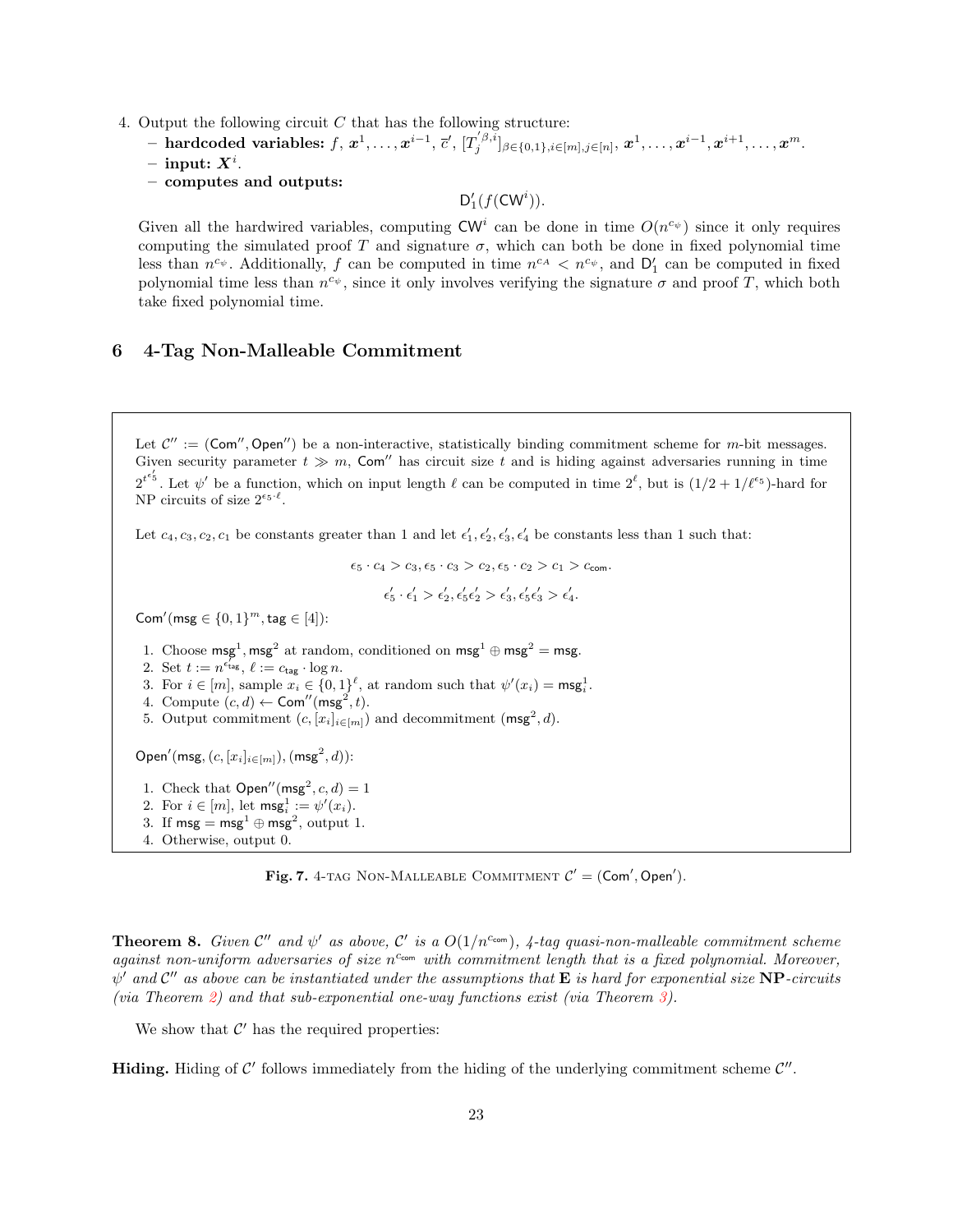4. Output the following circuit $C$ that has the following structure:
   - **hardcoded variables:** $f$, $\boldsymbol{x}^1, \ldots, \boldsymbol{x}^{i-1}$, $\overline{c}'$, $[T_j^{'\beta,i}]_{\beta\in\{0,1\},i\in[m],j\in[n]}$, $\boldsymbol{x}^1, \ldots, \boldsymbol{x}^{i-1}, \boldsymbol{x}^{i+1}, \ldots, \boldsymbol{x}^m$.
   - **input:** $\boldsymbol{X}^i$.
   - **computes and outputs:**

$$\mathsf{D}_1'(f(\mathsf{CW}^i)).$$

Given all the hardwired variables, computing $\mathsf{CW}^i$ can be done in time $O(n^{c_\psi})$ since it only requires computing the simulated proof $T$ and signature $\sigma$, which can both be done in fixed polynomial time less than $n^{c_\psi}$. Additionally, $f$ can be computed in time $n^{c_A} < n^{c_\psi}$, and $\mathsf{D}_1'$ can be computed in fixed polynomial time less than $n^{c_\psi}$, since it only involves verifying the signature $\sigma$ and proof $T$, which both take fixed polynomial time.

## 6 4-Tag Non-Malleable Commitment

Let $\mathcal{C}'' := (\mathsf{Com}'', \mathsf{Open}'')$ be a non-interactive, statistically binding commitment scheme for $m$-bit messages. Given security parameter $t \gg m$, $\mathsf{Com}''$ has circuit size $t$ and is hiding against adversaries running in time $2^{t^{\epsilon_5'}}$. Let $\psi'$ be a function, which on input length $\ell$ can be computed in time $2^\ell$, but is $(1/2 + 1/\ell^{\epsilon_5})$-hard for NP circuits of size $2^{\epsilon_5 \cdot \ell}$.

Let $c_4, c_3, c_2, c_1$ be constants greater than 1 and let $\epsilon_1', \epsilon_2', \epsilon_3', \epsilon_4'$ be constants less than 1 such that:

$$\epsilon_5 \cdot c_4 > c_3, \epsilon_5 \cdot c_3 > c_2, \epsilon_5 \cdot c_2 > c_1 > c_{\mathsf{com}}.$$

$$\epsilon_5' \cdot \epsilon_1' > \epsilon_2', \epsilon_5'\epsilon_2' > \epsilon_3', \epsilon_5'\epsilon_3' > \epsilon_4'.$$

$\mathsf{Com}'(\mathsf{msg} \in \{0,1\}^m, \mathsf{tag} \in [4])$:

1. Choose $\mathsf{msg}^1, \mathsf{msg}^2$ at random, conditioned on $\mathsf{msg}^1 \oplus \mathsf{msg}^2 = \mathsf{msg}$.
2. Set $t := n^{\epsilon_{\mathsf{tag}}}$, $\ell := c_{\mathsf{tag}} \cdot \log n$.
3. For $i \in [m]$, sample $x_i \in \{0,1\}^\ell$, at random such that $\psi'(x_i) = \mathsf{msg}^1_i$.
4. Compute $(c, d) \leftarrow \mathsf{Com}''(\mathsf{msg}^2, t)$.
5. Output commitment $(c, [x_i]_{i\in[m]})$ and decommitment $(\mathsf{msg}^2, d)$.

$\mathsf{Open}'(\mathsf{msg}, (c, [x_i]_{i\in[m]}), (\mathsf{msg}^2, d))$:

1. Check that $\mathsf{Open}''(\mathsf{msg}^2, c, d) = 1$
2. For $i \in [m]$, let $\mathsf{msg}^1_i := \psi'(x_i)$.
3. If $\mathsf{msg} = \mathsf{msg}^1 \oplus \mathsf{msg}^2$, output 1.
4. Otherwise, output 0.

**Fig. 7.** 4-tag Non-Malleable Commitment $\mathcal{C}' = (\mathsf{Com}', \mathsf{Open}')$.

**Theorem 8.** *Given $\mathcal{C}''$ and $\psi'$ as above, $\mathcal{C}'$ is a $O(1/n^{c_{\mathsf{com}}})$, 4-tag quasi-non-malleable commitment scheme against non-uniform adversaries of size $n^{c_{\mathsf{com}}}$ with commitment length that is a fixed polynomial. Moreover, $\psi'$ and $\mathcal{C}''$ as above can be instantiated under the assumptions that $\mathbf{E}$ is hard for exponential size $\mathbf{NP}$-circuits (via Theorem 2) and that sub-exponential one-way functions exist (via Theorem 3).*

We show that $\mathcal{C}'$ has the required properties:

**Hiding.** Hiding of $\mathcal{C}'$ follows immediately from the hiding of the underlying commitment scheme $\mathcal{C}''$.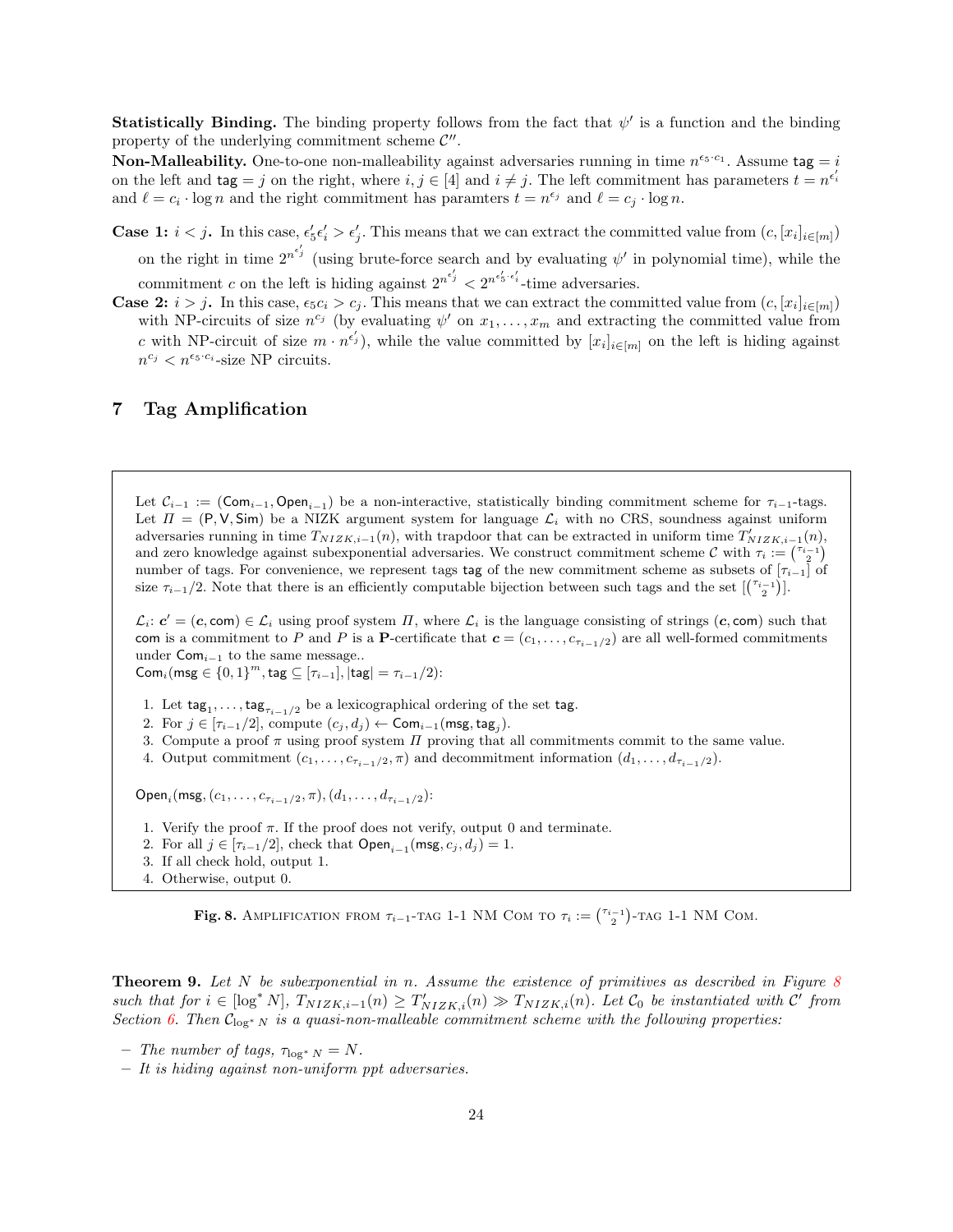**Statistically Binding.** The binding property follows from the fact that $\psi'$ is a function and the binding property of the underlying commitment scheme $\mathcal{C}''$.

**Non-Malleability.** One-to-one non-malleability against adversaries running in time $n^{\epsilon_5 \cdot c_1}$. Assume $\mathsf{tag} = i$ on the left and $\mathsf{tag} = j$ on the right, where $i, j \in [4]$ and $i \neq j$. The left commitment has parameters $t = n^{\epsilon_i'}$ and $\ell = c_i \cdot \log n$ and the right commitment has paramters $t = n^{\epsilon_j}$ and $\ell = c_j \cdot \log n$.

**Case 1:** $i < j$**.** In this case, $\epsilon_5' \epsilon_i' > \epsilon_j'$. This means that we can extract the committed value from $(c, [x_i]_{i \in [m]})$ on the right in time $2^{n^{\epsilon_j'}}$ (using brute-force search and by evaluating $\psi'$ in polynomial time), while the commitment $c$ on the left is hiding against $2^{n^{\epsilon_j'}} < 2^{n^{\epsilon_5' \cdot \epsilon_i'}}$-time adversaries.

**Case 2:** $i > j$**.** In this case, $\epsilon_5 c_i > c_j$. This means that we can extract the committed value from $(c, [x_i]_{i \in [m]})$ with NP-circuits of size $n^{c_j}$ (by evaluating $\psi'$ on $x_1, \ldots, x_m$ and extracting the committed value from $c$ with NP-circuit of size $m \cdot n^{\epsilon_j'}$), while the value committed by $[x_i]_{i \in [m]}$ on the left is hiding against $n^{c_j} < n^{\epsilon_5 \cdot c_i}$-size NP circuits.

# 7 Tag Amplification

Let $\mathcal{C}_{i-1} := (\mathsf{Com}_{i-1}, \mathsf{Open}_{i-1})$ be a non-interactive, statistically binding commitment scheme for $\tau_{i-1}$-tags. Let $\Pi = (\mathsf{P}, \mathsf{V}, \mathsf{Sim})$ be a NIZK argument system for language $\mathcal{L}_i$ with no CRS, soundness against uniform adversaries running in time $T_{NIZK,i-1}(n)$, with trapdoor that can be extracted in uniform time $T'_{NIZK,i-1}(n)$, and zero knowledge against subexponential adversaries. We construct commitment scheme $\mathcal{C}$ with $\tau_i := \binom{\tau_{i-1}}{2}$ number of tags. For convenience, we represent tags $\mathsf{tag}$ of the new commitment scheme as subsets of $[\tau_{i-1}]$ of size $\tau_{i-1}/2$. Note that there is an efficiently computable bijection between such tags and the set $[\binom{\tau_{i-1}}{2}]$.

$\mathcal{L}_i$: $\boldsymbol{c}' = (\boldsymbol{c}, \mathsf{com}) \in \mathcal{L}_i$ using proof system $\Pi$, where $\mathcal{L}_i$ is the language consisting of strings $(\boldsymbol{c}, \mathsf{com})$ such that $\mathsf{com}$ is a commitment to $P$ and $P$ is a $\mathbf{P}$-certificate that $\boldsymbol{c} = (c_1, \ldots, c_{\tau_{i-1}/2})$ are all well-formed commitments under $\mathsf{Com}_{i-1}$ to the same message..

$\mathsf{Com}_i(\mathsf{msg} \in \{0,1\}^m, \mathsf{tag} \subseteq [\tau_{i-1}], |\mathsf{tag}| = \tau_{i-1}/2)$:

1. Let $\mathsf{tag}_1, \ldots, \mathsf{tag}_{\tau_{i-1}/2}$ be a lexicographical ordering of the set $\mathsf{tag}$.
2. For $j \in [\tau_{i-1}/2]$, compute $(c_j, d_j) \leftarrow \mathsf{Com}_{i-1}(\mathsf{msg}, \mathsf{tag}_j)$.
3. Compute a proof $\pi$ using proof system $\Pi$ proving that all commitments commit to the same value.
4. Output commitment $(c_1, \ldots, c_{\tau_{i-1}/2}, \pi)$ and decommitment information $(d_1, \ldots, d_{\tau_{i-1}/2})$.

$\mathsf{Open}_i(\mathsf{msg}, (c_1, \ldots, c_{\tau_{i-1}/2}, \pi), (d_1, \ldots, d_{\tau_{i-1}/2})$:

1. Verify the proof $\pi$. If the proof does not verify, output 0 and terminate.
2. For all $j \in [\tau_{i-1}/2]$, check that $\mathsf{Open}_{i-1}(\mathsf{msg}, c_j, d_j) = 1$.
3. If all check hold, output 1.
4. Otherwise, output 0.

**Fig. 8.** Amplification from $\tau_{i-1}$-tag 1-1 NM Com to $\tau_i := \binom{\tau_{i-1}}{2}$-tag 1-1 NM Com.

**Theorem 9.** *Let $N$ be subexponential in $n$. Assume the existence of primitives as described in Figure 8 such that for $i \in [\log^* N]$, $T_{NIZK,i-1}(n) \geq T'_{NIZK,i}(n) \gg T_{NIZK,i}(n)$. Let $\mathcal{C}_0$ be instantiated with $\mathcal{C}'$ from Section 6. Then $\mathcal{C}_{\log^* N}$ is a quasi-non-malleable commitment scheme with the following properties:*

- *The number of tags, $\tau_{\log^* N} = N$.*
- *It is hiding against non-uniform ppt adversaries.*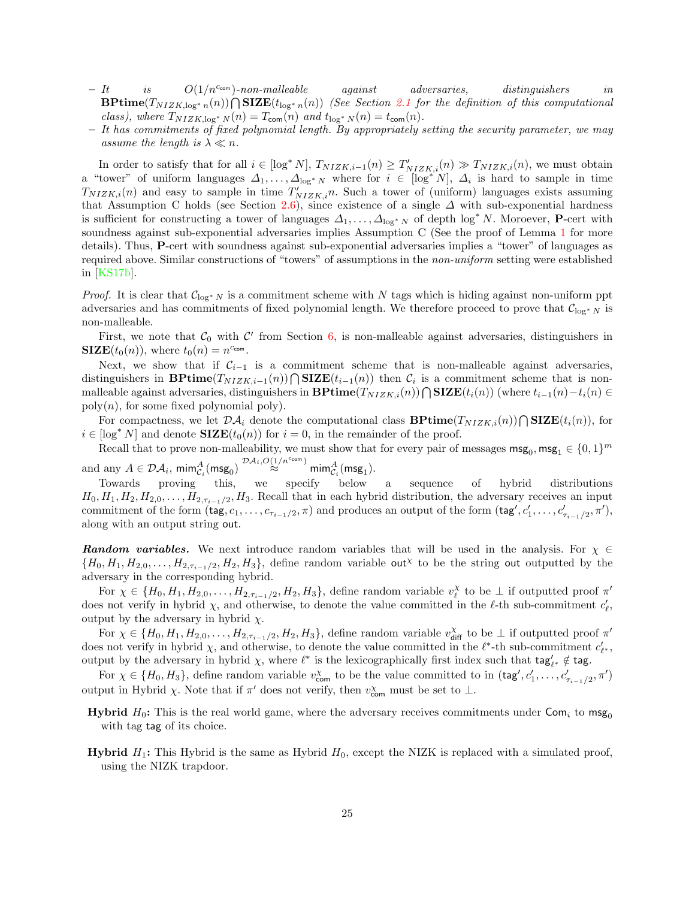– It is $O(1/n^{c_{\mathsf{com}}})$-non-malleable against adversaries, distinguishers in $\mathbf{BPtime}(T_{NIZK,\log^* n}(n)) \bigcap \mathbf{SIZE}(t_{\log^* n}(n))$ *(See Section 2.1 for the definition of this computational class), where* $T_{NIZK,\log^* N}(n) = T_{\mathsf{com}}(n)$ *and* $t_{\log^* N}(n) = t_{\mathsf{com}}(n)$.

– *It has commitments of fixed polynomial length. By appropriately setting the security parameter, we may assume the length is* $\lambda \ll n$.

In order to satisfy that for all $i \in [\log^* N]$, $T_{NIZK,i-1}(n) \geq T'_{NIZK,i}(n) \gg T_{NIZK,i}(n)$, we must obtain a "tower" of uniform languages $\Delta_1, \ldots, \Delta_{\log^* N}$ where for $i \in [\log^* N]$, $\Delta_i$ is hard to sample in time $T_{NIZK,i}(n)$ and easy to sample in time $T'_{NIZK,i}n$. Such a tower of (uniform) languages exists assuming that Assumption C holds (see Section 2.6), since existence of a single $\Delta$ with sub-exponential hardness is sufficient for constructing a tower of languages $\Delta_1, \ldots, \Delta_{\log^* N}$ of depth $\log^* N$. Moroever, **P**-cert with soundness against sub-exponential adversaries implies Assumption C (See the proof of Lemma 1 for more details). Thus, **P**-cert with soundness against sub-exponential adversaries implies a "tower" of languages as required above. Similar constructions of "towers" of assumptions in the *non-uniform* setting were established in [KS17b].

*Proof.* It is clear that $\mathcal{C}_{\log^* N}$ is a commitment scheme with $N$ tags which is hiding against non-uniform ppt adversaries and has commitments of fixed polynomial length. We therefore proceed to prove that $\mathcal{C}_{\log^* N}$ is non-malleable.

First, we note that $\mathcal{C}_0$ with $\mathcal{C}'$ from Section 6, is non-malleable against adversaries, distinguishers in $\mathbf{SIZE}(t_0(n))$, where $t_0(n) = n^{c_{\mathsf{com}}}$.

Next, we show that if $\mathcal{C}_{i-1}$ is a commitment scheme that is non-malleable against adversaries, distinguishers in $\mathbf{BPtime}(T_{NIZK,i-1}(n)) \bigcap \mathbf{SIZE}(t_{i-1}(n))$ then $\mathcal{C}_i$ is a commitment scheme that is non-malleable against adversaries, distinguishers in $\mathbf{BPtime}(T_{NIZK,i}(n)) \bigcap \mathbf{SIZE}(t_i(n))$ (where $t_{i-1}(n) - t_i(n) \in \mathrm{poly}(n)$, for some fixed polynomial poly).

For compactness, we let $\mathcal{DA}_i$ denote the computational class $\mathbf{BPtime}(T_{NIZK,i}(n)) \bigcap \mathbf{SIZE}(t_i(n))$, for $i \in [\log^* N]$ and denote $\mathbf{SIZE}(t_0(n))$ for $i = 0$, in the remainder of the proof.

Recall that to prove non-malleability, we must show that for every pair of messages $\mathsf{msg}_0, \mathsf{msg}_1 \in \{0,1\}^m$ and any $A \in \mathcal{DA}_i$, $\mathsf{mim}^A_{\mathcal{C}_i}(\mathsf{msg}_0) \overset{\mathcal{DA}_i, O(1/n^{c_{\mathsf{com}}})}{\approx} \mathsf{mim}^A_{\mathcal{C}_i}(\mathsf{msg}_1)$.

Towards proving this, we specify below a sequence of hybrid distributions $H_0, H_1, H_2, H_{2,0}, \ldots, H_{2,\tau_{i-1}/2}, H_3$. Recall that in each hybrid distribution, the adversary receives an input commitment of the form $(\mathsf{tag}, c_1, \ldots, c_{\tau_{i-1}/2}, \pi)$ and produces an output of the form $(\mathsf{tag}', c'_1, \ldots, c'_{\tau_{i-1}/2}, \pi')$, along with an output string $\mathsf{out}$.

***Random variables.*** We next introduce random variables that will be used in the analysis. For $\chi \in \{H_0, H_1, H_{2,0}, \ldots, H_{2,\tau_{i-1}/2}, H_2, H_3\}$, define random variable $\mathsf{out}^\chi$ to be the string $\mathsf{out}$ outputted by the adversary in the corresponding hybrid.

For $\chi \in \{H_0, H_1, H_{2,0}, \ldots, H_{2,\tau_{i-1}/2}, H_2, H_3\}$, define random variable $v^\chi_\ell$ to be $\perp$ if outputted proof $\pi'$ does not verify in hybrid $\chi$, and otherwise, to denote the value committed in the $\ell$-th sub-commitment $c'_\ell$, output by the adversary in hybrid $\chi$.

For $\chi \in \{H_0, H_1, H_{2,0}, \ldots, H_{2,\tau_{i-1}/2}, H_2, H_3\}$, define random variable $v^\chi_{\mathsf{diff}}$ to be $\perp$ if outputted proof $\pi'$ does not verify in hybrid $\chi$, and otherwise, to denote the value committed in the $\ell^*$-th sub-commitment $c'_{\ell^*}$, output by the adversary in hybrid $\chi$, where $\ell^*$ is the lexicographically first index such that $\mathsf{tag}'_{\ell^*} \notin \mathsf{tag}$.

For $\chi \in \{H_0, H_3\}$, define random variable $v^\chi_{\mathsf{com}}$ to be the value committed to in $(\mathsf{tag}', c'_1, \ldots, c'_{\tau_{i-1}/2}, \pi')$ output in Hybrid $\chi$. Note that if $\pi'$ does not verify, then $v^\chi_{\mathsf{com}}$ must be set to $\perp$.

**Hybrid $H_0$:** This is the real world game, where the adversary receives commitments under $\mathsf{Com}_i$ to $\mathsf{msg}_0$ with tag $\mathsf{tag}$ of its choice.

**Hybrid $H_1$:** This Hybrid is the same as Hybrid $H_0$, except the NIZK is replaced with a simulated proof, using the NIZK trapdoor.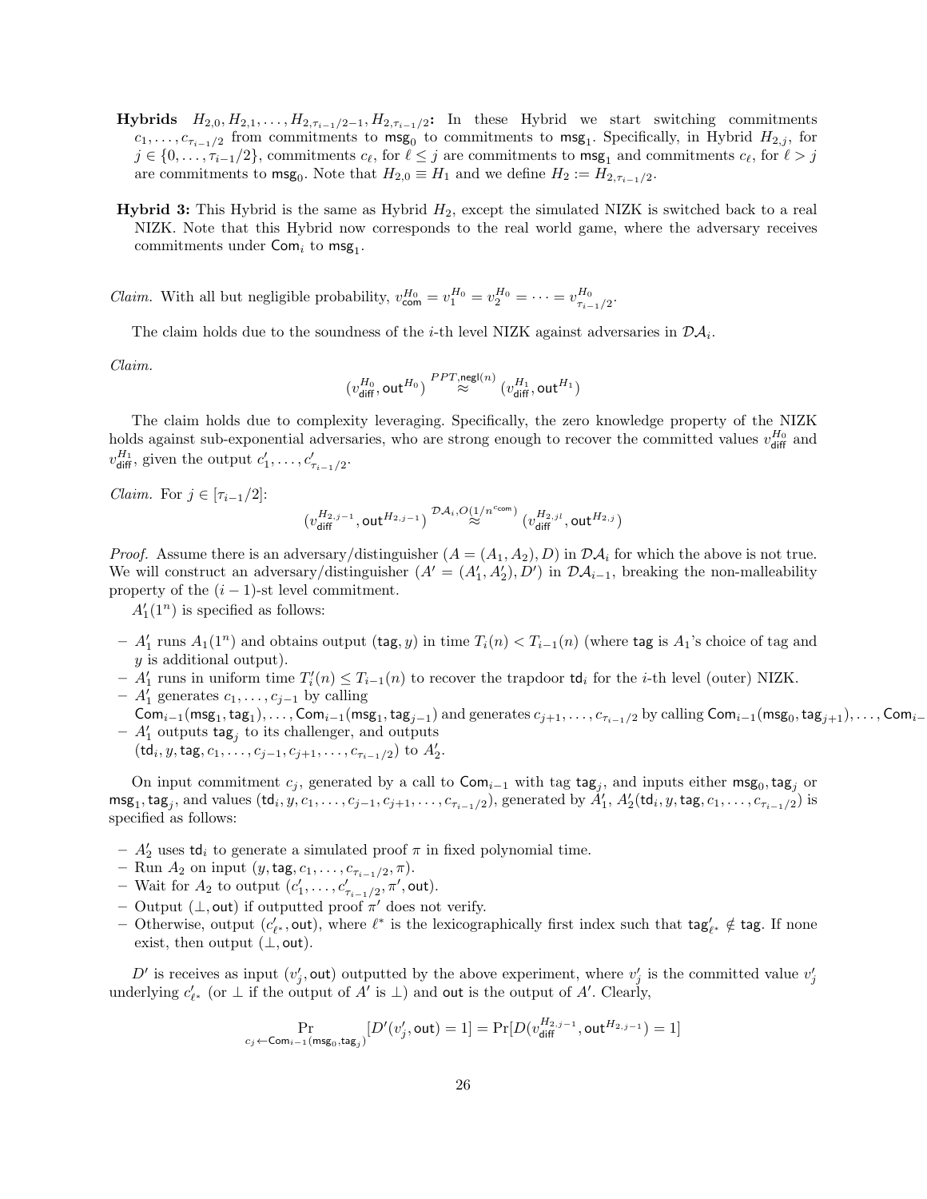- **Hybrids** $H_{2,0}, H_{2,1}, \ldots, H_{2,\tau_{i-1}/2-1}, H_{2,\tau_{i-1}/2}$**:** In these Hybrid we start switching commitments $c_1, \ldots, c_{\tau_{i-1}/2}$ from commitments to $\mathsf{msg}_0$ to commitments to $\mathsf{msg}_1$. Specifically, in Hybrid $H_{2,j}$, for $j \in \{0, \ldots, \tau_{i-1}/2\}$, commitments $c_\ell$, for $\ell \leq j$ are commitments to $\mathsf{msg}_1$ and commitments $c_\ell$, for $\ell > j$ are commitments to $\mathsf{msg}_0$. Note that $H_{2,0} \equiv H_1$ and we define $H_2 := H_{2,\tau_{i-1}/2}$.

- **Hybrid 3:** This Hybrid is the same as Hybrid $H_2$, except the simulated NIZK is switched back to a real NIZK. Note that this Hybrid now corresponds to the real world game, where the adversary receives commitments under $\mathsf{Com}_i$ to $\mathsf{msg}_1$.

*Claim.* With all but negligible probability, $v_{\mathsf{com}}^{H_0} = v_1^{H_0} = v_2^{H_0} = \cdots = v_{\tau_{i-1}/2}^{H_0}$.

The claim holds due to the soundness of the $i$-th level NIZK against adversaries in $\mathcal{DA}_i$.

*Claim.*

$$(v_{\mathsf{diff}}^{H_0}, \mathsf{out}^{H_0}) \overset{PPT, \mathsf{negl}(n)}{\approx} (v_{\mathsf{diff}}^{H_1}, \mathsf{out}^{H_1})$$

The claim holds due to complexity leveraging. Specifically, the zero knowledge property of the NIZK holds against sub-exponential adversaries, who are strong enough to recover the committed values $v_{\mathsf{diff}}^{H_0}$ and $v_{\mathsf{diff}}^{H_1}$, given the output $c'_1, \ldots, c'_{\tau_{i-1}/2}$.

*Claim.* For $j \in [\tau_{i-1}/2]$:

$$(v_{\mathsf{diff}}^{H_{2,j-1}}, \mathsf{out}^{H_{2,j-1}}) \overset{\mathcal{DA}_i, O(1/n^{c_{\mathsf{com}}})}{\approx} (v_{\mathsf{diff}}^{H_{2,jl}}, \mathsf{out}^{H_{2,j}})$$

*Proof.* Assume there is an adversary/distinguisher $(A = (A_1, A_2), D)$ in $\mathcal{DA}_i$ for which the above is not true. We will construct an adversary/distinguisher $(A' = (A'_1, A'_2), D')$ in $\mathcal{DA}_{i-1}$, breaking the non-malleability property of the $(i-1)$-st level commitment.

$A'_1(1^n)$ is specified as follows:

- $A'_1$ runs $A_1(1^n)$ and obtains output $(\mathsf{tag}, y)$ in time $T_i(n) < T_{i-1}(n)$ (where $\mathsf{tag}$ is $A_1$'s choice of tag and $y$ is additional output).
- $A'_1$ runs in uniform time $T'_i(n) \leq T_{i-1}(n)$ to recover the trapdoor $\mathsf{td}_i$ for the $i$-th level (outer) NIZK.
- $A'_1$ generates $c_1, \ldots, c_{j-1}$ by calling $\mathsf{Com}_{i-1}(\mathsf{msg}_1, \mathsf{tag}_1), \ldots, \mathsf{Com}_{i-1}(\mathsf{msg}_1, \mathsf{tag}_{j-1})$ and generates $c_{j+1}, \ldots, c_{\tau_{i-1}/2}$ by calling $\mathsf{Com}_{i-1}(\mathsf{msg}_0, \mathsf{tag}_{j+1}), \ldots, \mathsf{Com}_{i-}$
- $A'_1$ outputs $\mathsf{tag}_j$ to its challenger, and outputs $(\mathsf{td}_i, y, \mathsf{tag}, c_1, \ldots, c_{j-1}, c_{j+1}, \ldots, c_{\tau_{i-1}/2})$ to $A'_2$.

On input commitment $c_j$, generated by a call to $\mathsf{Com}_{i-1}$ with tag $\mathsf{tag}_j$, and inputs either $\mathsf{msg}_0, \mathsf{tag}_j$ or $\mathsf{msg}_1, \mathsf{tag}_j$, and values $(\mathsf{td}_i, y, c_1, \ldots, c_{j-1}, c_{j+1}, \ldots, c_{\tau_{i-1}/2})$, generated by $A'_1$, $A'_2(\mathsf{td}_i, y, \mathsf{tag}, c_1, \ldots, c_{\tau_{i-1}/2})$ is specified as follows:

- $A'_2$ uses $\mathsf{td}_i$ to generate a simulated proof $\pi$ in fixed polynomial time.
- Run $A_2$ on input $(y, \mathsf{tag}, c_1, \ldots, c_{\tau_{i-1}/2}, \pi)$.
- Wait for $A_2$ to output $(c'_1, \ldots, c'_{\tau_{i-1}/2}, \pi', \mathsf{out})$.
- Output $(\perp, \mathsf{out})$ if outputted proof $\pi'$ does not verify.
- Otherwise, output $(c'_{\ell^*}, \mathsf{out})$, where $\ell^*$ is the lexicographically first index such that $\mathsf{tag}'_{\ell^*} \notin \mathsf{tag}$. If none exist, then output $(\perp, \mathsf{out})$.

$D'$ is receives as input $(v'_j, \mathsf{out})$ outputted by the above experiment, where $v'_j$ is the committed value $v'_j$ underlying $c'_{\ell^*}$ (or $\perp$ if the output of $A'$ is $\perp$) and $\mathsf{out}$ is the output of $A'$. Clearly,

$$\Pr_{c_j \leftarrow \mathsf{Com}_{i-1}(\mathsf{msg}_0, \mathsf{tag}_j)}[D'(v'_j, \mathsf{out}) = 1] = \Pr[D(v_{\mathsf{diff}}^{H_{2,j-1}}, \mathsf{out}^{H_{2,j-1}}) = 1]$$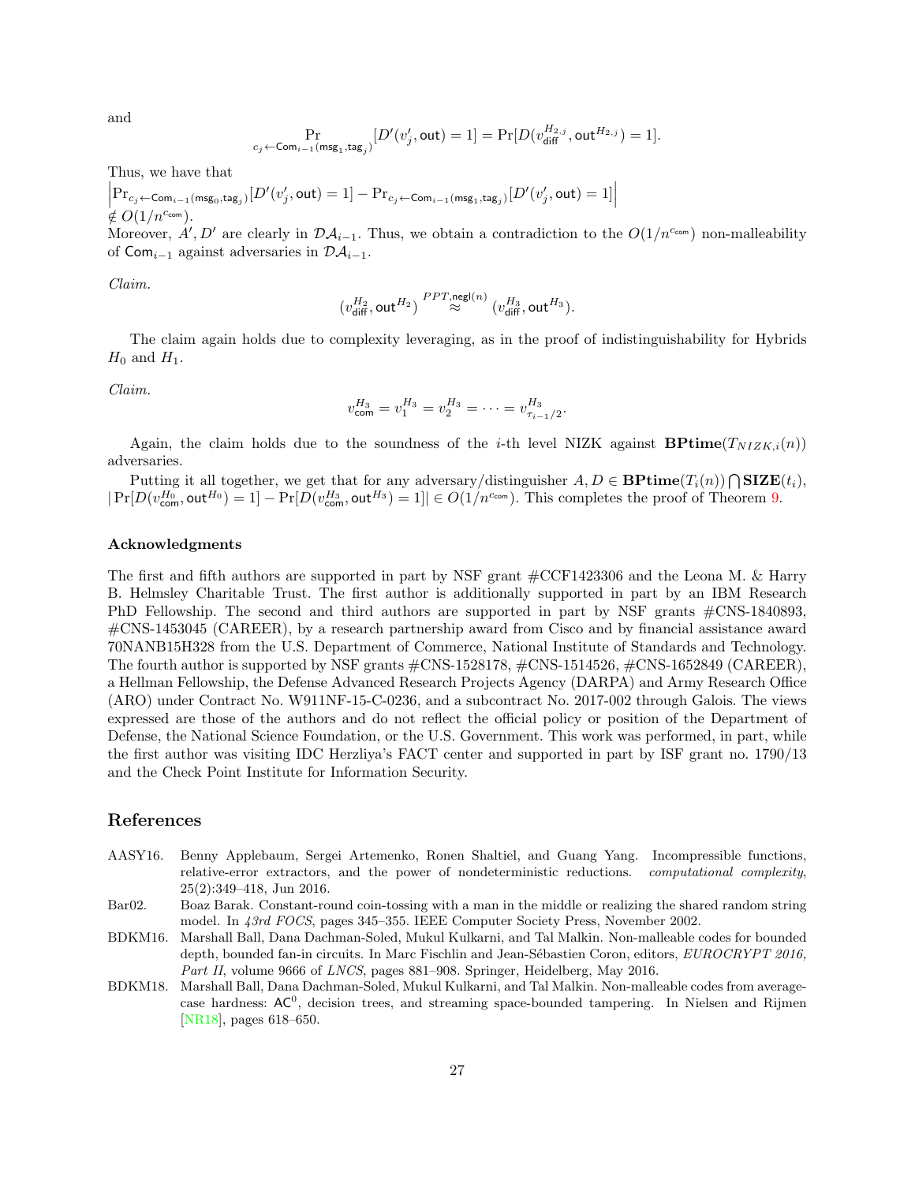and

$$\Pr_{c_j \leftarrow \mathsf{Com}_{i-1}(\mathsf{msg}_1, \mathsf{tag}_j)}[D'(v'_j, \mathsf{out}) = 1] = \Pr[D(v_{\mathsf{diff}}^{H_{2,j}}, \mathsf{out}^{H_{2,j}}) = 1].$$

Thus, we have that
$\left|\Pr_{c_j \leftarrow \mathsf{Com}_{i-1}(\mathsf{msg}_0, \mathsf{tag}_j)}[D'(v'_j, \mathsf{out}) = 1] - \Pr_{c_j \leftarrow \mathsf{Com}_{i-1}(\mathsf{msg}_1, \mathsf{tag}_j)}[D'(v'_j, \mathsf{out}) = 1]\right|$
$\notin O(1/n^{c_{\mathsf{com}}})$.
Moreover, $A', D'$ are clearly in $\mathcal{DA}_{i-1}$. Thus, we obtain a contradiction to the $O(1/n^{c_{\mathsf{com}}})$ non-malleability of $\mathsf{Com}_{i-1}$ against adversaries in $\mathcal{DA}_{i-1}$.

*Claim.*

$$(v_{\mathsf{diff}}^{H_2}, \mathsf{out}^{H_2}) \overset{PPT, \mathsf{negl}(n)}{\approx} (v_{\mathsf{diff}}^{H_3}, \mathsf{out}^{H_3}).$$

The claim again holds due to complexity leveraging, as in the proof of indistinguishability for Hybrids $H_0$ and $H_1$.

*Claim.*

$$v_{\mathsf{com}}^{H_3} = v_1^{H_3} = v_2^{H_3} = \cdots = v_{\tau_{i-1}/2}^{H_3}.$$

Again, the claim holds due to the soundness of the $i$-th level NIZK against $\mathbf{BPtime}(T_{NIZK,i}(n))$ adversaries.

Putting it all together, we get that for any adversary/distinguisher $A, D \in \mathbf{BPtime}(T_i(n)) \bigcap \mathbf{SIZE}(t_i)$, $|\Pr[D(v_{\mathsf{com}}^{H_0}, \mathsf{out}^{H_0}) = 1] - \Pr[D(v_{\mathsf{com}}^{H_3}, \mathsf{out}^{H_3}) = 1]| \in O(1/n^{c_{\mathsf{com}}})$. This completes the proof of Theorem 9.

### Acknowledgments

The first and fifth authors are supported in part by NSF grant #CCF1423306 and the Leona M. & Harry B. Helmsley Charitable Trust. The first author is additionally supported in part by an IBM Research PhD Fellowship. The second and third authors are supported in part by NSF grants #CNS-1840893, #CNS-1453045 (CAREER), by a research partnership award from Cisco and by financial assistance award 70NANB15H328 from the U.S. Department of Commerce, National Institute of Standards and Technology. The fourth author is supported by NSF grants #CNS-1528178, #CNS-1514526, #CNS-1652849 (CAREER), a Hellman Fellowship, the Defense Advanced Research Projects Agency (DARPA) and Army Research Office (ARO) under Contract No. W911NF-15-C-0236, and a subcontract No. 2017-002 through Galois. The views expressed are those of the authors and do not reflect the official policy or position of the Department of Defense, the National Science Foundation, or the U.S. Government. This work was performed, in part, while the first author was visiting IDC Herzliya's FACT center and supported in part by ISF grant no. 1790/13 and the Check Point Institute for Information Security.

## References

AASY16. Benny Applebaum, Sergei Artemenko, Ronen Shaltiel, and Guang Yang. Incompressible functions, relative-error extractors, and the power of nondeterministic reductions. *computational complexity*, 25(2):349–418, Jun 2016.

Bar02. Boaz Barak. Constant-round coin-tossing with a man in the middle or realizing the shared random string model. In *43rd FOCS*, pages 345–355. IEEE Computer Society Press, November 2002.

BDKM16. Marshall Ball, Dana Dachman-Soled, Mukul Kulkarni, and Tal Malkin. Non-malleable codes for bounded depth, bounded fan-in circuits. In Marc Fischlin and Jean-Sébastien Coron, editors, *EUROCRYPT 2016, Part II*, volume 9666 of *LNCS*, pages 881–908. Springer, Heidelberg, May 2016.

BDKM18. Marshall Ball, Dana Dachman-Soled, Mukul Kulkarni, and Tal Malkin. Non-malleable codes from average-case hardness: $\mathsf{AC}^0$, decision trees, and streaming space-bounded tampering. In Nielsen and Rijmen [NR18], pages 618–650.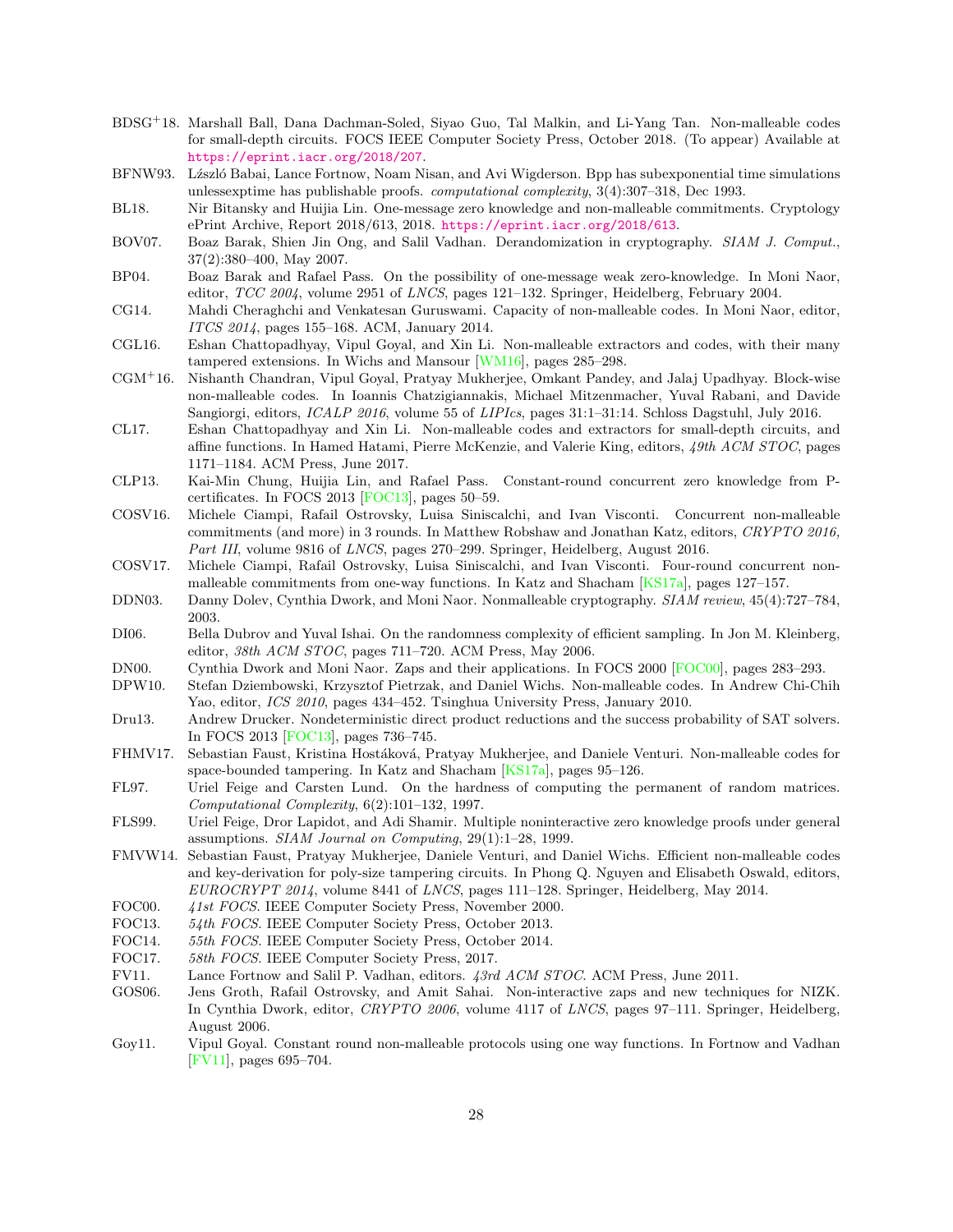BDSG+18. Marshall Ball, Dana Dachman-Soled, Siyao Guo, Tal Malkin, and Li-Yang Tan. Non-malleable codes for small-depth circuits. FOCS IEEE Computer Society Press, October 2018. (To appear) Available at https://eprint.iacr.org/2018/207.

BFNW93. Lászĺo Babai, Lance Fortnow, Noam Nisan, and Avi Wigderson. Bpp has subexponential time simulations unlessexptime has publishable proofs. *computational complexity*, 3(4):307–318, Dec 1993.

BL18. Nir Bitansky and Huijia Lin. One-message zero knowledge and non-malleable commitments. Cryptology ePrint Archive, Report 2018/613, 2018. https://eprint.iacr.org/2018/613.

BOV07. Boaz Barak, Shien Jin Ong, and Salil Vadhan. Derandomization in cryptography. *SIAM J. Comput.*, 37(2):380–400, May 2007.

BP04. Boaz Barak and Rafael Pass. On the possibility of one-message weak zero-knowledge. In Moni Naor, editor, *TCC 2004*, volume 2951 of *LNCS*, pages 121–132. Springer, Heidelberg, February 2004.

CG14. Mahdi Cheraghchi and Venkatesan Guruswami. Capacity of non-malleable codes. In Moni Naor, editor, *ITCS 2014*, pages 155–168. ACM, January 2014.

CGL16. Eshan Chattopadhyay, Vipul Goyal, and Xin Li. Non-malleable extractors and codes, with their many tampered extensions. In Wichs and Mansour [WM16], pages 285–298.

CGM+16. Nishanth Chandran, Vipul Goyal, Pratyay Mukherjee, Omkant Pandey, and Jalaj Upadhyay. Block-wise non-malleable codes. In Ioannis Chatzigiannakis, Michael Mitzenmacher, Yuval Rabani, and Davide Sangiorgi, editors, *ICALP 2016*, volume 55 of *LIPIcs*, pages 31:1–31:14. Schloss Dagstuhl, July 2016.

CL17. Eshan Chattopadhyay and Xin Li. Non-malleable codes and extractors for small-depth circuits, and affine functions. In Hamed Hatami, Pierre McKenzie, and Valerie King, editors, *49th ACM STOC*, pages 1171–1184. ACM Press, June 2017.

CLP13. Kai-Min Chung, Huijia Lin, and Rafael Pass. Constant-round concurrent zero knowledge from P-certificates. In FOCS 2013 [FOC13], pages 50–59.

COSV16. Michele Ciampi, Rafail Ostrovsky, Luisa Siniscalchi, and Ivan Visconti. Concurrent non-malleable commitments (and more) in 3 rounds. In Matthew Robshaw and Jonathan Katz, editors, *CRYPTO 2016, Part III*, volume 9816 of *LNCS*, pages 270–299. Springer, Heidelberg, August 2016.

COSV17. Michele Ciampi, Rafail Ostrovsky, Luisa Siniscalchi, and Ivan Visconti. Four-round concurrent non-malleable commitments from one-way functions. In Katz and Shacham [KS17a], pages 127–157.

DDN03. Danny Dolev, Cynthia Dwork, and Moni Naor. Nonmalleable cryptography. *SIAM review*, 45(4):727–784, 2003.

DI06. Bella Dubrov and Yuval Ishai. On the randomness complexity of efficient sampling. In Jon M. Kleinberg, editor, *38th ACM STOC*, pages 711–720. ACM Press, May 2006.

DN00. Cynthia Dwork and Moni Naor. Zaps and their applications. In FOCS 2000 [FOC00], pages 283–293.

DPW10. Stefan Dziembowski, Krzysztof Pietrzak, and Daniel Wichs. Non-malleable codes. In Andrew Chi-Chih Yao, editor, *ICS 2010*, pages 434–452. Tsinghua University Press, January 2010.

Dru13. Andrew Drucker. Nondeterministic direct product reductions and the success probability of SAT solvers. In FOCS 2013 [FOC13], pages 736–745.

FHMV17. Sebastian Faust, Kristina Hostáková, Pratyay Mukherjee, and Daniele Venturi. Non-malleable codes for space-bounded tampering. In Katz and Shacham [KS17a], pages 95–126.

FL97. Uriel Feige and Carsten Lund. On the hardness of computing the permanent of random matrices. *Computational Complexity*, 6(2):101–132, 1997.

FLS99. Uriel Feige, Dror Lapidot, and Adi Shamir. Multiple noninteractive zero knowledge proofs under general assumptions. *SIAM Journal on Computing*, 29(1):1–28, 1999.

FMVW14. Sebastian Faust, Pratyay Mukherjee, Daniele Venturi, and Daniel Wichs. Efficient non-malleable codes and key-derivation for poly-size tampering circuits. In Phong Q. Nguyen and Elisabeth Oswald, editors, *EUROCRYPT 2014*, volume 8441 of *LNCS*, pages 111–128. Springer, Heidelberg, May 2014.

FOC00. *41st FOCS*. IEEE Computer Society Press, November 2000.

FOC13. *54th FOCS*. IEEE Computer Society Press, October 2013.

FOC14. *55th FOCS*. IEEE Computer Society Press, October 2014.

FOC17. *58th FOCS*. IEEE Computer Society Press, 2017.

FV11. Lance Fortnow and Salil P. Vadhan, editors. *43rd ACM STOC*. ACM Press, June 2011.

GOS06. Jens Groth, Rafail Ostrovsky, and Amit Sahai. Non-interactive zaps and new techniques for NIZK. In Cynthia Dwork, editor, *CRYPTO 2006*, volume 4117 of *LNCS*, pages 97–111. Springer, Heidelberg, August 2006.

Goy11. Vipul Goyal. Constant round non-malleable protocols using one way functions. In Fortnow and Vadhan [FV11], pages 695–704.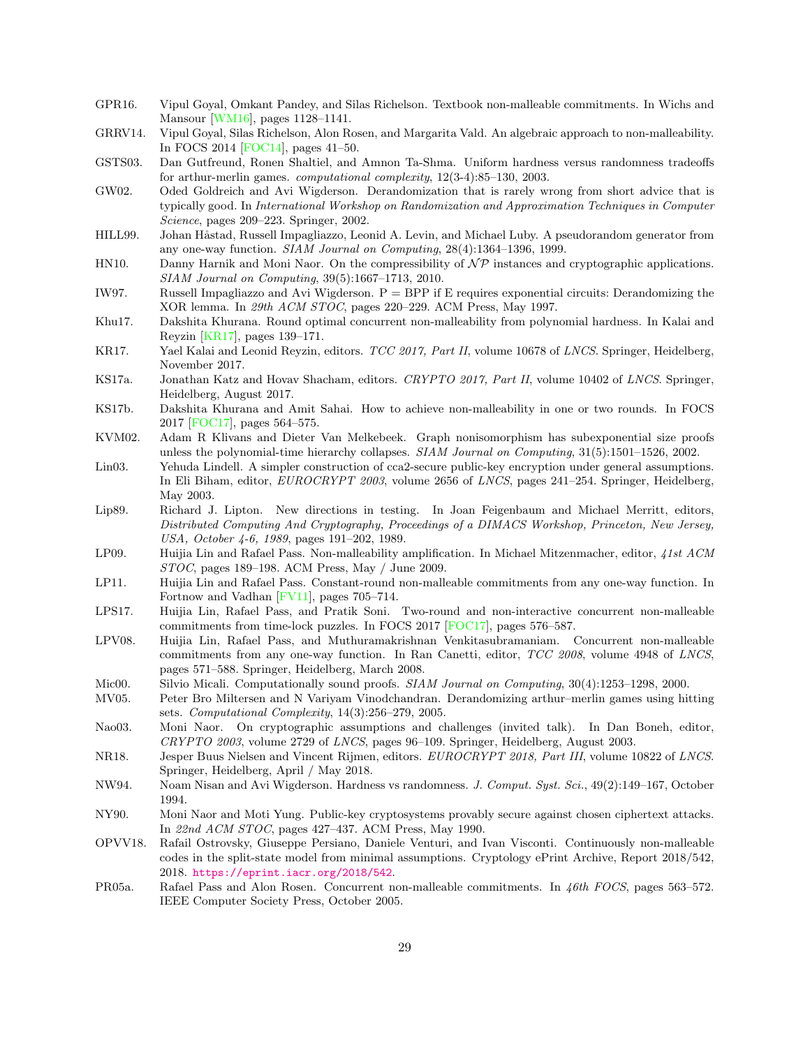GPR16. Vipul Goyal, Omkant Pandey, and Silas Richelson. Textbook non-malleable commitments. In Wichs and Mansour [WM16], pages 1128–1141.

GRRV14. Vipul Goyal, Silas Richelson, Alon Rosen, and Margarita Vald. An algebraic approach to non-malleability. In FOCS 2014 [FOC14], pages 41–50.

GSTS03. Dan Gutfreund, Ronen Shaltiel, and Amnon Ta-Shma. Uniform hardness versus randomness tradeoffs for arthur-merlin games. *computational complexity*, 12(3-4):85–130, 2003.

GW02. Oded Goldreich and Avi Wigderson. Derandomization that is rarely wrong from short advice that is typically good. In *International Workshop on Randomization and Approximation Techniques in Computer Science*, pages 209–223. Springer, 2002.

HILL99. Johan Håstad, Russell Impagliazzo, Leonid A. Levin, and Michael Luby. A pseudorandom generator from any one-way function. *SIAM Journal on Computing*, 28(4):1364–1396, 1999.

HN10. Danny Harnik and Moni Naor. On the compressibility of $\mathcal{NP}$ instances and cryptographic applications. *SIAM Journal on Computing*, 39(5):1667–1713, 2010.

IW97. Russell Impagliazzo and Avi Wigderson. P = BPP if E requires exponential circuits: Derandomizing the XOR lemma. In *29th ACM STOC*, pages 220–229. ACM Press, May 1997.

Khu17. Dakshita Khurana. Round optimal concurrent non-malleability from polynomial hardness. In Kalai and Reyzin [KR17], pages 139–171.

KR17. Yael Kalai and Leonid Reyzin, editors. *TCC 2017, Part II*, volume 10678 of *LNCS*. Springer, Heidelberg, November 2017.

KS17a. Jonathan Katz and Hovav Shacham, editors. *CRYPTO 2017, Part II*, volume 10402 of *LNCS*. Springer, Heidelberg, August 2017.

KS17b. Dakshita Khurana and Amit Sahai. How to achieve non-malleability in one or two rounds. In FOCS 2017 [FOC17], pages 564–575.

KVM02. Adam R Klivans and Dieter Van Melkebeek. Graph nonisomorphism has subexponential size proofs unless the polynomial-time hierarchy collapses. *SIAM Journal on Computing*, 31(5):1501–1526, 2002.

Lin03. Yehuda Lindell. A simpler construction of cca2-secure public-key encryption under general assumptions. In Eli Biham, editor, *EUROCRYPT 2003*, volume 2656 of *LNCS*, pages 241–254. Springer, Heidelberg, May 2003.

Lip89. Richard J. Lipton. New directions in testing. In Joan Feigenbaum and Michael Merritt, editors, *Distributed Computing And Cryptography, Proceedings of a DIMACS Workshop, Princeton, New Jersey, USA, October 4-6, 1989*, pages 191–202, 1989.

LP09. Huijia Lin and Rafael Pass. Non-malleability amplification. In Michael Mitzenmacher, editor, *41st ACM STOC*, pages 189–198. ACM Press, May / June 2009.

LP11. Huijia Lin and Rafael Pass. Constant-round non-malleable commitments from any one-way function. In Fortnow and Vadhan [FV11], pages 705–714.

LPS17. Huijia Lin, Rafael Pass, and Pratik Soni. Two-round and non-interactive concurrent non-malleable commitments from time-lock puzzles. In FOCS 2017 [FOC17], pages 576–587.

LPV08. Huijia Lin, Rafael Pass, and Muthuramakrishnan Venkitasubramaniam. Concurrent non-malleable commitments from any one-way function. In Ran Canetti, editor, *TCC 2008*, volume 4948 of *LNCS*, pages 571–588. Springer, Heidelberg, March 2008.

Mic00. Silvio Micali. Computationally sound proofs. *SIAM Journal on Computing*, 30(4):1253–1298, 2000.

MV05. Peter Bro Miltersen and N Variyam Vinodchandran. Derandomizing arthur–merlin games using hitting sets. *Computational Complexity*, 14(3):256–279, 2005.

Nao03. Moni Naor. On cryptographic assumptions and challenges (invited talk). In Dan Boneh, editor, *CRYPTO 2003*, volume 2729 of *LNCS*, pages 96–109. Springer, Heidelberg, August 2003.

NR18. Jesper Buus Nielsen and Vincent Rijmen, editors. *EUROCRYPT 2018, Part III*, volume 10822 of *LNCS*. Springer, Heidelberg, April / May 2018.

NW94. Noam Nisan and Avi Wigderson. Hardness vs randomness. *J. Comput. Syst. Sci.*, 49(2):149–167, October 1994.

NY90. Moni Naor and Moti Yung. Public-key cryptosystems provably secure against chosen ciphertext attacks. In *22nd ACM STOC*, pages 427–437. ACM Press, May 1990.

OPVV18. Rafail Ostrovsky, Giuseppe Persiano, Daniele Venturi, and Ivan Visconti. Continuously non-malleable codes in the split-state model from minimal assumptions. Cryptology ePrint Archive, Report 2018/542, 2018. https://eprint.iacr.org/2018/542.

PR05a. Rafael Pass and Alon Rosen. Concurrent non-malleable commitments. In *46th FOCS*, pages 563–572. IEEE Computer Society Press, October 2005.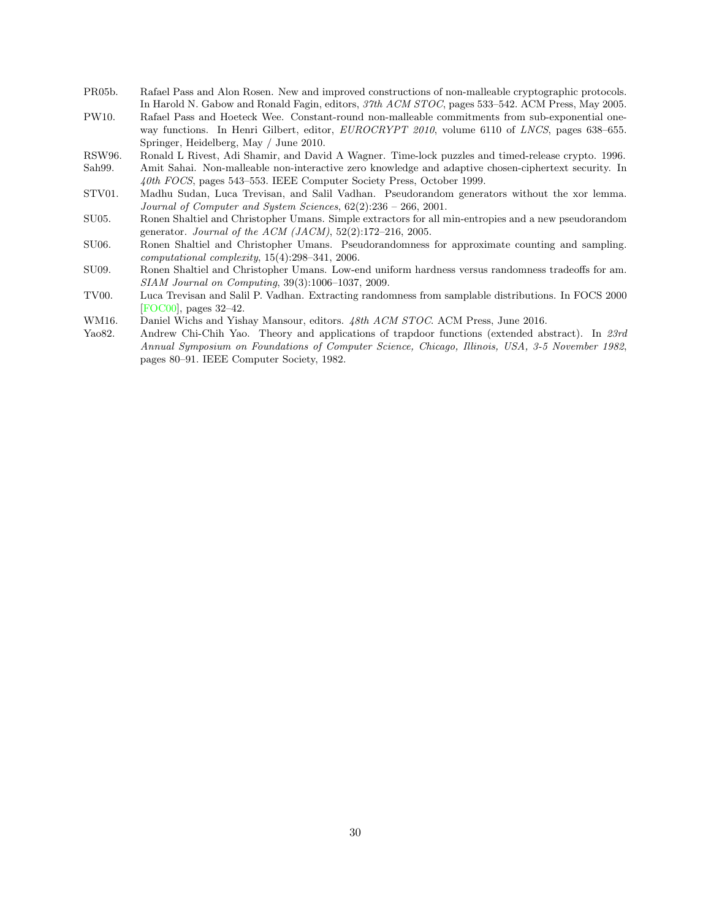PR05b. Rafael Pass and Alon Rosen. New and improved constructions of non-malleable cryptographic protocols. In Harold N. Gabow and Ronald Fagin, editors, *37th ACM STOC*, pages 533–542. ACM Press, May 2005.

PW10. Rafael Pass and Hoeteck Wee. Constant-round non-malleable commitments from sub-exponential one-way functions. In Henri Gilbert, editor, *EUROCRYPT 2010*, volume 6110 of *LNCS*, pages 638–655. Springer, Heidelberg, May / June 2010.

RSW96. Ronald L Rivest, Adi Shamir, and David A Wagner. Time-lock puzzles and timed-release crypto. 1996.

Sah99. Amit Sahai. Non-malleable non-interactive zero knowledge and adaptive chosen-ciphertext security. In *40th FOCS*, pages 543–553. IEEE Computer Society Press, October 1999.

STV01. Madhu Sudan, Luca Trevisan, and Salil Vadhan. Pseudorandom generators without the xor lemma. *Journal of Computer and System Sciences*, 62(2):236 – 266, 2001.

SU05. Ronen Shaltiel and Christopher Umans. Simple extractors for all min-entropies and a new pseudorandom generator. *Journal of the ACM (JACM)*, 52(2):172–216, 2005.

SU06. Ronen Shaltiel and Christopher Umans. Pseudorandomness for approximate counting and sampling. *computational complexity*, 15(4):298–341, 2006.

SU09. Ronen Shaltiel and Christopher Umans. Low-end uniform hardness versus randomness tradeoffs for am. *SIAM Journal on Computing*, 39(3):1006–1037, 2009.

TV00. Luca Trevisan and Salil P. Vadhan. Extracting randomness from samplable distributions. In FOCS 2000 [FOC00], pages 32–42.

WM16. Daniel Wichs and Yishay Mansour, editors. *48th ACM STOC*. ACM Press, June 2016.

Yao82. Andrew Chi-Chih Yao. Theory and applications of trapdoor functions (extended abstract). In *23rd Annual Symposium on Foundations of Computer Science, Chicago, Illinois, USA, 3-5 November 1982*, pages 80–91. IEEE Computer Society, 1982.